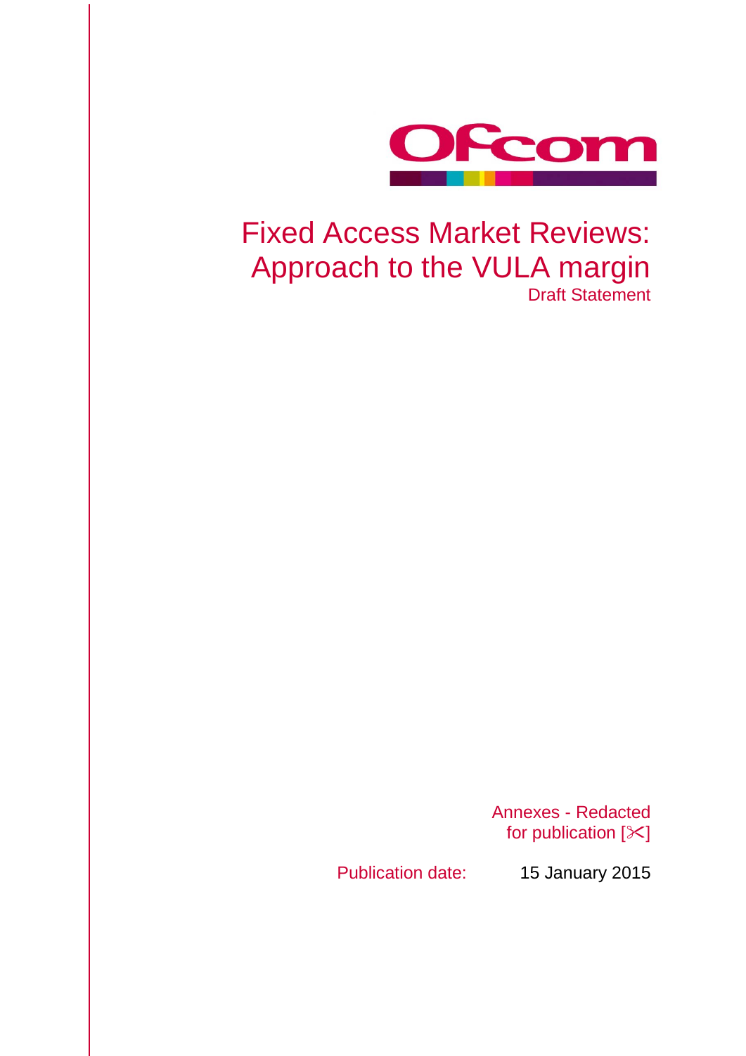# Fixed Access Market Reviews: Approach to the VULA margin

Draft Statement

Annexes - Redacted for publication [✂]

Publication date: 15 January 2015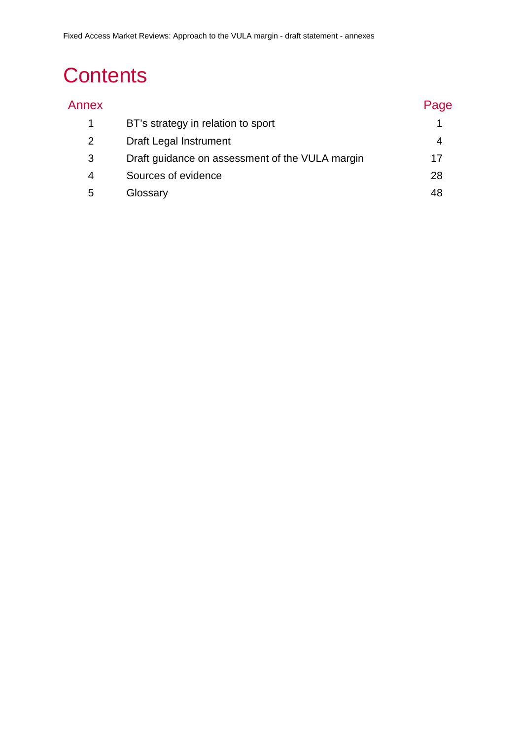# Contents

| Annex | | Page |
|---|---|---|
| 1 | BT's strategy in relation to sport | 1 |
| 2 | Draft Legal Instrument | 4 |
| 3 | Draft guidance on assessment of the VULA margin | 17 |
| 4 | Sources of evidence | 28 |
| 5 | Glossary | 48 |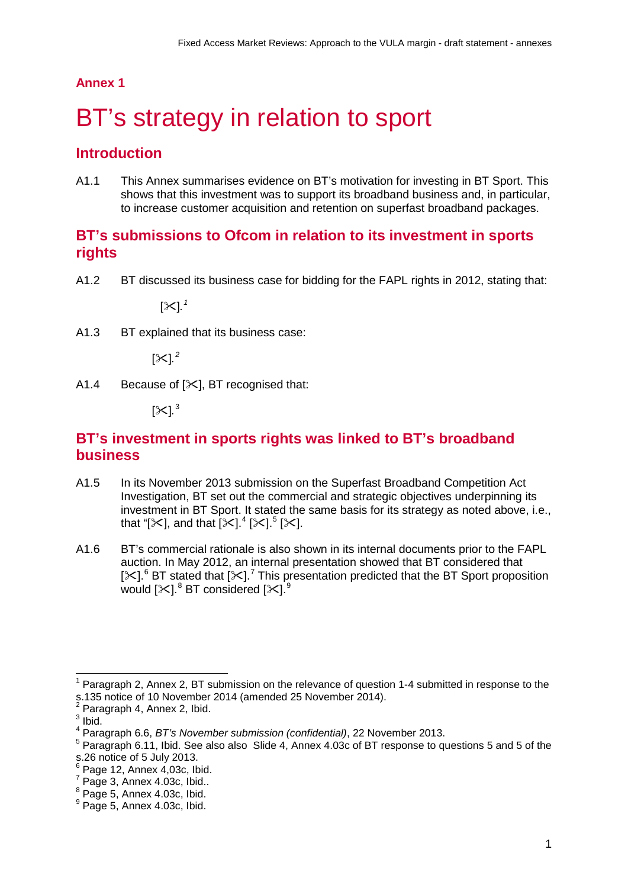## Annex 1

# BT's strategy in relation to sport

## Introduction

A1.1 This Annex summarises evidence on BT's motivation for investing in BT Sport. This shows that this investment was to support its broadband business and, in particular, to increase customer acquisition and retention on superfast broadband packages.

## BT's submissions to Ofcom in relation to its investment in sports rights

A1.2 BT discussed its business case for bidding for the FAPL rights in 2012, stating that:

> [✂].[1]

A1.3 BT explained that its business case:

> [✂].[2]

A1.4 Because of [✂], BT recognised that:

> [✂].[3]

## BT's investment in sports rights was linked to BT's broadband business

A1.5 In its November 2013 submission on the Superfast Broadband Competition Act Investigation, BT set out the commercial and strategic objectives underpinning its investment in BT Sport. It stated the same basis for its strategy as noted above, i.e., that "[✂], and that [✂].[4] [✂].[5] [✂].

A1.6 BT's commercial rationale is also shown in its internal documents prior to the FAPL auction. In May 2012, an internal presentation showed that BT considered that [✂].[6] BT stated that [✂].[7] This presentation predicted that the BT Sport proposition would [✂].[8] BT considered [✂].[9]

---

[1] Paragraph 2, Annex 2, BT submission on the relevance of question 1-4 submitted in response to the s.135 notice of 10 November 2014 (amended 25 November 2014).

[2] Paragraph 4, Annex 2, Ibid.

[3] Ibid.

[4] Paragraph 6.6, *BT's November submission (confidential)*, 22 November 2013.

[5] Paragraph 6.11, Ibid. See also also Slide 4, Annex 4.03c of BT response to questions 5 and 5 of the s.26 notice of 5 July 2013.

[6] Page 12, Annex 4,03c, Ibid.

[7] Page 3, Annex 4.03c, Ibid..

[8] Page 5, Annex 4.03c, Ibid.

[9] Page 5, Annex 4.03c, Ibid.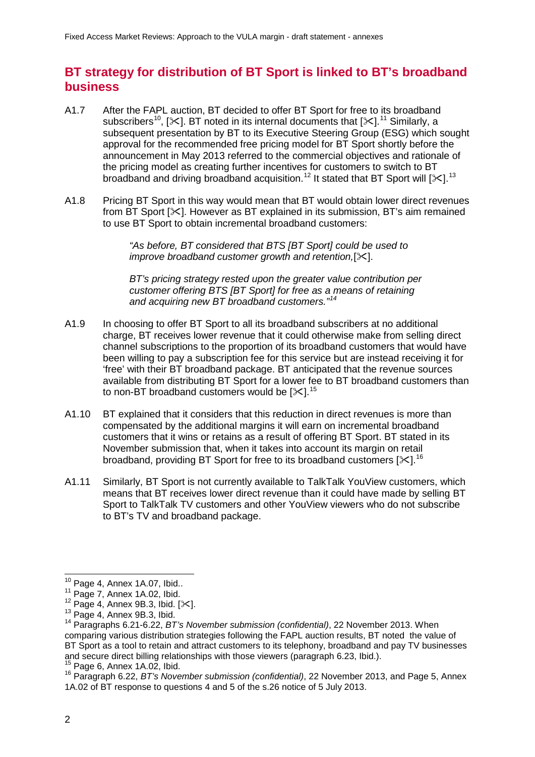## BT strategy for distribution of BT Sport is linked to BT's broadband business

A1.7 After the FAPL auction, BT decided to offer BT Sport for free to its broadband subscribers[10], [✂]. BT noted in its internal documents that [✂].[11] Similarly, a subsequent presentation by BT to its Executive Steering Group (ESG) which sought approval for the recommended free pricing model for BT Sport shortly before the announcement in May 2013 referred to the commercial objectives and rationale of the pricing model as creating further incentives for customers to switch to BT broadband and driving broadband acquisition.[12] It stated that BT Sport will [✂].[13]

A1.8 Pricing BT Sport in this way would mean that BT would obtain lower direct revenues from BT Sport [✂]. However as BT explained in its submission, BT's aim remained to use BT Sport to obtain incremental broadband customers:

> *"As before, BT considered that BTS [BT Sport] could be used to improve broadband customer growth and retention,*[✂].
>
> *BT's pricing strategy rested upon the greater value contribution per customer offering BTS [BT Sport] for free as a means of retaining and acquiring new BT broadband customers."*[14]

A1.9 In choosing to offer BT Sport to all its broadband subscribers at no additional charge, BT receives lower revenue that it could otherwise make from selling direct channel subscriptions to the proportion of its broadband customers that would have been willing to pay a subscription fee for this service but are instead receiving it for 'free' with their BT broadband package. BT anticipated that the revenue sources available from distributing BT Sport for a lower fee to BT broadband customers than to non-BT broadband customers would be [✂].[15]

A1.10 BT explained that it considers that this reduction in direct revenues is more than compensated by the additional margins it will earn on incremental broadband customers that it wins or retains as a result of offering BT Sport. BT stated in its November submission that, when it takes into account its margin on retail broadband, providing BT Sport for free to its broadband customers [✂].[16]

A1.11 Similarly, BT Sport is not currently available to TalkTalk YouView customers, which means that BT receives lower direct revenue than it could have made by selling BT Sport to TalkTalk TV customers and other YouView viewers who do not subscribe to BT's TV and broadband package.

---

[10] Page 4, Annex 1A.07, Ibid..

[11] Page 7, Annex 1A.02, Ibid.

[12] Page 4, Annex 9B.3, Ibid. [✂].

[13] Page 4, Annex 9B.3, Ibid.

[14] Paragraphs 6.21-6.22, *BT's November submission (confidential)*, 22 November 2013. When comparing various distribution strategies following the FAPL auction results, BT noted the value of BT Sport as a tool to retain and attract customers to its telephony, broadband and pay TV businesses and secure direct billing relationships with those viewers (paragraph 6.23, Ibid.).

[15] Page 6, Annex 1A.02, Ibid.

[16] Paragraph 6.22, *BT's November submission (confidential)*, 22 November 2013, and Page 5, Annex 1A.02 of BT response to questions 4 and 5 of the s.26 notice of 5 July 2013.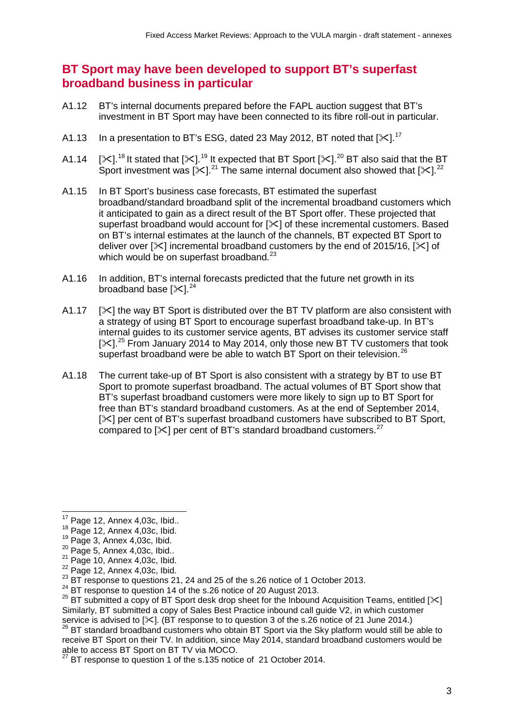## BT Sport may have been developed to support BT's superfast broadband business in particular

A1.12 BT's internal documents prepared before the FAPL auction suggest that BT's investment in BT Sport may have been connected to its fibre roll-out in particular.

A1.13 In a presentation to BT's ESG, dated 23 May 2012, BT noted that [✂].[17]

A1.14 [✂].[18] It stated that [✂].[19] It expected that BT Sport [✂].[20] BT also said that the BT Sport investment was [✂].[21] The same internal document also showed that [✂].[22]

A1.15 In BT Sport's business case forecasts, BT estimated the superfast broadband/standard broadband split of the incremental broadband customers which it anticipated to gain as a direct result of the BT Sport offer. These projected that superfast broadband would account for [✂] of these incremental customers. Based on BT's internal estimates at the launch of the channels, BT expected BT Sport to deliver over [✂] incremental broadband customers by the end of 2015/16, [✂] of which would be on superfast broadband.[23]

A1.16 In addition, BT's internal forecasts predicted that the future net growth in its broadband base [✂].[24]

A1.17 [✂] the way BT Sport is distributed over the BT TV platform are also consistent with a strategy of using BT Sport to encourage superfast broadband take-up. In BT's internal guides to its customer service agents, BT advises its customer service staff [✂].[25] From January 2014 to May 2014, only those new BT TV customers that took superfast broadband were be able to watch BT Sport on their television.[26]

A1.18 The current take-up of BT Sport is also consistent with a strategy by BT to use BT Sport to promote superfast broadband. The actual volumes of BT Sport show that BT's superfast broadband customers were more likely to sign up to BT Sport for free than BT's standard broadband customers. As at the end of September 2014, [✂] per cent of BT's superfast broadband customers have subscribed to BT Sport, compared to [✂] per cent of BT's standard broadband customers.[27]

---

[17] Page 12, Annex 4,03c, Ibid..

[18] Page 12, Annex 4,03c, Ibid.

[19] Page 3, Annex 4,03c, Ibid.

[20] Page 5, Annex 4,03c, Ibid..

[21] Page 10, Annex 4,03c, Ibid.

[22] Page 12, Annex 4,03c, Ibid.

[23] BT response to questions 21, 24 and 25 of the s.26 notice of 1 October 2013.

[24] BT response to question 14 of the s.26 notice of 20 August 2013.

[25] BT submitted a copy of BT Sport desk drop sheet for the Inbound Acquisition Teams, entitled [✂] Similarly, BT submitted a copy of Sales Best Practice inbound call guide V2, in which customer service is advised to [✂]. (BT response to to question 3 of the s.26 notice of 21 June 2014.)

[26] BT standard broadband customers who obtain BT Sport via the Sky platform would still be able to receive BT Sport on their TV. In addition, since May 2014, standard broadband customers would be able to access BT Sport on BT TV via MOCO.

[27] BT response to question 1 of the s.135 notice of 21 October 2014.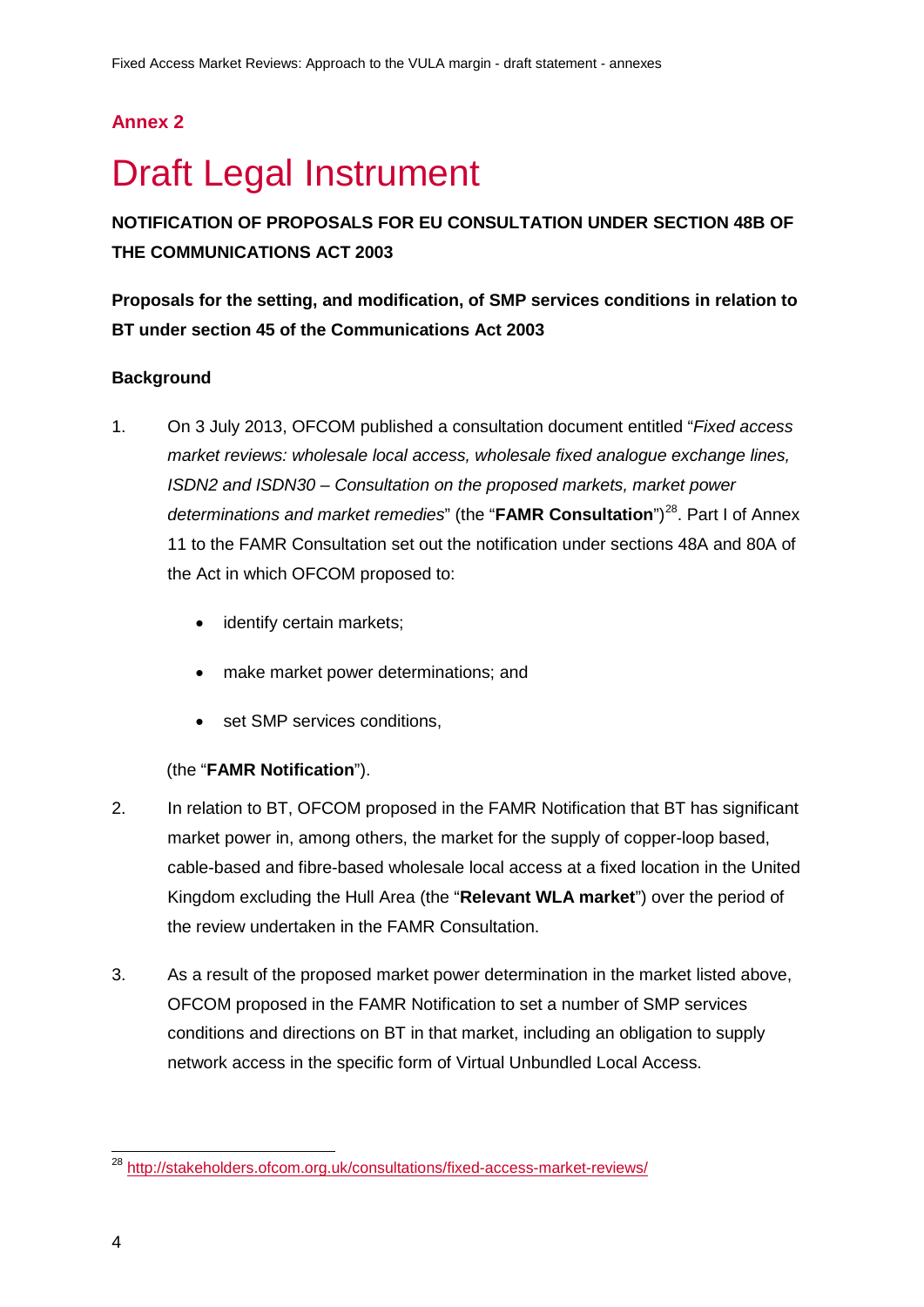## Annex 2

# Draft Legal Instrument

**NOTIFICATION OF PROPOSALS FOR EU CONSULTATION UNDER SECTION 48B OF THE COMMUNICATIONS ACT 2003**

**Proposals for the setting, and modification, of SMP services conditions in relation to BT under section 45 of the Communications Act 2003**

**Background**

1. On 3 July 2013, OFCOM published a consultation document entitled "*Fixed access market reviews: wholesale local access, wholesale fixed analogue exchange lines, ISDN2 and ISDN30 – Consultation on the proposed markets, market power determinations and market remedies*" (the "**FAMR Consultation**")[28]. Part I of Annex 11 to the FAMR Consultation set out the notification under sections 48A and 80A of the Act in which OFCOM proposed to:

   - identify certain markets;
   - make market power determinations; and
   - set SMP services conditions,

   (the "**FAMR Notification**").

2. In relation to BT, OFCOM proposed in the FAMR Notification that BT has significant market power in, among others, the market for the supply of copper-loop based, cable-based and fibre-based wholesale local access at a fixed location in the United Kingdom excluding the Hull Area (the "**Relevant WLA market**") over the period of the review undertaken in the FAMR Consultation.

3. As a result of the proposed market power determination in the market listed above, OFCOM proposed in the FAMR Notification to set a number of SMP services conditions and directions on BT in that market, including an obligation to supply network access in the specific form of Virtual Unbundled Local Access.

[28] http://stakeholders.ofcom.org.uk/consultations/fixed-access-market-reviews/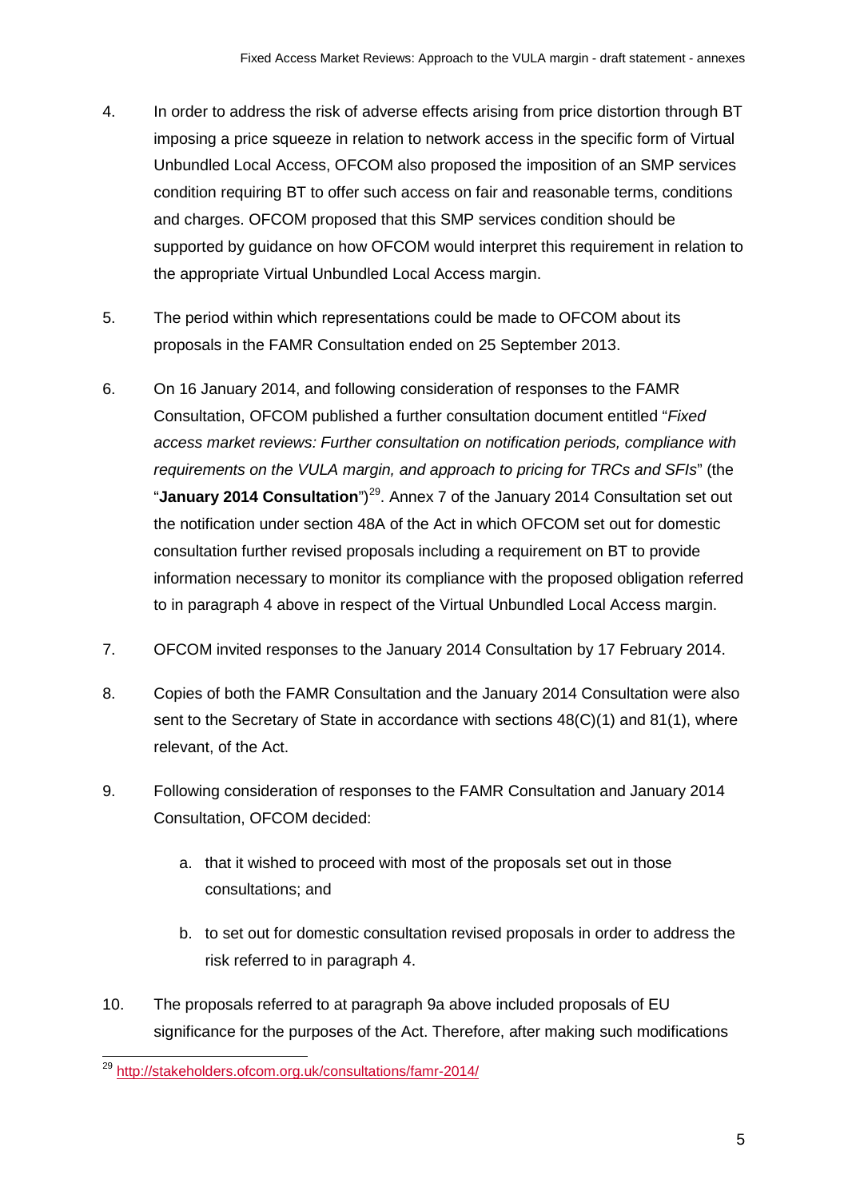4. In order to address the risk of adverse effects arising from price distortion through BT imposing a price squeeze in relation to network access in the specific form of Virtual Unbundled Local Access, OFCOM also proposed the imposition of an SMP services condition requiring BT to offer such access on fair and reasonable terms, conditions and charges. OFCOM proposed that this SMP services condition should be supported by guidance on how OFCOM would interpret this requirement in relation to the appropriate Virtual Unbundled Local Access margin.

5. The period within which representations could be made to OFCOM about its proposals in the FAMR Consultation ended on 25 September 2013.

6. On 16 January 2014, and following consideration of responses to the FAMR Consultation, OFCOM published a further consultation document entitled "*Fixed access market reviews: Further consultation on notification periods, compliance with requirements on the VULA margin, and approach to pricing for TRCs and SFIs*" (the "**January 2014 Consultation**")[29]. Annex 7 of the January 2014 Consultation set out the notification under section 48A of the Act in which OFCOM set out for domestic consultation further revised proposals including a requirement on BT to provide information necessary to monitor its compliance with the proposed obligation referred to in paragraph 4 above in respect of the Virtual Unbundled Local Access margin.

7. OFCOM invited responses to the January 2014 Consultation by 17 February 2014.

8. Copies of both the FAMR Consultation and the January 2014 Consultation were also sent to the Secretary of State in accordance with sections 48(C)(1) and 81(1), where relevant, of the Act.

9. Following consideration of responses to the FAMR Consultation and January 2014 Consultation, OFCOM decided:

   a. that it wished to proceed with most of the proposals set out in those consultations; and

   b. to set out for domestic consultation revised proposals in order to address the risk referred to in paragraph 4.

10. The proposals referred to at paragraph 9a above included proposals of EU significance for the purposes of the Act. Therefore, after making such modifications

[29] http://stakeholders.ofcom.org.uk/consultations/famr-2014/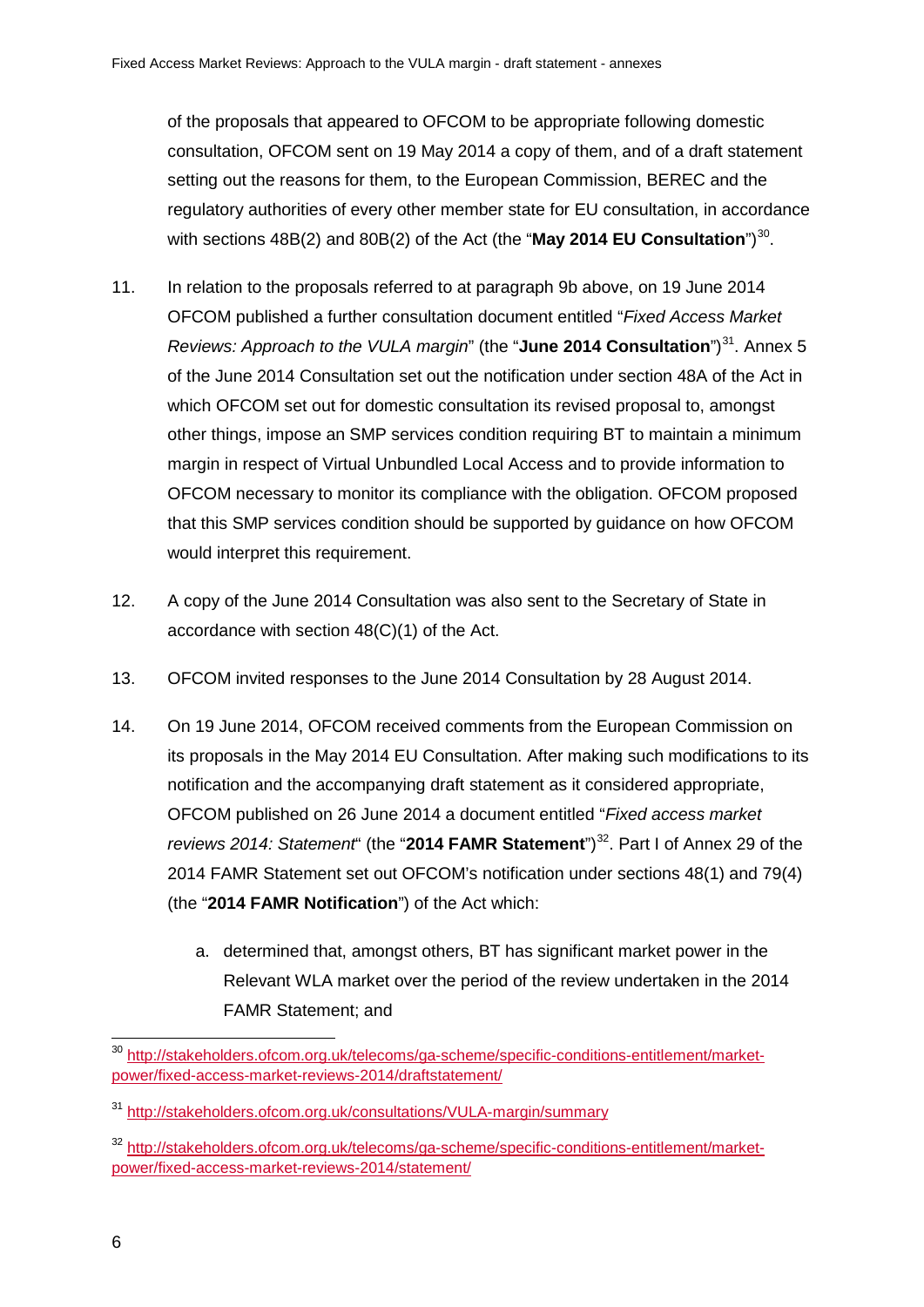of the proposals that appeared to OFCOM to be appropriate following domestic consultation, OFCOM sent on 19 May 2014 a copy of them, and of a draft statement setting out the reasons for them, to the European Commission, BEREC and the regulatory authorities of every other member state for EU consultation, in accordance with sections 48B(2) and 80B(2) of the Act (the "**May 2014 EU Consultation**")[30].

11. In relation to the proposals referred to at paragraph 9b above, on 19 June 2014 OFCOM published a further consultation document entitled "*Fixed Access Market Reviews: Approach to the VULA margin*" (the "**June 2014 Consultation**")[31]. Annex 5 of the June 2014 Consultation set out the notification under section 48A of the Act in which OFCOM set out for domestic consultation its revised proposal to, amongst other things, impose an SMP services condition requiring BT to maintain a minimum margin in respect of Virtual Unbundled Local Access and to provide information to OFCOM necessary to monitor its compliance with the obligation. OFCOM proposed that this SMP services condition should be supported by guidance on how OFCOM would interpret this requirement.

12. A copy of the June 2014 Consultation was also sent to the Secretary of State in accordance with section 48(C)(1) of the Act.

13. OFCOM invited responses to the June 2014 Consultation by 28 August 2014.

14. On 19 June 2014, OFCOM received comments from the European Commission on its proposals in the May 2014 EU Consultation. After making such modifications to its notification and the accompanying draft statement as it considered appropriate, OFCOM published on 26 June 2014 a document entitled "*Fixed access market reviews 2014: Statement*" (the "**2014 FAMR Statement**")[32]. Part I of Annex 29 of the 2014 FAMR Statement set out OFCOM's notification under sections 48(1) and 79(4) (the "**2014 FAMR Notification**") of the Act which:

    a. determined that, amongst others, BT has significant market power in the Relevant WLA market over the period of the review undertaken in the 2014 FAMR Statement; and

---

[30] http://stakeholders.ofcom.org.uk/telecoms/ga-scheme/specific-conditions-entitlement/market-power/fixed-access-market-reviews-2014/draftstatement/

[31] http://stakeholders.ofcom.org.uk/consultations/VULA-margin/summary

[32] http://stakeholders.ofcom.org.uk/telecoms/ga-scheme/specific-conditions-entitlement/market-power/fixed-access-market-reviews-2014/statement/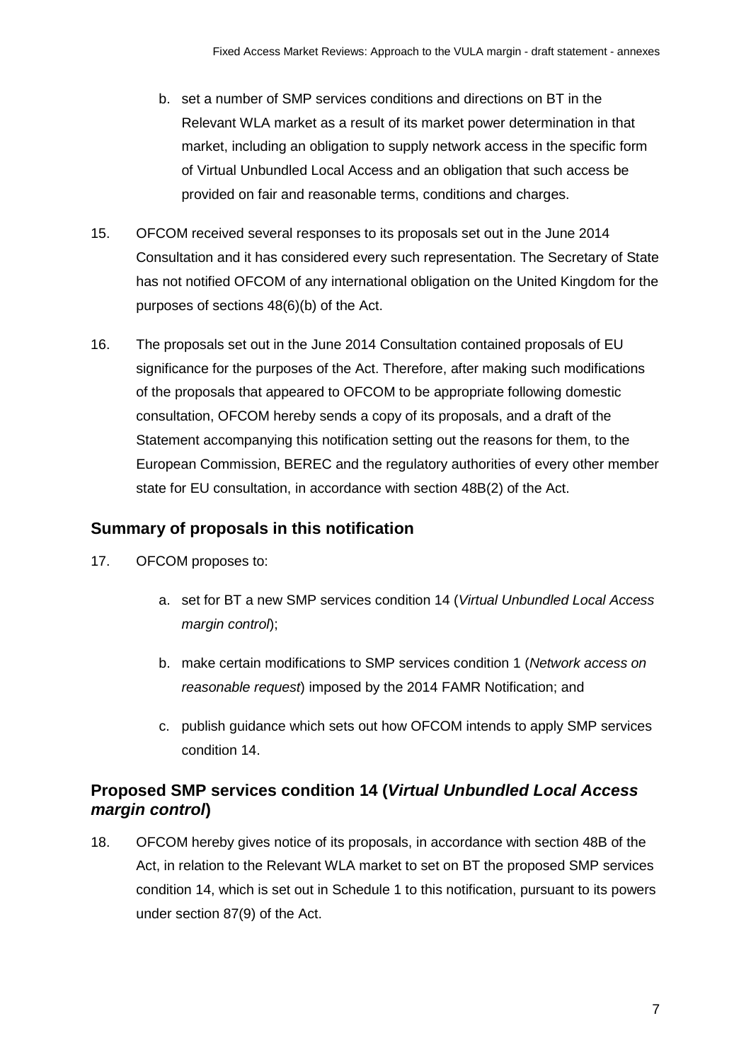b. set a number of SMP services conditions and directions on BT in the Relevant WLA market as a result of its market power determination in that market, including an obligation to supply network access in the specific form of Virtual Unbundled Local Access and an obligation that such access be provided on fair and reasonable terms, conditions and charges.

15. OFCOM received several responses to its proposals set out in the June 2014 Consultation and it has considered every such representation. The Secretary of State has not notified OFCOM of any international obligation on the United Kingdom for the purposes of sections 48(6)(b) of the Act.

16. The proposals set out in the June 2014 Consultation contained proposals of EU significance for the purposes of the Act. Therefore, after making such modifications of the proposals that appeared to OFCOM to be appropriate following domestic consultation, OFCOM hereby sends a copy of its proposals, and a draft of the Statement accompanying this notification setting out the reasons for them, to the European Commission, BEREC and the regulatory authorities of every other member state for EU consultation, in accordance with section 48B(2) of the Act.

## Summary of proposals in this notification

17. OFCOM proposes to:

   a. set for BT a new SMP services condition 14 (*Virtual Unbundled Local Access margin control*);

   b. make certain modifications to SMP services condition 1 (*Network access on reasonable request*) imposed by the 2014 FAMR Notification; and

   c. publish guidance which sets out how OFCOM intends to apply SMP services condition 14.

## Proposed SMP services condition 14 (*Virtual Unbundled Local Access margin control*)

18. OFCOM hereby gives notice of its proposals, in accordance with section 48B of the Act, in relation to the Relevant WLA market to set on BT the proposed SMP services condition 14, which is set out in Schedule 1 to this notification, pursuant to its powers under section 87(9) of the Act.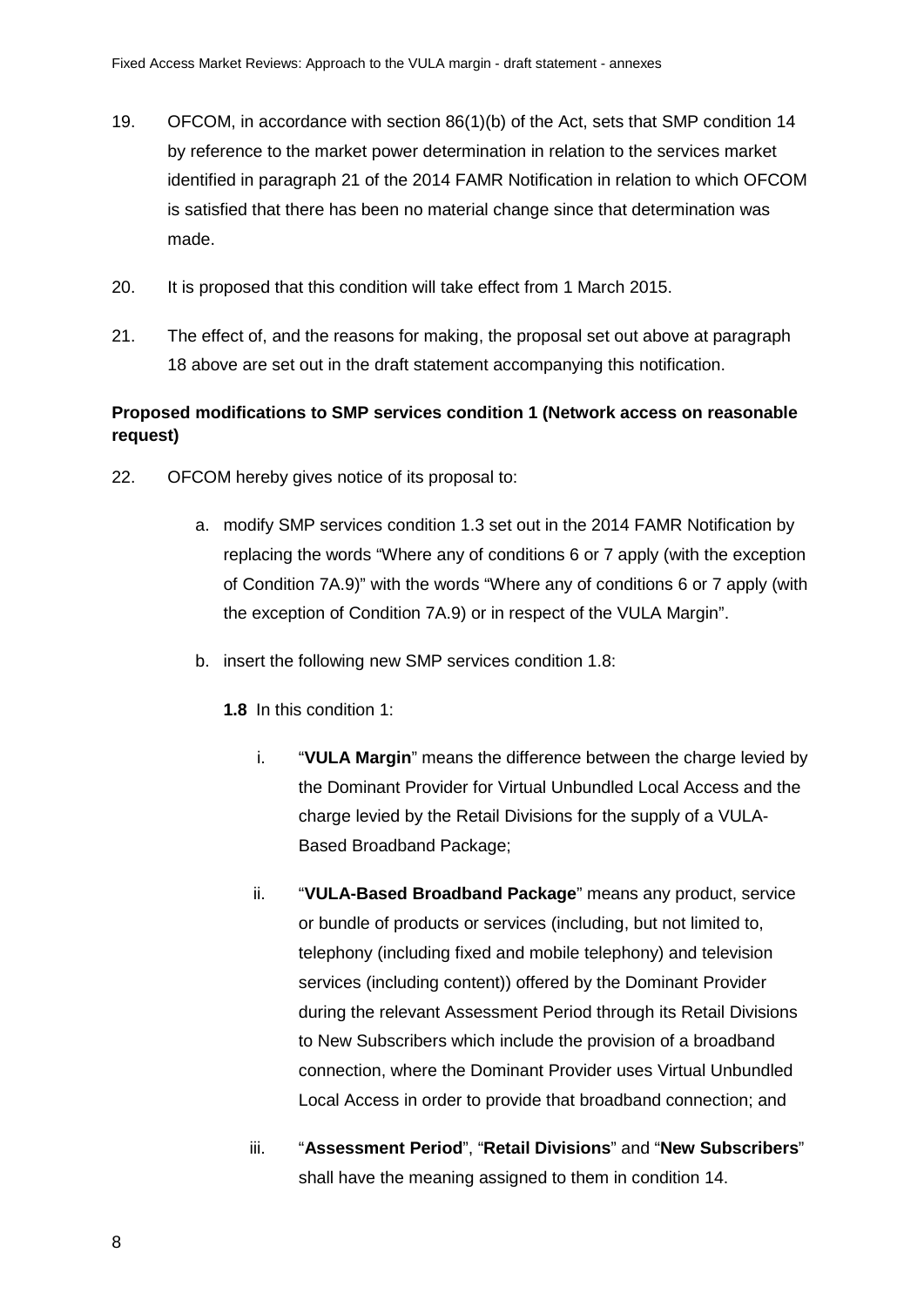19. OFCOM, in accordance with section 86(1)(b) of the Act, sets that SMP condition 14 by reference to the market power determination in relation to the services market identified in paragraph 21 of the 2014 FAMR Notification in relation to which OFCOM is satisfied that there has been no material change since that determination was made.

20. It is proposed that this condition will take effect from 1 March 2015.

21. The effect of, and the reasons for making, the proposal set out above at paragraph 18 above are set out in the draft statement accompanying this notification.

**Proposed modifications to SMP services condition 1 (Network access on reasonable request)**

22. OFCOM hereby gives notice of its proposal to:

    a. modify SMP services condition 1.3 set out in the 2014 FAMR Notification by replacing the words "Where any of conditions 6 or 7 apply (with the exception of Condition 7A.9)" with the words "Where any of conditions 6 or 7 apply (with the exception of Condition 7A.9) or in respect of the VULA Margin".

    b. insert the following new SMP services condition 1.8:

       **1.8** In this condition 1:

       i. "**VULA Margin**" means the difference between the charge levied by the Dominant Provider for Virtual Unbundled Local Access and the charge levied by the Retail Divisions for the supply of a VULA-Based Broadband Package;

       ii. "**VULA-Based Broadband Package**" means any product, service or bundle of products or services (including, but not limited to, telephony (including fixed and mobile telephony) and television services (including content)) offered by the Dominant Provider during the relevant Assessment Period through its Retail Divisions to New Subscribers which include the provision of a broadband connection, where the Dominant Provider uses Virtual Unbundled Local Access in order to provide that broadband connection; and

       iii. "**Assessment Period**", "**Retail Divisions**" and "**New Subscribers**" shall have the meaning assigned to them in condition 14.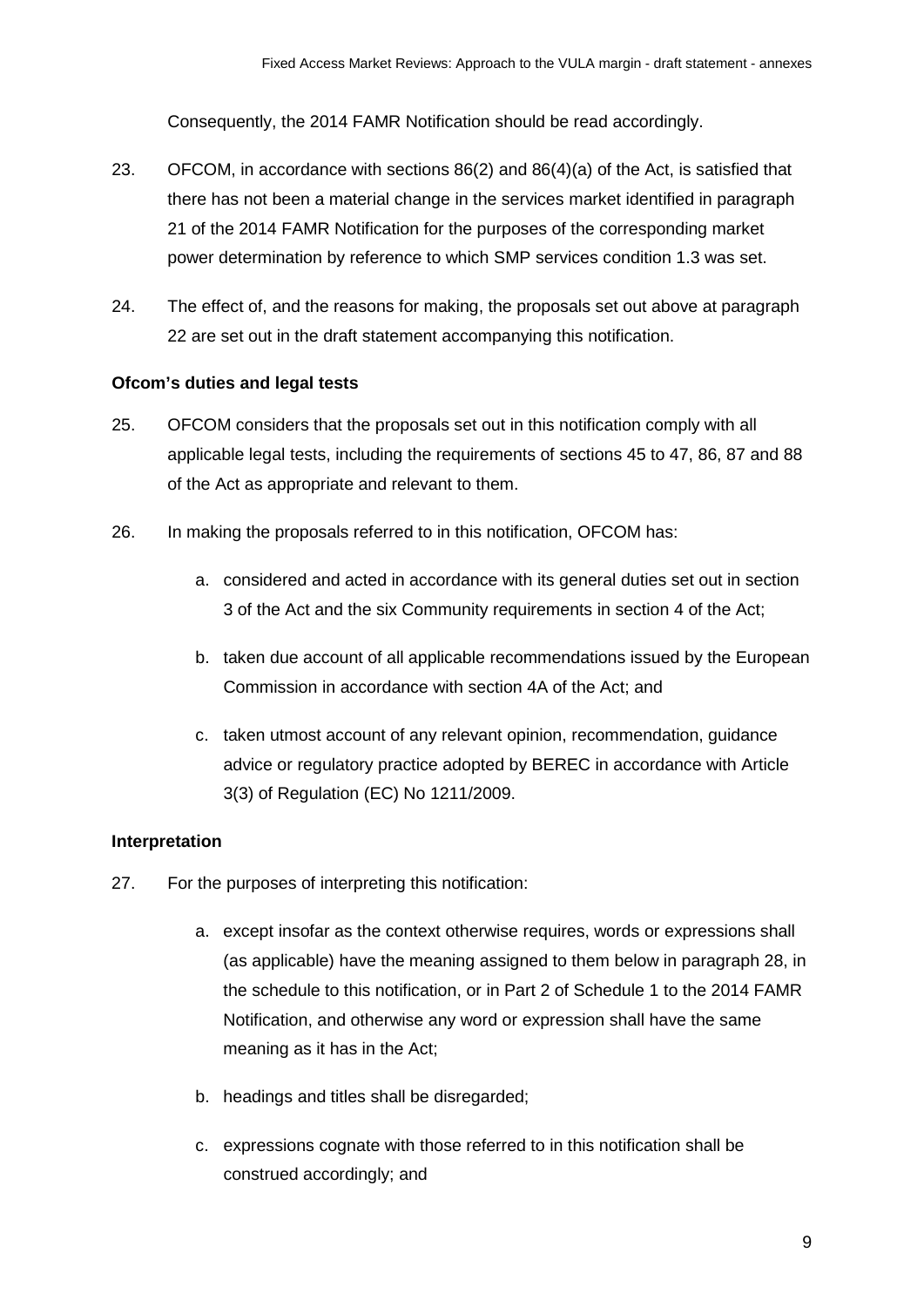Consequently, the 2014 FAMR Notification should be read accordingly.

23. OFCOM, in accordance with sections 86(2) and 86(4)(a) of the Act, is satisfied that there has not been a material change in the services market identified in paragraph 21 of the 2014 FAMR Notification for the purposes of the corresponding market power determination by reference to which SMP services condition 1.3 was set.

24. The effect of, and the reasons for making, the proposals set out above at paragraph 22 are set out in the draft statement accompanying this notification.

**Ofcom's duties and legal tests**

25. OFCOM considers that the proposals set out in this notification comply with all applicable legal tests, including the requirements of sections 45 to 47, 86, 87 and 88 of the Act as appropriate and relevant to them.

26. In making the proposals referred to in this notification, OFCOM has:

   a. considered and acted in accordance with its general duties set out in section 3 of the Act and the six Community requirements in section 4 of the Act;

   b. taken due account of all applicable recommendations issued by the European Commission in accordance with section 4A of the Act; and

   c. taken utmost account of any relevant opinion, recommendation, guidance advice or regulatory practice adopted by BEREC in accordance with Article 3(3) of Regulation (EC) No 1211/2009.

**Interpretation**

27. For the purposes of interpreting this notification:

   a. except insofar as the context otherwise requires, words or expressions shall (as applicable) have the meaning assigned to them below in paragraph 28, in the schedule to this notification, or in Part 2 of Schedule 1 to the 2014 FAMR Notification, and otherwise any word or expression shall have the same meaning as it has in the Act;

   b. headings and titles shall be disregarded;

   c. expressions cognate with those referred to in this notification shall be construed accordingly; and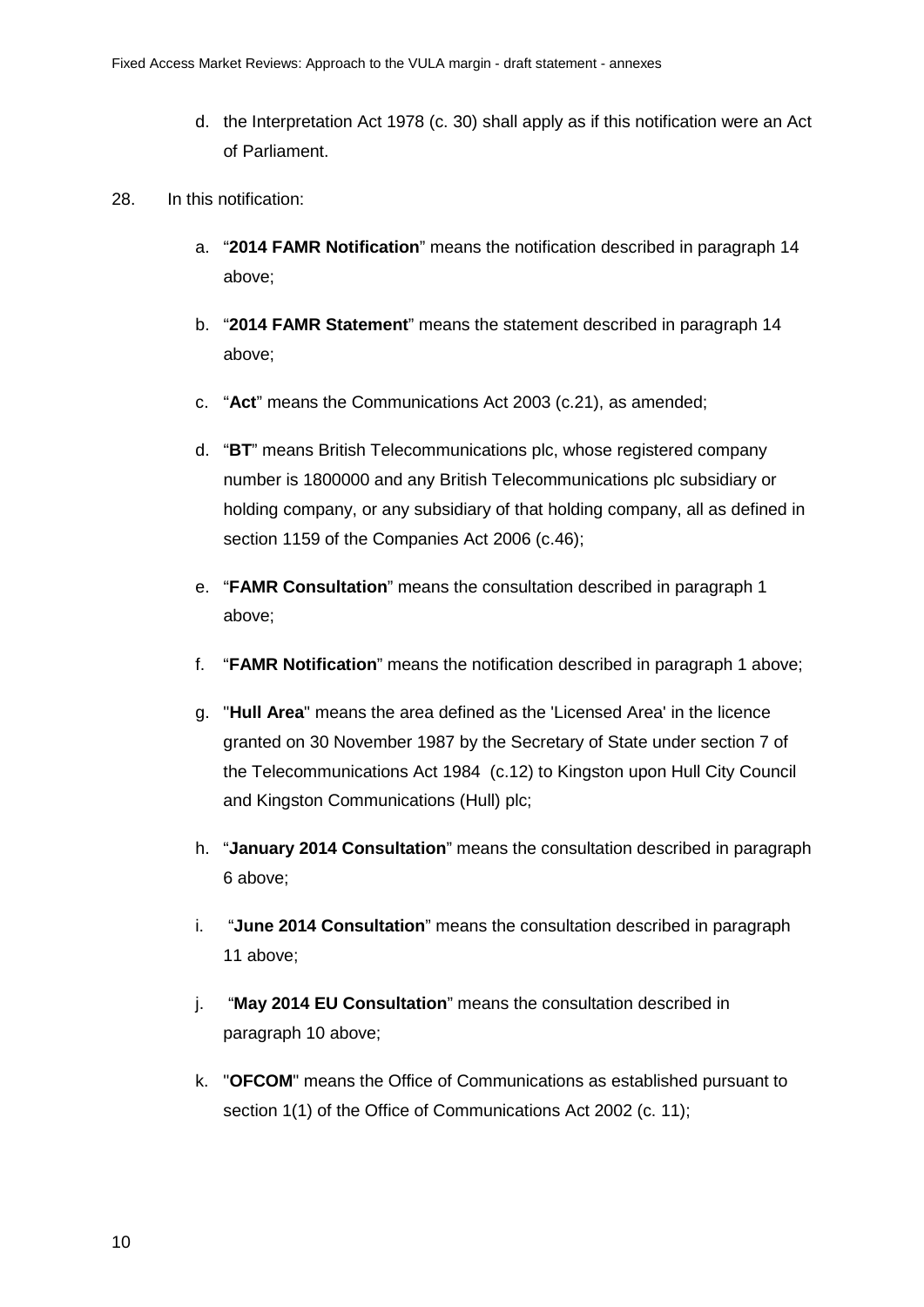d. the Interpretation Act 1978 (c. 30) shall apply as if this notification were an Act of Parliament.

28. In this notification:

a. "**2014 FAMR Notification**" means the notification described in paragraph 14 above;

b. "**2014 FAMR Statement**" means the statement described in paragraph 14 above;

c. "**Act**" means the Communications Act 2003 (c.21), as amended;

d. "**BT**" means British Telecommunications plc, whose registered company number is 1800000 and any British Telecommunications plc subsidiary or holding company, or any subsidiary of that holding company, all as defined in section 1159 of the Companies Act 2006 (c.46);

e. "**FAMR Consultation**" means the consultation described in paragraph 1 above;

f. "**FAMR Notification**" means the notification described in paragraph 1 above;

g. "**Hull Area**" means the area defined as the 'Licensed Area' in the licence granted on 30 November 1987 by the Secretary of State under section 7 of the Telecommunications Act 1984 (c.12) to Kingston upon Hull City Council and Kingston Communications (Hull) plc;

h. "**January 2014 Consultation**" means the consultation described in paragraph 6 above;

i. "**June 2014 Consultation**" means the consultation described in paragraph 11 above;

j. "**May 2014 EU Consultation**" means the consultation described in paragraph 10 above;

k. "**OFCOM**" means the Office of Communications as established pursuant to section 1(1) of the Office of Communications Act 2002 (c. 11);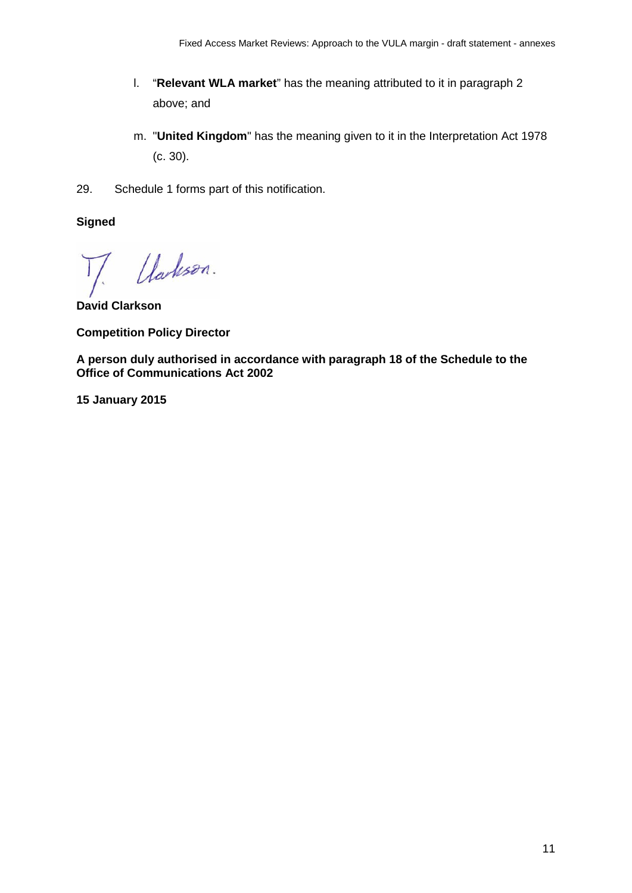l. "**Relevant WLA market**" has the meaning attributed to it in paragraph 2 above; and

m. "**United Kingdom**" has the meaning given to it in the Interpretation Act 1978 (c. 30).

29. Schedule 1 forms part of this notification.

**Signed**

**David Clarkson**

**Competition Policy Director**

**A person duly authorised in accordance with paragraph 18 of the Schedule to the Office of Communications Act 2002**

**15 January 2015**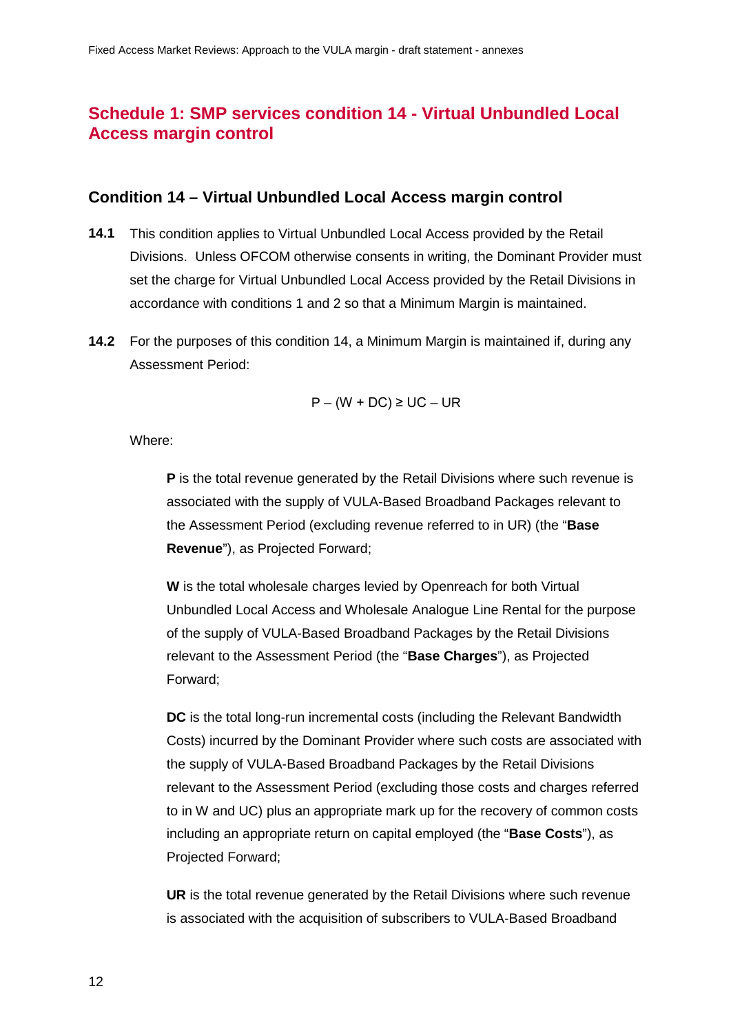## Schedule 1: SMP services condition 14 - Virtual Unbundled Local Access margin control

### Condition 14 – Virtual Unbundled Local Access margin control

**14.1** This condition applies to Virtual Unbundled Local Access provided by the Retail Divisions. Unless OFCOM otherwise consents in writing, the Dominant Provider must set the charge for Virtual Unbundled Local Access provided by the Retail Divisions in accordance with conditions 1 and 2 so that a Minimum Margin is maintained.

**14.2** For the purposes of this condition 14, a Minimum Margin is maintained if, during any Assessment Period:

$$P - (W + DC) \geq UC - UR$$

Where:

**P** is the total revenue generated by the Retail Divisions where such revenue is associated with the supply of VULA-Based Broadband Packages relevant to the Assessment Period (excluding revenue referred to in UR) (the "**Base Revenue**"), as Projected Forward;

**W** is the total wholesale charges levied by Openreach for both Virtual Unbundled Local Access and Wholesale Analogue Line Rental for the purpose of the supply of VULA-Based Broadband Packages by the Retail Divisions relevant to the Assessment Period (the "**Base Charges**"), as Projected Forward;

**DC** is the total long-run incremental costs (including the Relevant Bandwidth Costs) incurred by the Dominant Provider where such costs are associated with the supply of VULA-Based Broadband Packages by the Retail Divisions relevant to the Assessment Period (excluding those costs and charges referred to in W and UC) plus an appropriate mark up for the recovery of common costs including an appropriate return on capital employed (the "**Base Costs**"), as Projected Forward;

**UR** is the total revenue generated by the Retail Divisions where such revenue is associated with the acquisition of subscribers to VULA-Based Broadband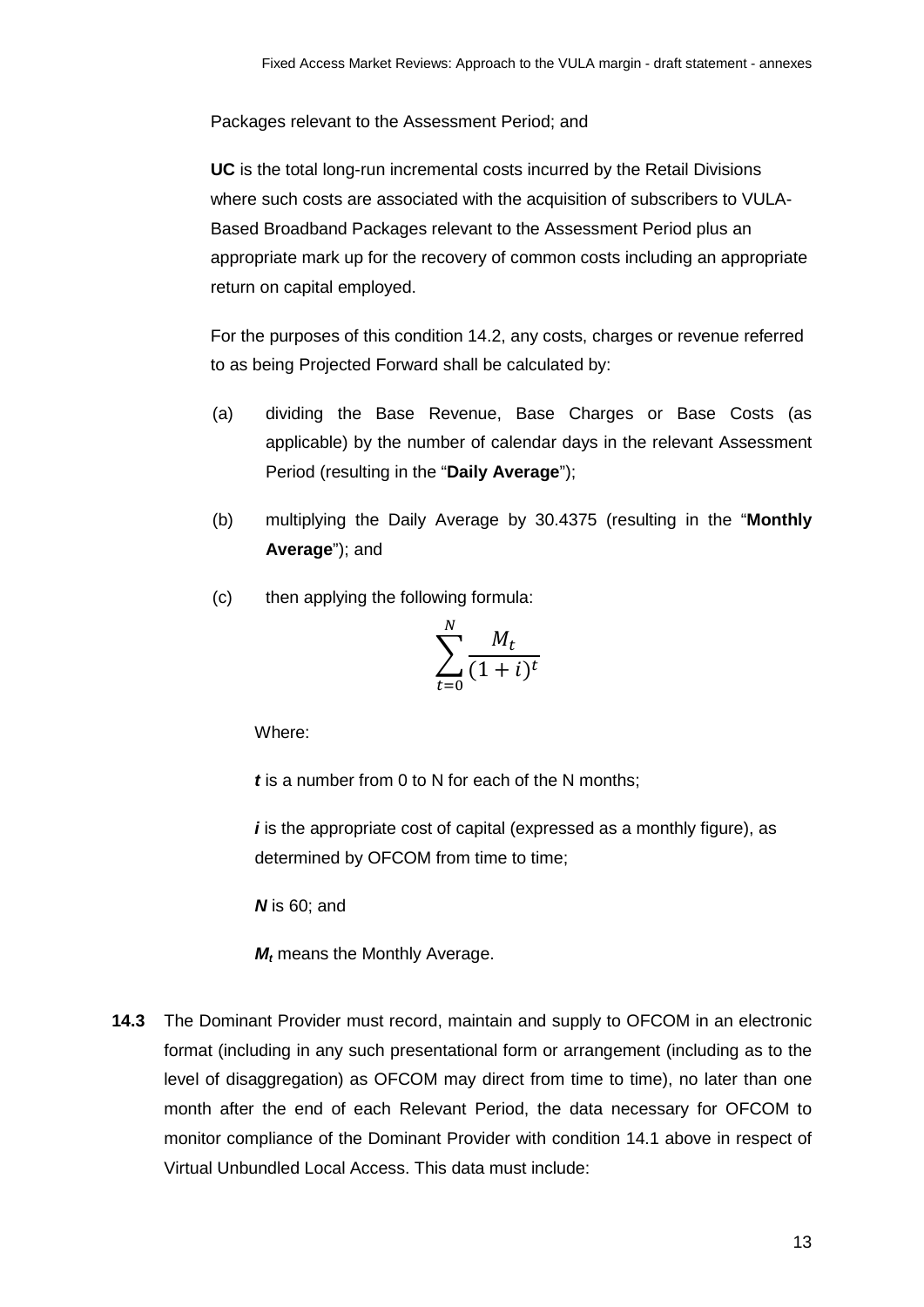Packages relevant to the Assessment Period; and

**UC** is the total long-run incremental costs incurred by the Retail Divisions where such costs are associated with the acquisition of subscribers to VULA-Based Broadband Packages relevant to the Assessment Period plus an appropriate mark up for the recovery of common costs including an appropriate return on capital employed.

For the purposes of this condition 14.2, any costs, charges or revenue referred to as being Projected Forward shall be calculated by:

(a) dividing the Base Revenue, Base Charges or Base Costs (as applicable) by the number of calendar days in the relevant Assessment Period (resulting in the "**Daily Average**");

(b) multiplying the Daily Average by 30.4375 (resulting in the "**Monthly Average**"); and

(c) then applying the following formula:

$$\sum_{t=0}^{N} \frac{M_t}{(1+i)^t}$$

Where:

***t*** is a number from 0 to N for each of the N months;

***i*** is the appropriate cost of capital (expressed as a monthly figure), as determined by OFCOM from time to time;

***N*** is 60; and

$M_t$ means the Monthly Average.

**14.3** The Dominant Provider must record, maintain and supply to OFCOM in an electronic format (including in any such presentational form or arrangement (including as to the level of disaggregation) as OFCOM may direct from time to time), no later than one month after the end of each Relevant Period, the data necessary for OFCOM to monitor compliance of the Dominant Provider with condition 14.1 above in respect of Virtual Unbundled Local Access. This data must include: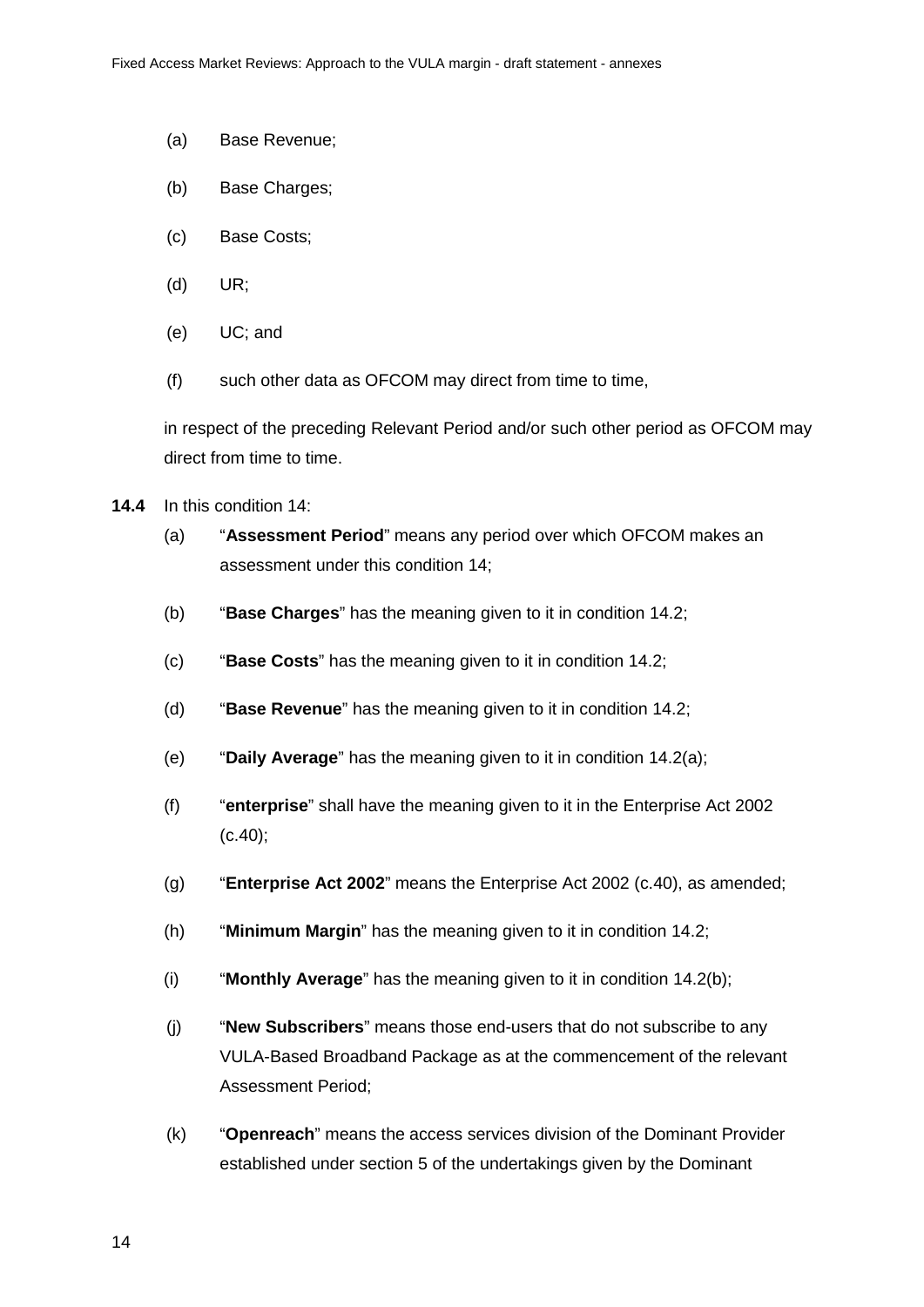(a) Base Revenue;

(b) Base Charges;

(c) Base Costs;

(d) UR;

(e) UC; and

(f) such other data as OFCOM may direct from time to time,

in respect of the preceding Relevant Period and/or such other period as OFCOM may direct from time to time.

**14.4** In this condition 14:

(a) "**Assessment Period**" means any period over which OFCOM makes an assessment under this condition 14;

(b) "**Base Charges**" has the meaning given to it in condition 14.2;

(c) "**Base Costs**" has the meaning given to it in condition 14.2;

(d) "**Base Revenue**" has the meaning given to it in condition 14.2;

(e) "**Daily Average**" has the meaning given to it in condition 14.2(a);

(f) "**enterprise**" shall have the meaning given to it in the Enterprise Act 2002 (c.40);

(g) "**Enterprise Act 2002**" means the Enterprise Act 2002 (c.40), as amended;

(h) "**Minimum Margin**" has the meaning given to it in condition 14.2;

(i) "**Monthly Average**" has the meaning given to it in condition 14.2(b);

(j) "**New Subscribers**" means those end-users that do not subscribe to any VULA-Based Broadband Package as at the commencement of the relevant Assessment Period;

(k) "**Openreach**" means the access services division of the Dominant Provider established under section 5 of the undertakings given by the Dominant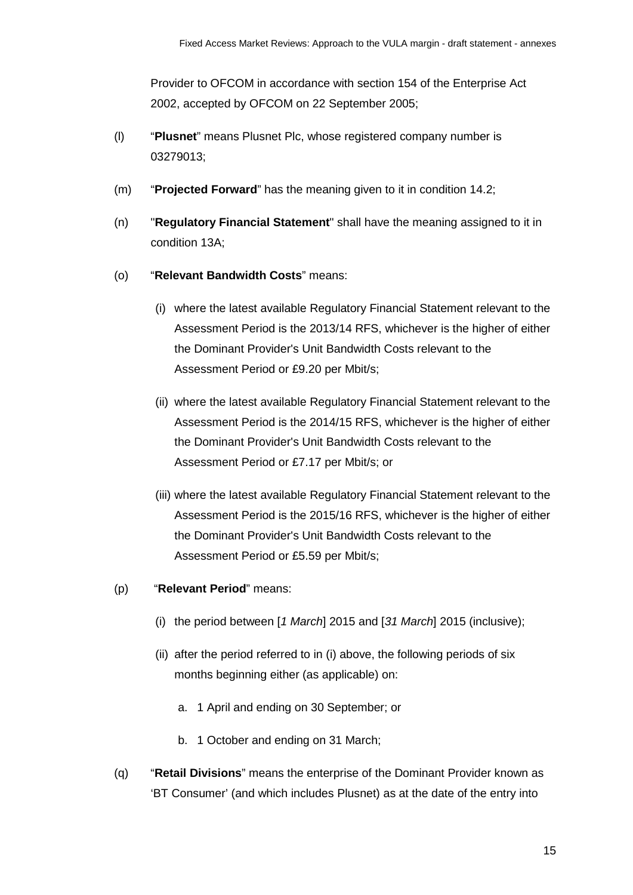Provider to OFCOM in accordance with section 154 of the Enterprise Act 2002, accepted by OFCOM on 22 September 2005;

(l) "**Plusnet**" means Plusnet Plc, whose registered company number is 03279013;

(m) "**Projected Forward**" has the meaning given to it in condition 14.2;

(n) "**Regulatory Financial Statement**" shall have the meaning assigned to it in condition 13A;

(o) "**Relevant Bandwidth Costs**" means:

(i) where the latest available Regulatory Financial Statement relevant to the Assessment Period is the 2013/14 RFS, whichever is the higher of either the Dominant Provider's Unit Bandwidth Costs relevant to the Assessment Period or £9.20 per Mbit/s;

(ii) where the latest available Regulatory Financial Statement relevant to the Assessment Period is the 2014/15 RFS, whichever is the higher of either the Dominant Provider's Unit Bandwidth Costs relevant to the Assessment Period or £7.17 per Mbit/s; or

(iii) where the latest available Regulatory Financial Statement relevant to the Assessment Period is the 2015/16 RFS, whichever is the higher of either the Dominant Provider's Unit Bandwidth Costs relevant to the Assessment Period or £5.59 per Mbit/s;

(p) "**Relevant Period**" means:

(i) the period between [*1 March*] 2015 and [*31 March*] 2015 (inclusive);

(ii) after the period referred to in (i) above, the following periods of six months beginning either (as applicable) on:

a. 1 April and ending on 30 September; or

b. 1 October and ending on 31 March;

(q) "**Retail Divisions**" means the enterprise of the Dominant Provider known as 'BT Consumer' (and which includes Plusnet) as at the date of the entry into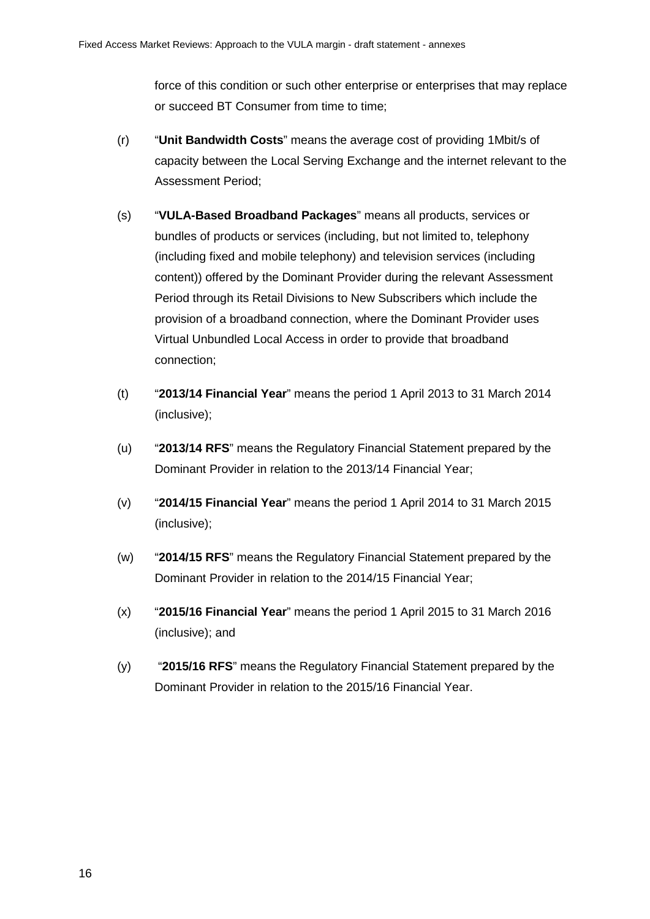force of this condition or such other enterprise or enterprises that may replace or succeed BT Consumer from time to time;

(r) "**Unit Bandwidth Costs**" means the average cost of providing 1Mbit/s of capacity between the Local Serving Exchange and the internet relevant to the Assessment Period;

(s) "**VULA-Based Broadband Packages**" means all products, services or bundles of products or services (including, but not limited to, telephony (including fixed and mobile telephony) and television services (including content)) offered by the Dominant Provider during the relevant Assessment Period through its Retail Divisions to New Subscribers which include the provision of a broadband connection, where the Dominant Provider uses Virtual Unbundled Local Access in order to provide that broadband connection;

(t) "**2013/14 Financial Year**" means the period 1 April 2013 to 31 March 2014 (inclusive);

(u) "**2013/14 RFS**" means the Regulatory Financial Statement prepared by the Dominant Provider in relation to the 2013/14 Financial Year;

(v) "**2014/15 Financial Year**" means the period 1 April 2014 to 31 March 2015 (inclusive);

(w) "**2014/15 RFS**" means the Regulatory Financial Statement prepared by the Dominant Provider in relation to the 2014/15 Financial Year;

(x) "**2015/16 Financial Year**" means the period 1 April 2015 to 31 March 2016 (inclusive); and

(y) "**2015/16 RFS**" means the Regulatory Financial Statement prepared by the Dominant Provider in relation to the 2015/16 Financial Year.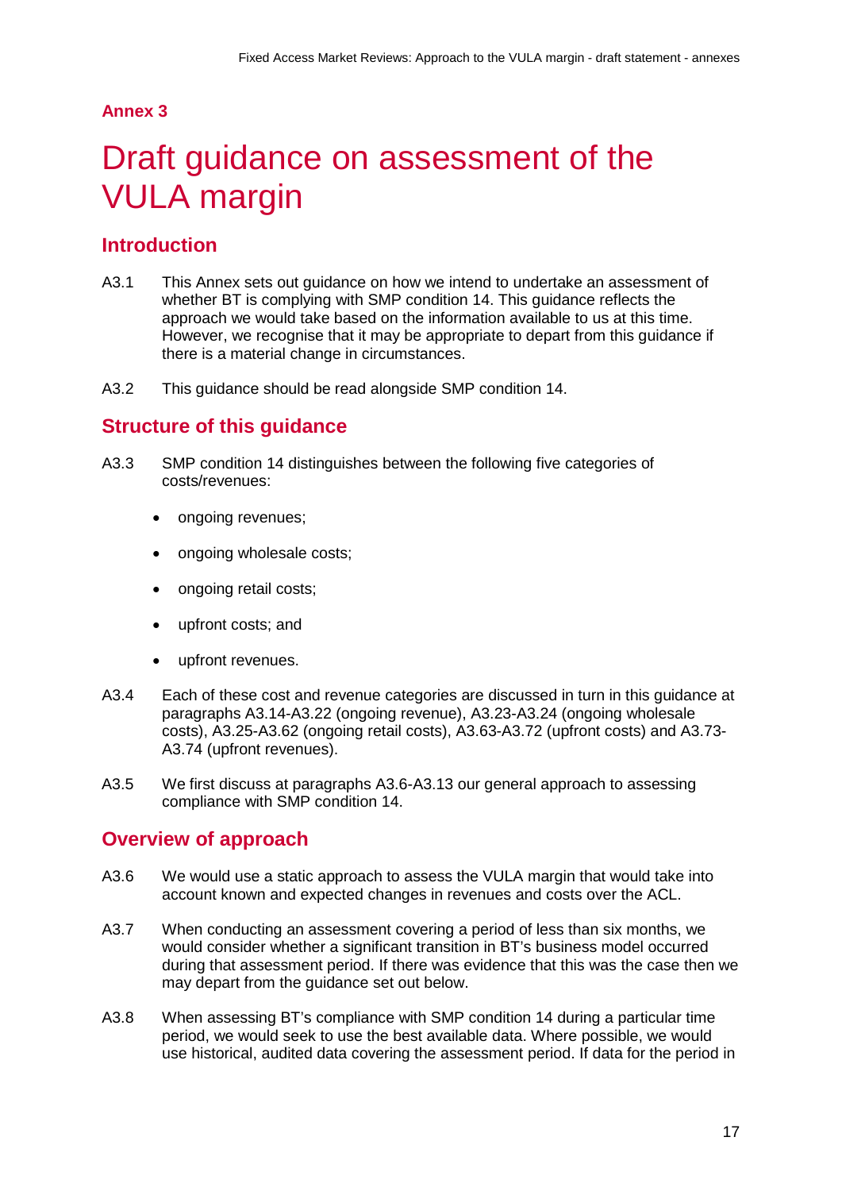## Annex 3

# Draft guidance on assessment of the VULA margin

## Introduction

A3.1 This Annex sets out guidance on how we intend to undertake an assessment of whether BT is complying with SMP condition 14. This guidance reflects the approach we would take based on the information available to us at this time. However, we recognise that it may be appropriate to depart from this guidance if there is a material change in circumstances.

A3.2 This guidance should be read alongside SMP condition 14.

## Structure of this guidance

A3.3 SMP condition 14 distinguishes between the following five categories of costs/revenues:

- ongoing revenues;
- ongoing wholesale costs;
- ongoing retail costs;
- upfront costs; and
- upfront revenues.

A3.4 Each of these cost and revenue categories are discussed in turn in this guidance at paragraphs A3.14-A3.22 (ongoing revenue), A3.23-A3.24 (ongoing wholesale costs), A3.25-A3.62 (ongoing retail costs), A3.63-A3.72 (upfront costs) and A3.73-A3.74 (upfront revenues).

A3.5 We first discuss at paragraphs A3.6-A3.13 our general approach to assessing compliance with SMP condition 14.

## Overview of approach

A3.6 We would use a static approach to assess the VULA margin that would take into account known and expected changes in revenues and costs over the ACL.

A3.7 When conducting an assessment covering a period of less than six months, we would consider whether a significant transition in BT's business model occurred during that assessment period. If there was evidence that this was the case then we may depart from the guidance set out below.

A3.8 When assessing BT's compliance with SMP condition 14 during a particular time period, we would seek to use the best available data. Where possible, we would use historical, audited data covering the assessment period. If data for the period in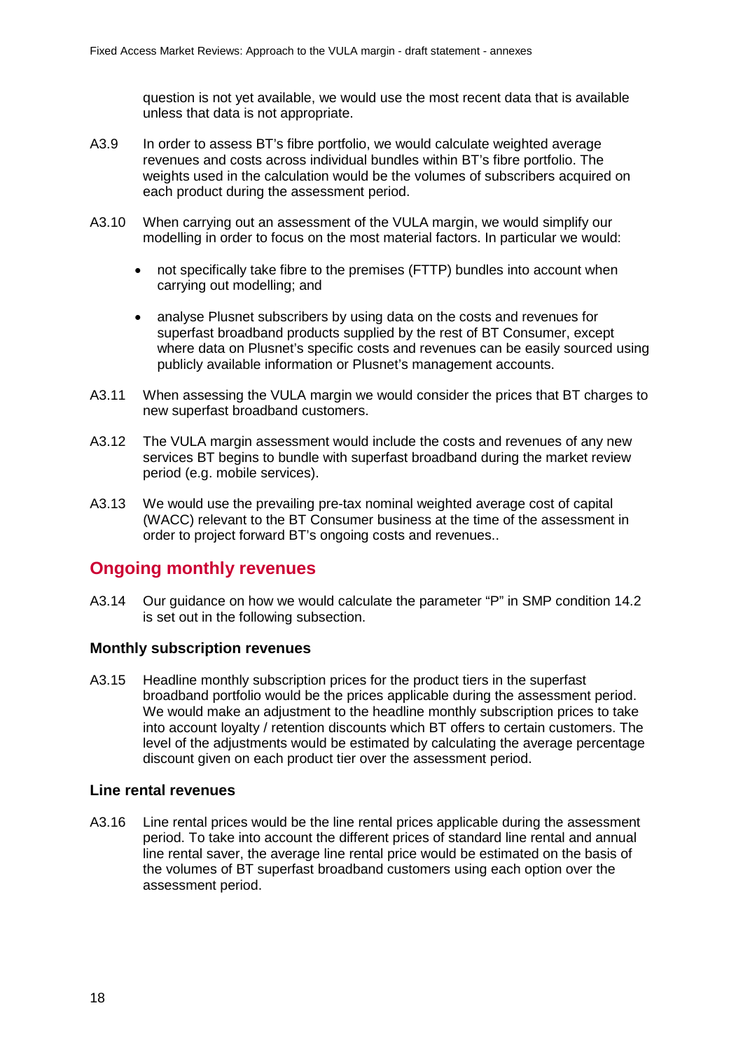question is not yet available, we would use the most recent data that is available unless that data is not appropriate.

A3.9 In order to assess BT's fibre portfolio, we would calculate weighted average revenues and costs across individual bundles within BT's fibre portfolio. The weights used in the calculation would be the volumes of subscribers acquired on each product during the assessment period.

A3.10 When carrying out an assessment of the VULA margin, we would simplify our modelling in order to focus on the most material factors. In particular we would:

- not specifically take fibre to the premises (FTTP) bundles into account when carrying out modelling; and
- analyse Plusnet subscribers by using data on the costs and revenues for superfast broadband products supplied by the rest of BT Consumer, except where data on Plusnet's specific costs and revenues can be easily sourced using publicly available information or Plusnet's management accounts.

A3.11 When assessing the VULA margin we would consider the prices that BT charges to new superfast broadband customers.

A3.12 The VULA margin assessment would include the costs and revenues of any new services BT begins to bundle with superfast broadband during the market review period (e.g. mobile services).

A3.13 We would use the prevailing pre-tax nominal weighted average cost of capital (WACC) relevant to the BT Consumer business at the time of the assessment in order to project forward BT's ongoing costs and revenues..

## Ongoing monthly revenues

A3.14 Our guidance on how we would calculate the parameter "P" in SMP condition 14.2 is set out in the following subsection.

### Monthly subscription revenues

A3.15 Headline monthly subscription prices for the product tiers in the superfast broadband portfolio would be the prices applicable during the assessment period. We would make an adjustment to the headline monthly subscription prices to take into account loyalty / retention discounts which BT offers to certain customers. The level of the adjustments would be estimated by calculating the average percentage discount given on each product tier over the assessment period.

### Line rental revenues

A3.16 Line rental prices would be the line rental prices applicable during the assessment period. To take into account the different prices of standard line rental and annual line rental saver, the average line rental price would be estimated on the basis of the volumes of BT superfast broadband customers using each option over the assessment period.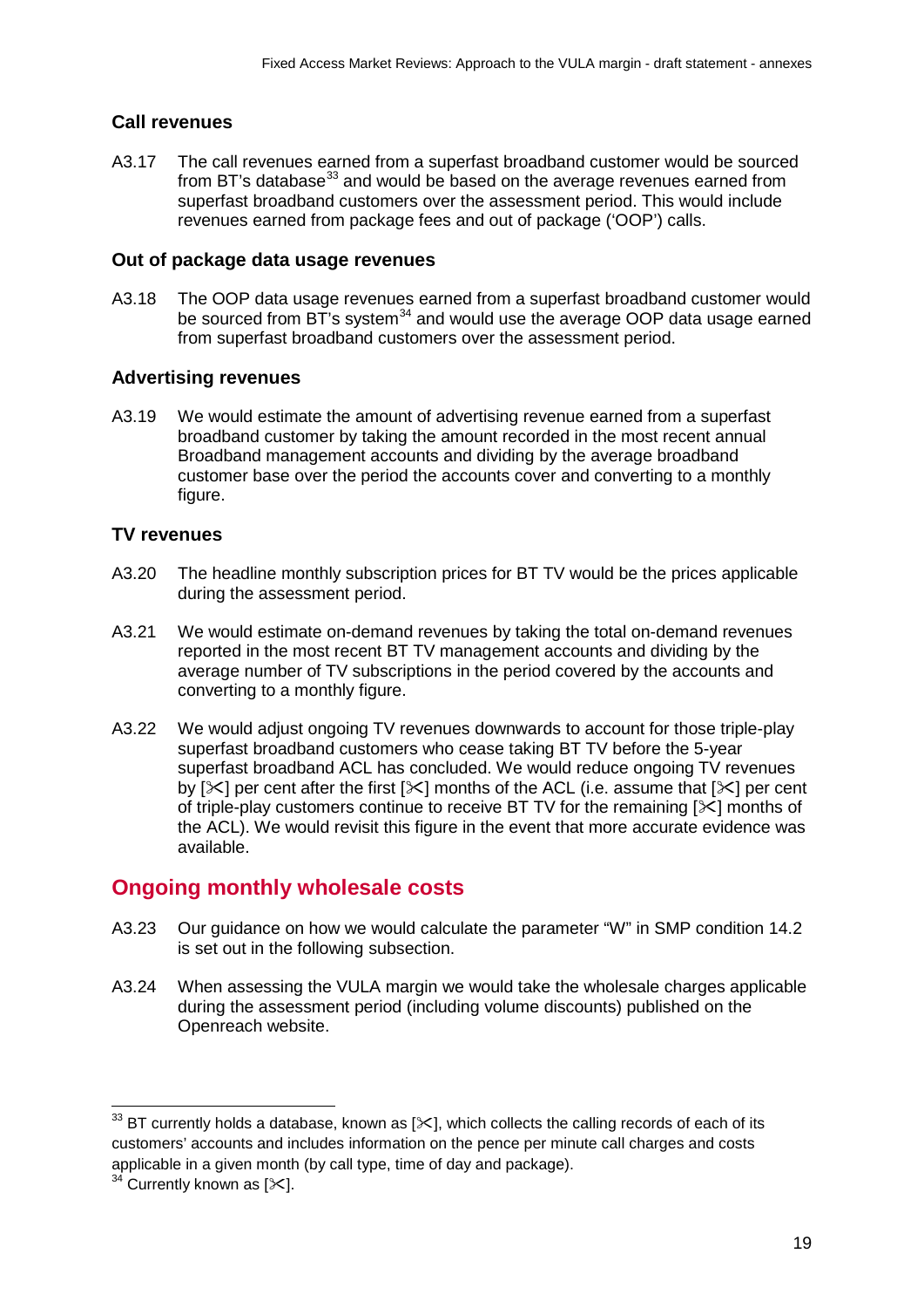### Call revenues

A3.17 The call revenues earned from a superfast broadband customer would be sourced from BT's database[33] and would be based on the average revenues earned from superfast broadband customers over the assessment period. This would include revenues earned from package fees and out of package ('OOP') calls.

### Out of package data usage revenues

A3.18 The OOP data usage revenues earned from a superfast broadband customer would be sourced from BT's system[34] and would use the average OOP data usage earned from superfast broadband customers over the assessment period.

### Advertising revenues

A3.19 We would estimate the amount of advertising revenue earned from a superfast broadband customer by taking the amount recorded in the most recent annual Broadband management accounts and dividing by the average broadband customer base over the period the accounts cover and converting to a monthly figure.

### TV revenues

A3.20 The headline monthly subscription prices for BT TV would be the prices applicable during the assessment period.

A3.21 We would estimate on-demand revenues by taking the total on-demand revenues reported in the most recent BT TV management accounts and dividing by the average number of TV subscriptions in the period covered by the accounts and converting to a monthly figure.

A3.22 We would adjust ongoing TV revenues downwards to account for those triple-play superfast broadband customers who cease taking BT TV before the 5-year superfast broadband ACL has concluded. We would reduce ongoing TV revenues by [✂] per cent after the first [✂] months of the ACL (i.e. assume that [✂] per cent of triple-play customers continue to receive BT TV for the remaining [✂] months of the ACL). We would revisit this figure in the event that more accurate evidence was available.

## Ongoing monthly wholesale costs

A3.23 Our guidance on how we would calculate the parameter "W" in SMP condition 14.2 is set out in the following subsection.

A3.24 When assessing the VULA margin we would take the wholesale charges applicable during the assessment period (including volume discounts) published on the Openreach website.

---

[33] BT currently holds a database, known as [✂], which collects the calling records of each of its customers' accounts and includes information on the pence per minute call charges and costs applicable in a given month (by call type, time of day and package).

[34] Currently known as [✂].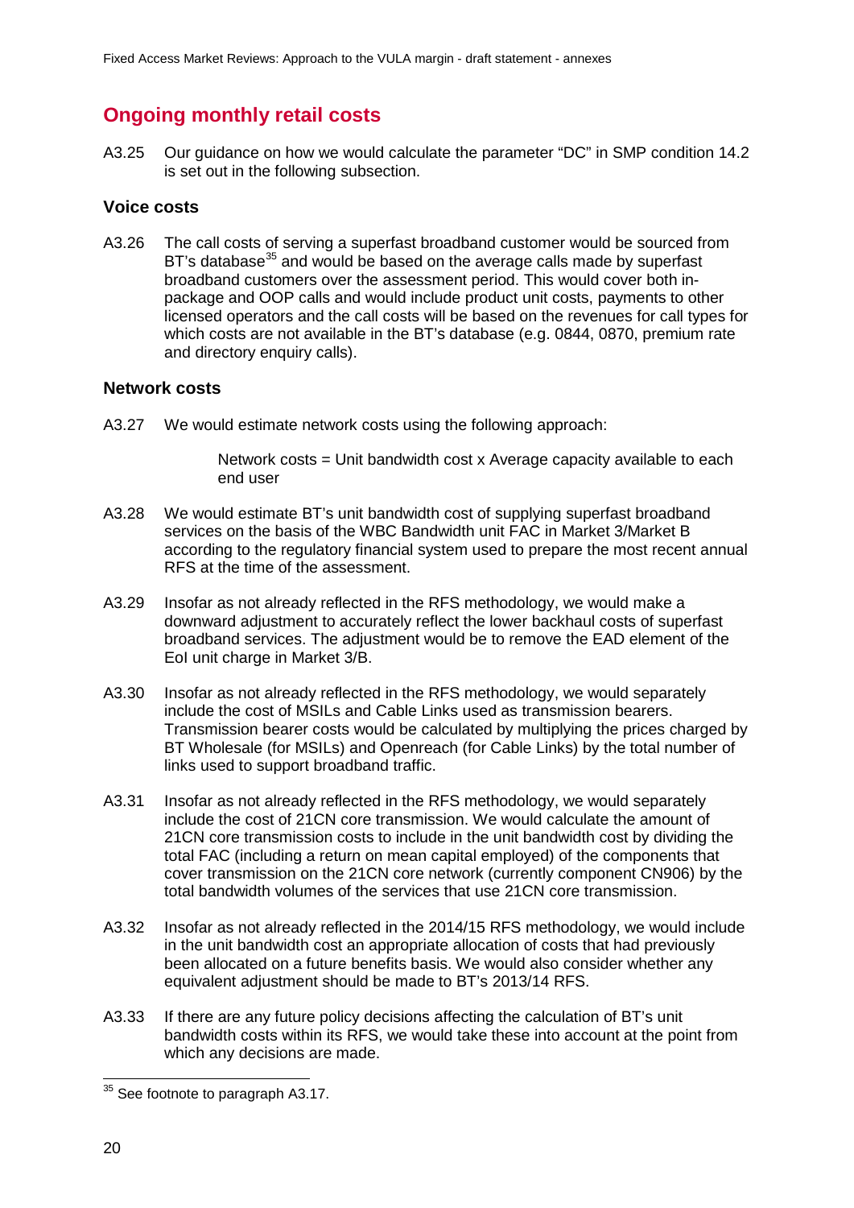## Ongoing monthly retail costs

A3.25 Our guidance on how we would calculate the parameter “DC” in SMP condition 14.2 is set out in the following subsection.

### Voice costs

A3.26 The call costs of serving a superfast broadband customer would be sourced from BT’s database[35] and would be based on the average calls made by superfast broadband customers over the assessment period. This would cover both in-package and OOP calls and would include product unit costs, payments to other licensed operators and the call costs will be based on the revenues for call types for which costs are not available in the BT’s database (e.g. 0844, 0870, premium rate and directory enquiry calls).

### Network costs

A3.27 We would estimate network costs using the following approach:

> Network costs = Unit bandwidth cost x Average capacity available to each end user

A3.28 We would estimate BT’s unit bandwidth cost of supplying superfast broadband services on the basis of the WBC Bandwidth unit FAC in Market 3/Market B according to the regulatory financial system used to prepare the most recent annual RFS at the time of the assessment.

A3.29 Insofar as not already reflected in the RFS methodology, we would make a downward adjustment to accurately reflect the lower backhaul costs of superfast broadband services. The adjustment would be to remove the EAD element of the EoI unit charge in Market 3/B.

A3.30 Insofar as not already reflected in the RFS methodology, we would separately include the cost of MSILs and Cable Links used as transmission bearers. Transmission bearer costs would be calculated by multiplying the prices charged by BT Wholesale (for MSILs) and Openreach (for Cable Links) by the total number of links used to support broadband traffic.

A3.31 Insofar as not already reflected in the RFS methodology, we would separately include the cost of 21CN core transmission. We would calculate the amount of 21CN core transmission costs to include in the unit bandwidth cost by dividing the total FAC (including a return on mean capital employed) of the components that cover transmission on the 21CN core network (currently component CN906) by the total bandwidth volumes of the services that use 21CN core transmission.

A3.32 Insofar as not already reflected in the 2014/15 RFS methodology, we would include in the unit bandwidth cost an appropriate allocation of costs that had previously been allocated on a future benefits basis. We would also consider whether any equivalent adjustment should be made to BT’s 2013/14 RFS.

A3.33 If there are any future policy decisions affecting the calculation of BT’s unit bandwidth costs within its RFS, we would take these into account at the point from which any decisions are made.

[35] See footnote to paragraph A3.17.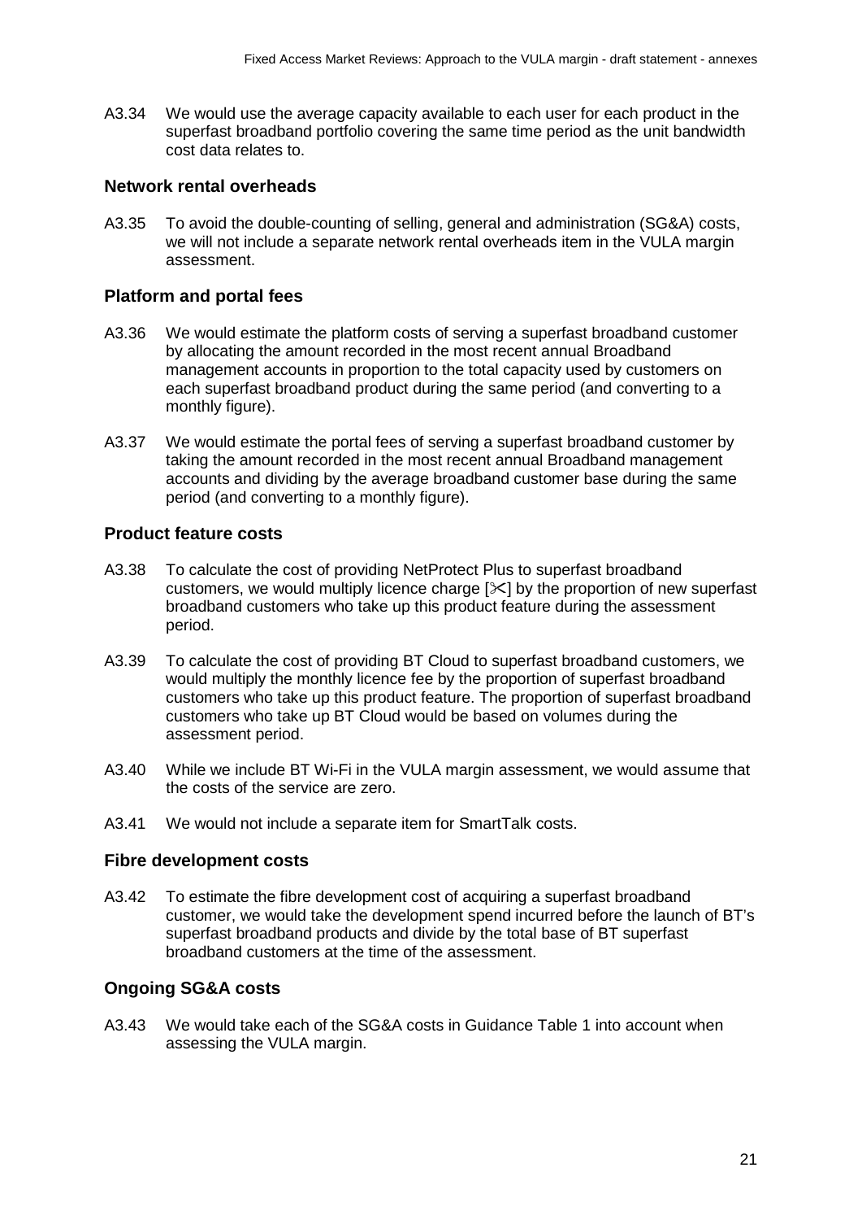A3.34 We would use the average capacity available to each user for each product in the superfast broadband portfolio covering the same time period as the unit bandwidth cost data relates to.

### Network rental overheads

A3.35 To avoid the double-counting of selling, general and administration (SG&A) costs, we will not include a separate network rental overheads item in the VULA margin assessment.

### Platform and portal fees

A3.36 We would estimate the platform costs of serving a superfast broadband customer by allocating the amount recorded in the most recent annual Broadband management accounts in proportion to the total capacity used by customers on each superfast broadband product during the same period (and converting to a monthly figure).

A3.37 We would estimate the portal fees of serving a superfast broadband customer by taking the amount recorded in the most recent annual Broadband management accounts and dividing by the average broadband customer base during the same period (and converting to a monthly figure).

### Product feature costs

A3.38 To calculate the cost of providing NetProtect Plus to superfast broadband customers, we would multiply licence charge [✂] by the proportion of new superfast broadband customers who take up this product feature during the assessment period.

A3.39 To calculate the cost of providing BT Cloud to superfast broadband customers, we would multiply the monthly licence fee by the proportion of superfast broadband customers who take up this product feature. The proportion of superfast broadband customers who take up BT Cloud would be based on volumes during the assessment period.

A3.40 While we include BT Wi-Fi in the VULA margin assessment, we would assume that the costs of the service are zero.

A3.41 We would not include a separate item for SmartTalk costs.

### Fibre development costs

A3.42 To estimate the fibre development cost of acquiring a superfast broadband customer, we would take the development spend incurred before the launch of BT's superfast broadband products and divide by the total base of BT superfast broadband customers at the time of the assessment.

### Ongoing SG&A costs

A3.43 We would take each of the SG&A costs in Guidance Table 1 into account when assessing the VULA margin.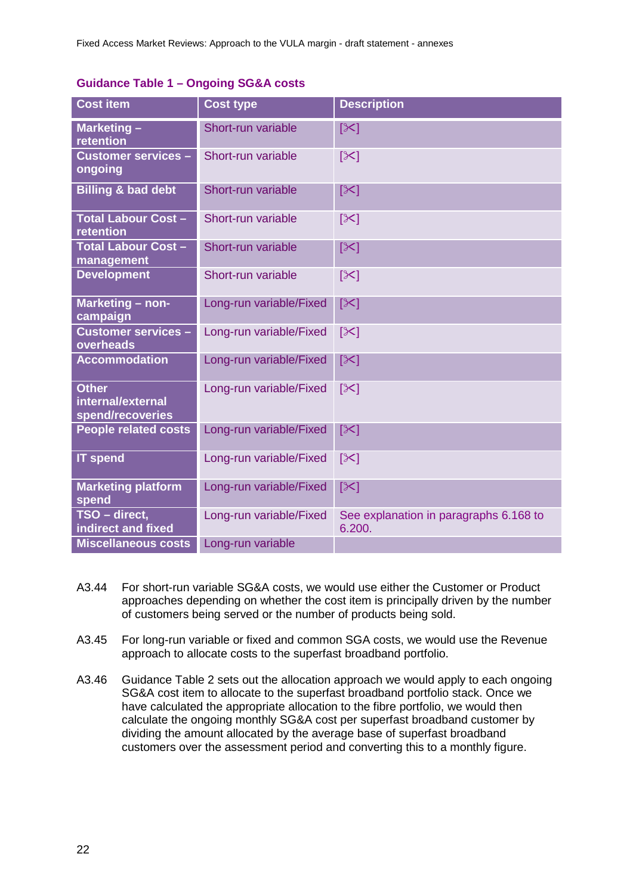**Guidance Table 1 – Ongoing SG&A costs**

| Cost item | Cost type | Description |
|---|---|---|
| Marketing – retention | Short-run variable | [✂] |
| Customer services – ongoing | Short-run variable | [✂] |
| Billing & bad debt | Short-run variable | [✂] |
| Total Labour Cost – retention | Short-run variable | [✂] |
| Total Labour Cost – management | Short-run variable | [✂] |
| Development | Short-run variable | [✂] |
| Marketing – non-campaign | Long-run variable/Fixed | [✂] |
| Customer services – overheads | Long-run variable/Fixed | [✂] |
| Accommodation | Long-run variable/Fixed | [✂] |
| Other internal/external spend/recoveries | Long-run variable/Fixed | [✂] |
| People related costs | Long-run variable/Fixed | [✂] |
| IT spend | Long-run variable/Fixed | [✂] |
| Marketing platform spend | Long-run variable/Fixed | [✂] |
| TSO – direct, indirect and fixed | Long-run variable/Fixed | See explanation in paragraphs 6.168 to 6.200. |
| Miscellaneous costs | Long-run variable | |

A3.44 For short-run variable SG&A costs, we would use either the Customer or Product approaches depending on whether the cost item is principally driven by the number of customers being served or the number of products being sold.

A3.45 For long-run variable or fixed and common SGA costs, we would use the Revenue approach to allocate costs to the superfast broadband portfolio.

A3.46 Guidance Table 2 sets out the allocation approach we would apply to each ongoing SG&A cost item to allocate to the superfast broadband portfolio stack. Once we have calculated the appropriate allocation to the fibre portfolio, we would then calculate the ongoing monthly SG&A cost per superfast broadband customer by dividing the amount allocated by the average base of superfast broadband customers over the assessment period and converting this to a monthly figure.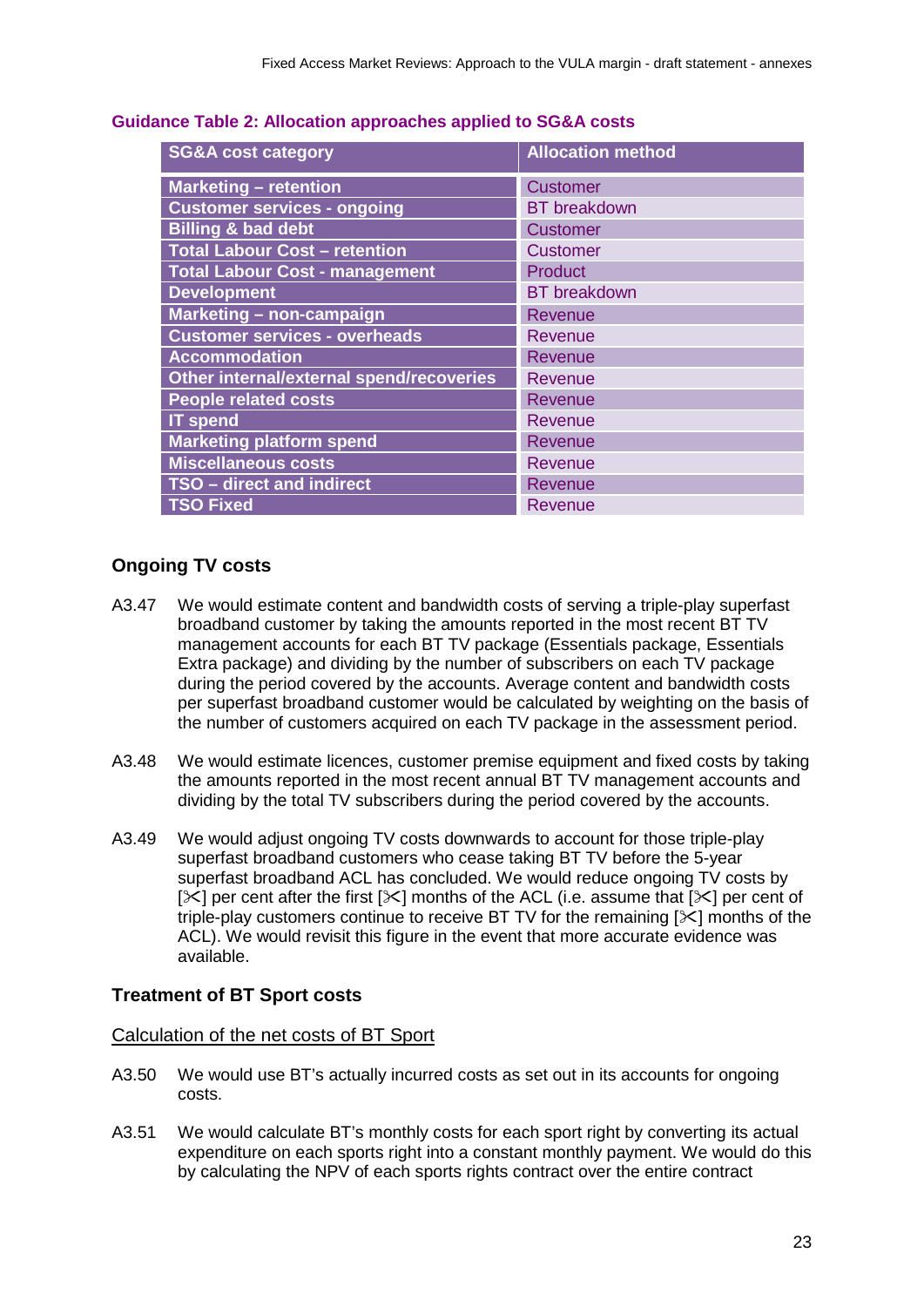**Guidance Table 2: Allocation approaches applied to SG&A costs**

| SG&A cost category | Allocation method |
|---|---|
| Marketing – retention | Customer |
| Customer services - ongoing | BT breakdown |
| Billing & bad debt | Customer |
| Total Labour Cost – retention | Customer |
| Total Labour Cost - management | Product |
| Development | BT breakdown |
| Marketing – non-campaign | Revenue |
| Customer services - overheads | Revenue |
| Accommodation | Revenue |
| Other internal/external spend/recoveries | Revenue |
| People related costs | Revenue |
| IT spend | Revenue |
| Marketing platform spend | Revenue |
| Miscellaneous costs | Revenue |
| TSO – direct and indirect | Revenue |
| TSO Fixed | Revenue |

### Ongoing TV costs

A3.47 We would estimate content and bandwidth costs of serving a triple-play superfast broadband customer by taking the amounts reported in the most recent BT TV management accounts for each BT TV package (Essentials package, Essentials Extra package) and dividing by the number of subscribers on each TV package during the period covered by the accounts. Average content and bandwidth costs per superfast broadband customer would be calculated by weighting on the basis of the number of customers acquired on each TV package in the assessment period.

A3.48 We would estimate licences, customer premise equipment and fixed costs by taking the amounts reported in the most recent annual BT TV management accounts and dividing by the total TV subscribers during the period covered by the accounts.

A3.49 We would adjust ongoing TV costs downwards to account for those triple-play superfast broadband customers who cease taking BT TV before the 5-year superfast broadband ACL has concluded. We would reduce ongoing TV costs by [✂] per cent after the first [✂] months of the ACL (i.e. assume that [✂] per cent of triple-play customers continue to receive BT TV for the remaining [✂] months of the ACL). We would revisit this figure in the event that more accurate evidence was available.

### Treatment of BT Sport costs

Calculation of the net costs of BT Sport

A3.50 We would use BT's actually incurred costs as set out in its accounts for ongoing costs.

A3.51 We would calculate BT's monthly costs for each sport right by converting its actual expenditure on each sports right into a constant monthly payment. We would do this by calculating the NPV of each sports rights contract over the entire contract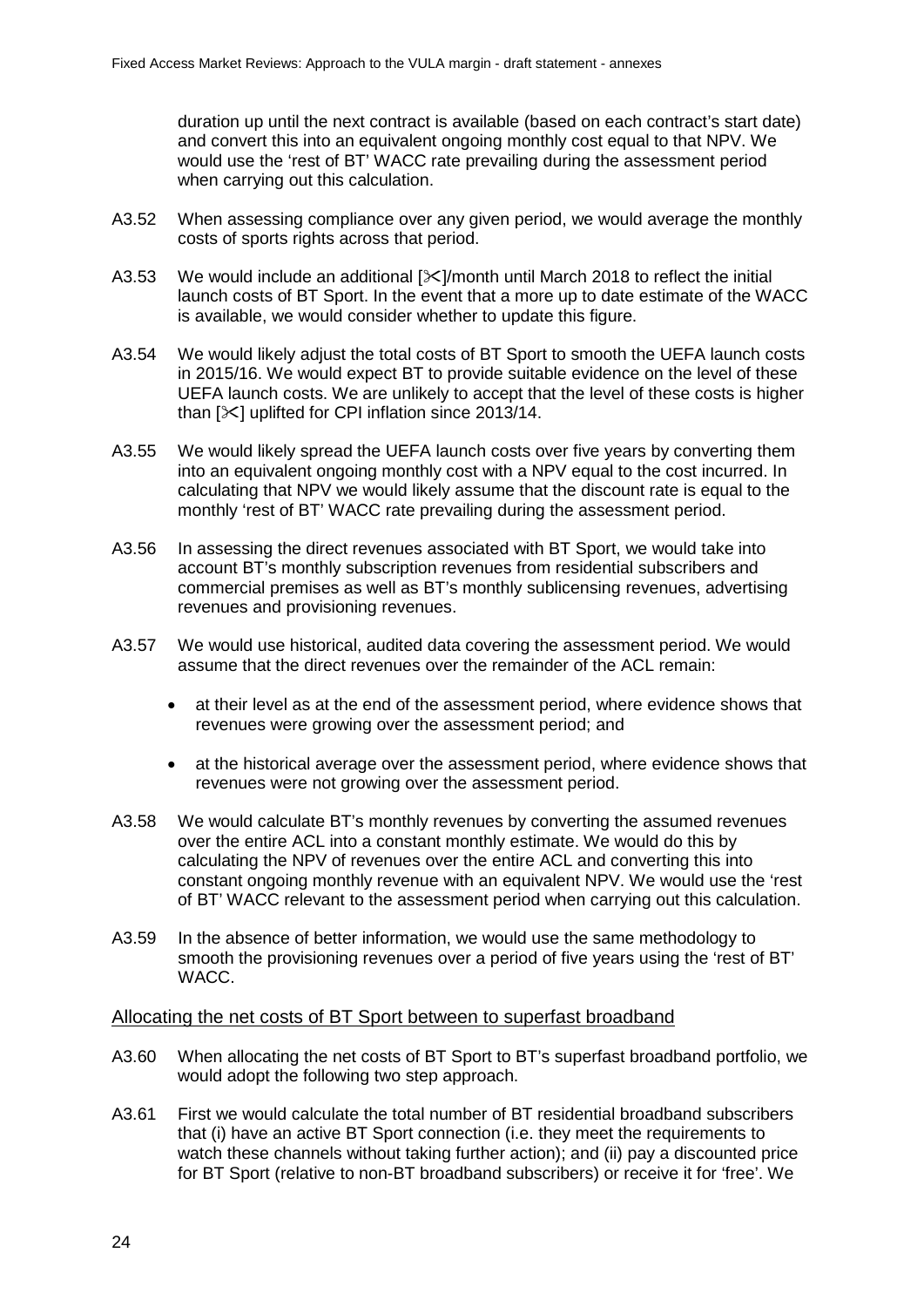duration up until the next contract is available (based on each contract's start date) and convert this into an equivalent ongoing monthly cost equal to that NPV. We would use the 'rest of BT' WACC rate prevailing during the assessment period when carrying out this calculation.

A3.52 When assessing compliance over any given period, we would average the monthly costs of sports rights across that period.

A3.53 We would include an additional [✂]/month until March 2018 to reflect the initial launch costs of BT Sport. In the event that a more up to date estimate of the WACC is available, we would consider whether to update this figure.

A3.54 We would likely adjust the total costs of BT Sport to smooth the UEFA launch costs in 2015/16. We would expect BT to provide suitable evidence on the level of these UEFA launch costs. We are unlikely to accept that the level of these costs is higher than [✂] uplifted for CPI inflation since 2013/14.

A3.55 We would likely spread the UEFA launch costs over five years by converting them into an equivalent ongoing monthly cost with a NPV equal to the cost incurred. In calculating that NPV we would likely assume that the discount rate is equal to the monthly 'rest of BT' WACC rate prevailing during the assessment period.

A3.56 In assessing the direct revenues associated with BT Sport, we would take into account BT's monthly subscription revenues from residential subscribers and commercial premises as well as BT's monthly sublicensing revenues, advertising revenues and provisioning revenues.

A3.57 We would use historical, audited data covering the assessment period. We would assume that the direct revenues over the remainder of the ACL remain:

- at their level as at the end of the assessment period, where evidence shows that revenues were growing over the assessment period; and
- at the historical average over the assessment period, where evidence shows that revenues were not growing over the assessment period.

A3.58 We would calculate BT's monthly revenues by converting the assumed revenues over the entire ACL into a constant monthly estimate. We would do this by calculating the NPV of revenues over the entire ACL and converting this into constant ongoing monthly revenue with an equivalent NPV. We would use the 'rest of BT' WACC relevant to the assessment period when carrying out this calculation.

A3.59 In the absence of better information, we would use the same methodology to smooth the provisioning revenues over a period of five years using the 'rest of BT' WACC.

## Allocating the net costs of BT Sport between to superfast broadband

A3.60 When allocating the net costs of BT Sport to BT's superfast broadband portfolio, we would adopt the following two step approach.

A3.61 First we would calculate the total number of BT residential broadband subscribers that (i) have an active BT Sport connection (i.e. they meet the requirements to watch these channels without taking further action); and (ii) pay a discounted price for BT Sport (relative to non-BT broadband subscribers) or receive it for 'free'. We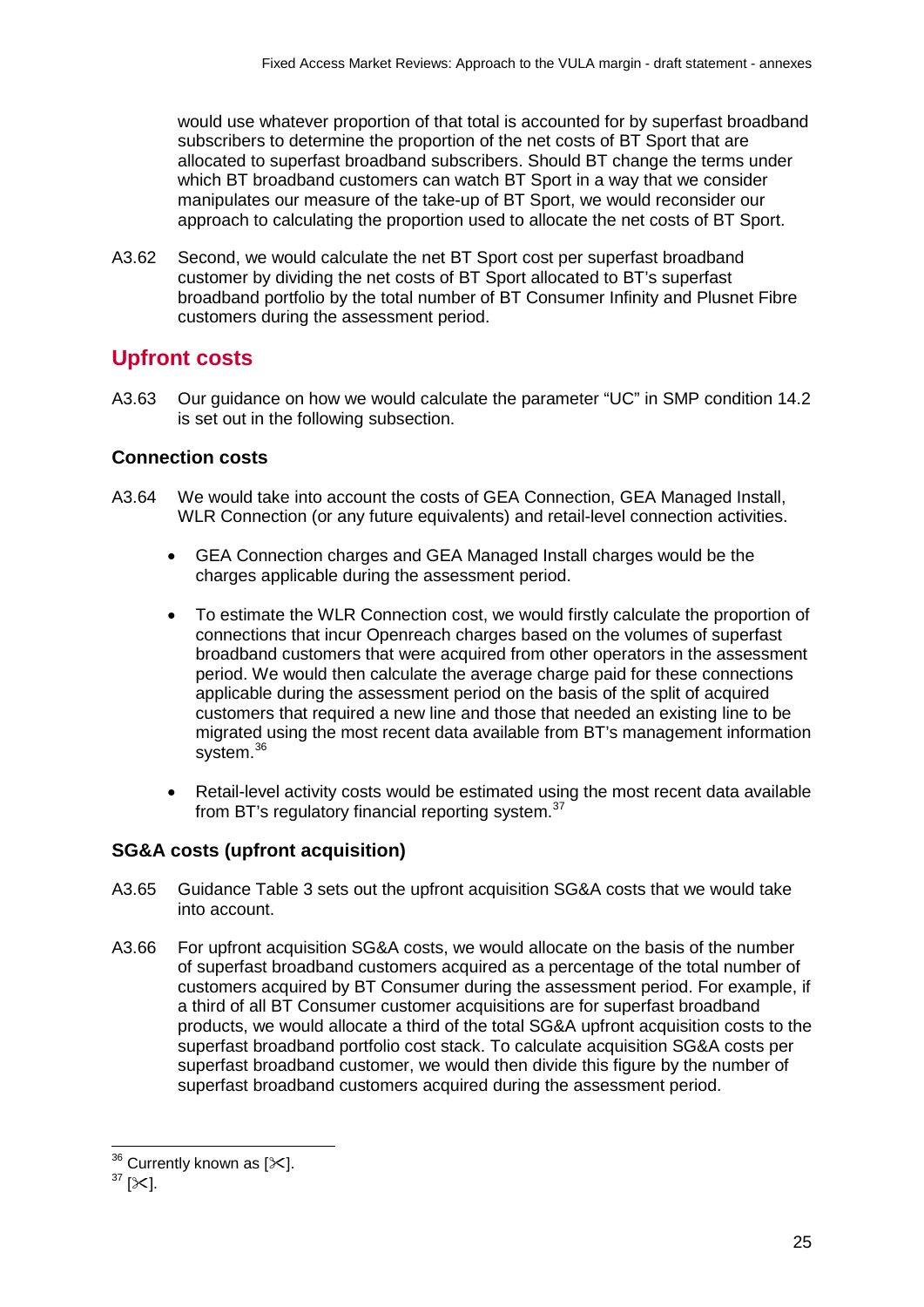would use whatever proportion of that total is accounted for by superfast broadband subscribers to determine the proportion of the net costs of BT Sport that are allocated to superfast broadband subscribers. Should BT change the terms under which BT broadband customers can watch BT Sport in a way that we consider manipulates our measure of the take-up of BT Sport, we would reconsider our approach to calculating the proportion used to allocate the net costs of BT Sport.

A3.62 Second, we would calculate the net BT Sport cost per superfast broadband customer by dividing the net costs of BT Sport allocated to BT's superfast broadband portfolio by the total number of BT Consumer Infinity and Plusnet Fibre customers during the assessment period.

## Upfront costs

A3.63 Our guidance on how we would calculate the parameter "UC" in SMP condition 14.2 is set out in the following subsection.

### Connection costs

A3.64 We would take into account the costs of GEA Connection, GEA Managed Install, WLR Connection (or any future equivalents) and retail-level connection activities.

- GEA Connection charges and GEA Managed Install charges would be the charges applicable during the assessment period.
- To estimate the WLR Connection cost, we would firstly calculate the proportion of connections that incur Openreach charges based on the volumes of superfast broadband customers that were acquired from other operators in the assessment period. We would then calculate the average charge paid for these connections applicable during the assessment period on the basis of the split of acquired customers that required a new line and those that needed an existing line to be migrated using the most recent data available from BT's management information system.[36]
- Retail-level activity costs would be estimated using the most recent data available from BT's regulatory financial reporting system.[37]

### SG&A costs (upfront acquisition)

A3.65 Guidance Table 3 sets out the upfront acquisition SG&A costs that we would take into account.

A3.66 For upfront acquisition SG&A costs, we would allocate on the basis of the number of superfast broadband customers acquired as a percentage of the total number of customers acquired by BT Consumer during the assessment period. For example, if a third of all BT Consumer customer acquisitions are for superfast broadband products, we would allocate a third of the total SG&A upfront acquisition costs to the superfast broadband portfolio cost stack. To calculate acquisition SG&A costs per superfast broadband customer, we would then divide this figure by the number of superfast broadband customers acquired during the assessment period.

---

[36] Currently known as [✂].

[37] [✂].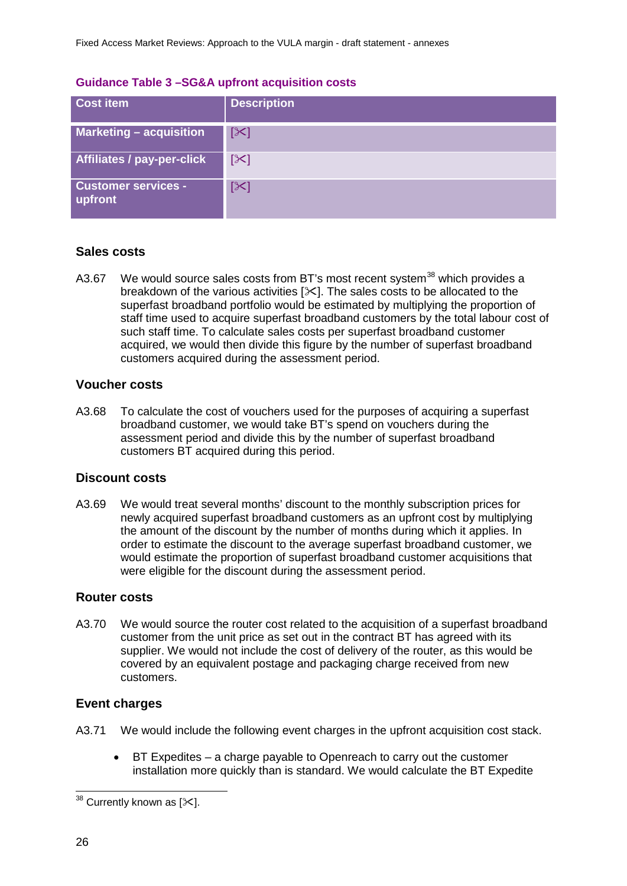**Guidance Table 3 –SG&A upfront acquisition costs**

| Cost item | Description |
| --- | --- |
| Marketing – acquisition | [✂] |
| Affiliates / pay-per-click | [✂] |
| Customer services - upfront | [✂] |

### Sales costs

A3.67 We would source sales costs from BT's most recent system[38] which provides a breakdown of the various activities [✂]. The sales costs to be allocated to the superfast broadband portfolio would be estimated by multiplying the proportion of staff time used to acquire superfast broadband customers by the total labour cost of such staff time. To calculate sales costs per superfast broadband customer acquired, we would then divide this figure by the number of superfast broadband customers acquired during the assessment period.

### Voucher costs

A3.68 To calculate the cost of vouchers used for the purposes of acquiring a superfast broadband customer, we would take BT's spend on vouchers during the assessment period and divide this by the number of superfast broadband customers BT acquired during this period.

### Discount costs

A3.69 We would treat several months' discount to the monthly subscription prices for newly acquired superfast broadband customers as an upfront cost by multiplying the amount of the discount by the number of months during which it applies. In order to estimate the discount to the average superfast broadband customer, we would estimate the proportion of superfast broadband customer acquisitions that were eligible for the discount during the assessment period.

### Router costs

A3.70 We would source the router cost related to the acquisition of a superfast broadband customer from the unit price as set out in the contract BT has agreed with its supplier. We would not include the cost of delivery of the router, as this would be covered by an equivalent postage and packaging charge received from new customers.

### Event charges

A3.71 We would include the following event charges in the upfront acquisition cost stack.

- BT Expedites – a charge payable to Openreach to carry out the customer installation more quickly than is standard. We would calculate the BT Expedite

[38] Currently known as [✂].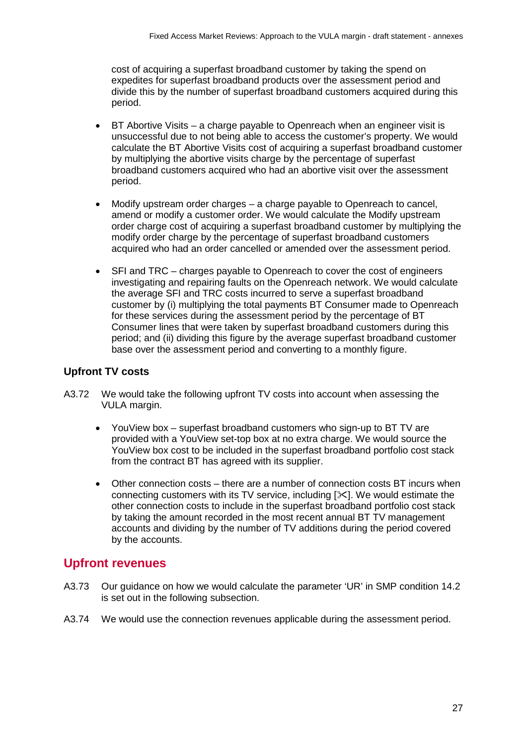cost of acquiring a superfast broadband customer by taking the spend on expedites for superfast broadband products over the assessment period and divide this by the number of superfast broadband customers acquired during this period.

- BT Abortive Visits – a charge payable to Openreach when an engineer visit is unsuccessful due to not being able to access the customer's property. We would calculate the BT Abortive Visits cost of acquiring a superfast broadband customer by multiplying the abortive visits charge by the percentage of superfast broadband customers acquired who had an abortive visit over the assessment period.

- Modify upstream order charges – a charge payable to Openreach to cancel, amend or modify a customer order. We would calculate the Modify upstream order charge cost of acquiring a superfast broadband customer by multiplying the modify order charge by the percentage of superfast broadband customers acquired who had an order cancelled or amended over the assessment period.

- SFI and TRC – charges payable to Openreach to cover the cost of engineers investigating and repairing faults on the Openreach network. We would calculate the average SFI and TRC costs incurred to serve a superfast broadband customer by (i) multiplying the total payments BT Consumer made to Openreach for these services during the assessment period by the percentage of BT Consumer lines that were taken by superfast broadband customers during this period; and (ii) dividing this figure by the average superfast broadband customer base over the assessment period and converting to a monthly figure.

### Upfront TV costs

A3.72 We would take the following upfront TV costs into account when assessing the VULA margin.

- YouView box – superfast broadband customers who sign-up to BT TV are provided with a YouView set-top box at no extra charge. We would source the YouView box cost to be included in the superfast broadband portfolio cost stack from the contract BT has agreed with its supplier.

- Other connection costs – there are a number of connection costs BT incurs when connecting customers with its TV service, including [✂]. We would estimate the other connection costs to include in the superfast broadband portfolio cost stack by taking the amount recorded in the most recent annual BT TV management accounts and dividing by the number of TV additions during the period covered by the accounts.

## Upfront revenues

A3.73 Our guidance on how we would calculate the parameter 'UR' in SMP condition 14.2 is set out in the following subsection.

A3.74 We would use the connection revenues applicable during the assessment period.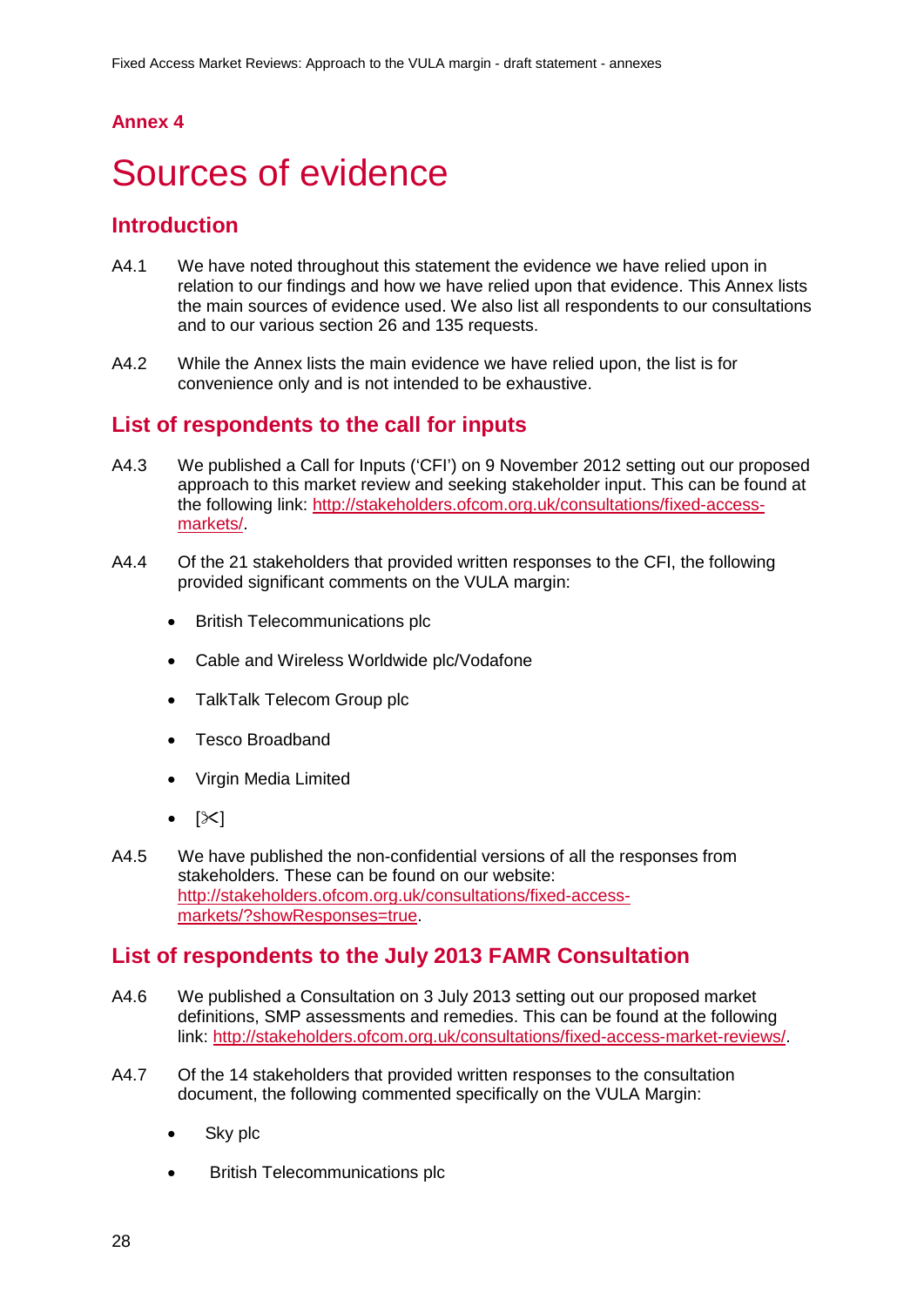## Annex 4

# Sources of evidence

## Introduction

A4.1 We have noted throughout this statement the evidence we have relied upon in relation to our findings and how we have relied upon that evidence. This Annex lists the main sources of evidence used. We also list all respondents to our consultations and to our various section 26 and 135 requests.

A4.2 While the Annex lists the main evidence we have relied upon, the list is for convenience only and is not intended to be exhaustive.

## List of respondents to the call for inputs

A4.3 We published a Call for Inputs ('CFI') on 9 November 2012 setting out our proposed approach to this market review and seeking stakeholder input. This can be found at the following link: http://stakeholders.ofcom.org.uk/consultations/fixed-access-markets/.

A4.4 Of the 21 stakeholders that provided written responses to the CFI, the following provided significant comments on the VULA margin:

- British Telecommunications plc
- Cable and Wireless Worldwide plc/Vodafone
- TalkTalk Telecom Group plc
- Tesco Broadband
- Virgin Media Limited
- [✂]

A4.5 We have published the non-confidential versions of all the responses from stakeholders. These can be found on our website: http://stakeholders.ofcom.org.uk/consultations/fixed-access-markets/?showResponses=true.

## List of respondents to the July 2013 FAMR Consultation

A4.6 We published a Consultation on 3 July 2013 setting out our proposed market definitions, SMP assessments and remedies. This can be found at the following link: http://stakeholders.ofcom.org.uk/consultations/fixed-access-market-reviews/.

A4.7 Of the 14 stakeholders that provided written responses to the consultation document, the following commented specifically on the VULA Margin:

- Sky plc
- British Telecommunications plc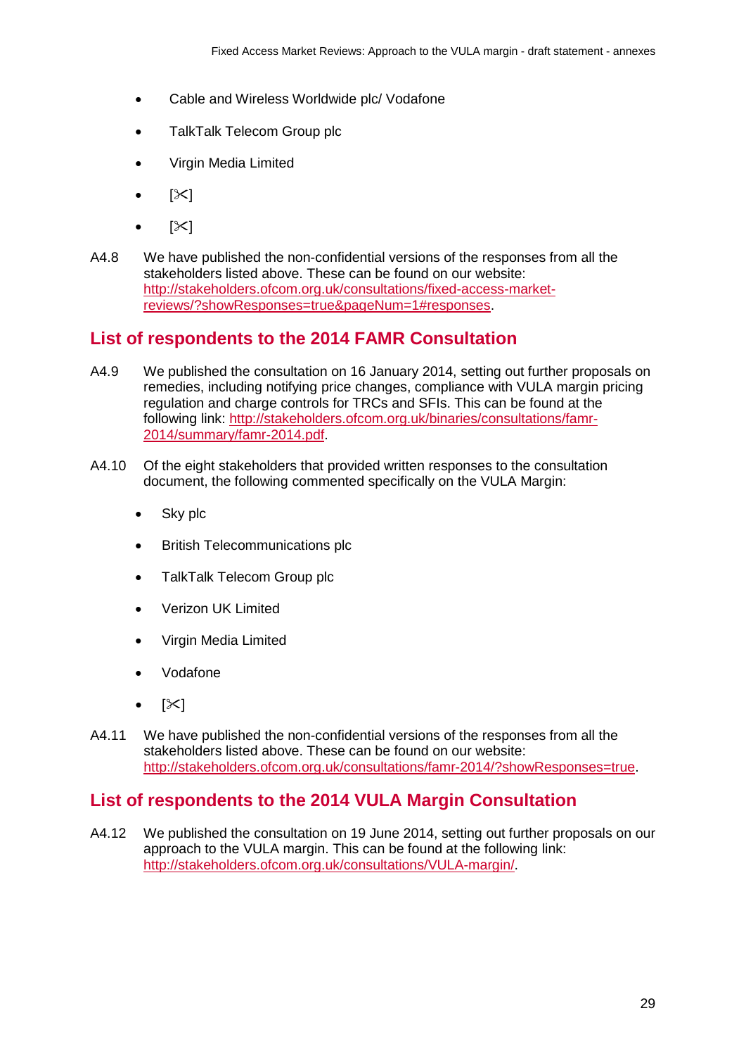- Cable and Wireless Worldwide plc/ Vodafone
- TalkTalk Telecom Group plc
- Virgin Media Limited
- [✄]
- [✄]

A4.8 We have published the non-confidential versions of the responses from all the stakeholders listed above. These can be found on our website: http://stakeholders.ofcom.org.uk/consultations/fixed-access-market-reviews/?showResponses=true&pageNum=1#responses.

## List of respondents to the 2014 FAMR Consultation

A4.9 We published the consultation on 16 January 2014, setting out further proposals on remedies, including notifying price changes, compliance with VULA margin pricing regulation and charge controls for TRCs and SFIs. This can be found at the following link: http://stakeholders.ofcom.org.uk/binaries/consultations/famr-2014/summary/famr-2014.pdf.

A4.10 Of the eight stakeholders that provided written responses to the consultation document, the following commented specifically on the VULA Margin:

- Sky plc
- British Telecommunications plc
- TalkTalk Telecom Group plc
- Verizon UK Limited
- Virgin Media Limited
- Vodafone
- [✄]

A4.11 We have published the non-confidential versions of the responses from all the stakeholders listed above. These can be found on our website: http://stakeholders.ofcom.org.uk/consultations/famr-2014/?showResponses=true.

## List of respondents to the 2014 VULA Margin Consultation

A4.12 We published the consultation on 19 June 2014, setting out further proposals on our approach to the VULA margin. This can be found at the following link: http://stakeholders.ofcom.org.uk/consultations/VULA-margin/.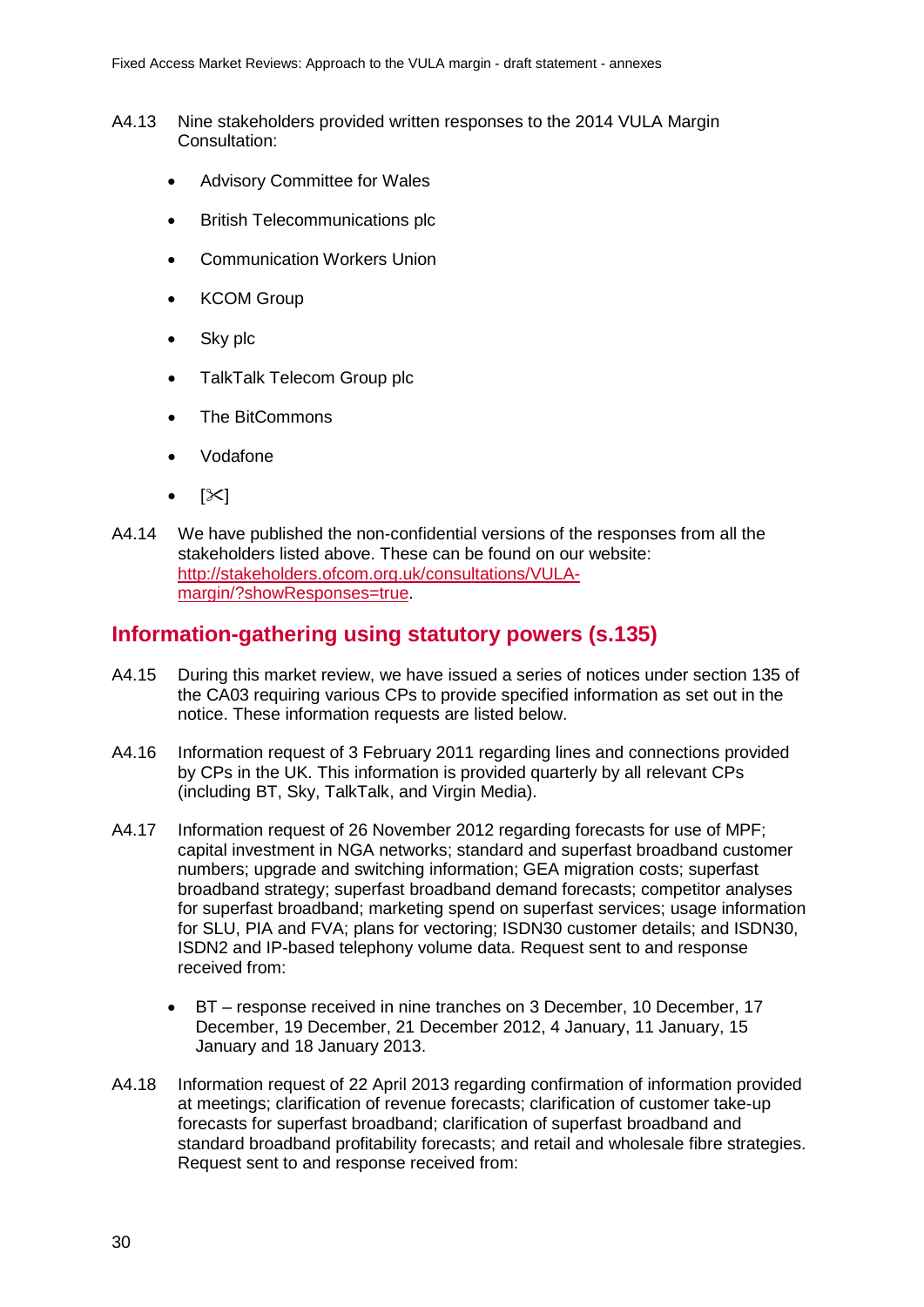A4.13 Nine stakeholders provided written responses to the 2014 VULA Margin Consultation:

- Advisory Committee for Wales
- British Telecommunications plc
- Communication Workers Union
- KCOM Group
- Sky plc
- TalkTalk Telecom Group plc
- The BitCommons
- Vodafone
- [✂]

A4.14 We have published the non-confidential versions of the responses from all the stakeholders listed above. These can be found on our website: [http://stakeholders.ofcom.org.uk/consultations/VULA-margin/?showResponses=true](http://stakeholders.ofcom.org.uk/consultations/VULA-margin/?showResponses=true).

## Information-gathering using statutory powers (s.135)

A4.15 During this market review, we have issued a series of notices under section 135 of the CA03 requiring various CPs to provide specified information as set out in the notice. These information requests are listed below.

A4.16 Information request of 3 February 2011 regarding lines and connections provided by CPs in the UK. This information is provided quarterly by all relevant CPs (including BT, Sky, TalkTalk, and Virgin Media).

A4.17 Information request of 26 November 2012 regarding forecasts for use of MPF; capital investment in NGA networks; standard and superfast broadband customer numbers; upgrade and switching information; GEA migration costs; superfast broadband strategy; superfast broadband demand forecasts; competitor analyses for superfast broadband; marketing spend on superfast services; usage information for SLU, PIA and FVA; plans for vectoring; ISDN30 customer details; and ISDN30, ISDN2 and IP-based telephony volume data. Request sent to and response received from:

- BT – response received in nine tranches on 3 December, 10 December, 17 December, 19 December, 21 December 2012, 4 January, 11 January, 15 January and 18 January 2013.

A4.18 Information request of 22 April 2013 regarding confirmation of information provided at meetings; clarification of revenue forecasts; clarification of customer take-up forecasts for superfast broadband; clarification of superfast broadband and standard broadband profitability forecasts; and retail and wholesale fibre strategies. Request sent to and response received from: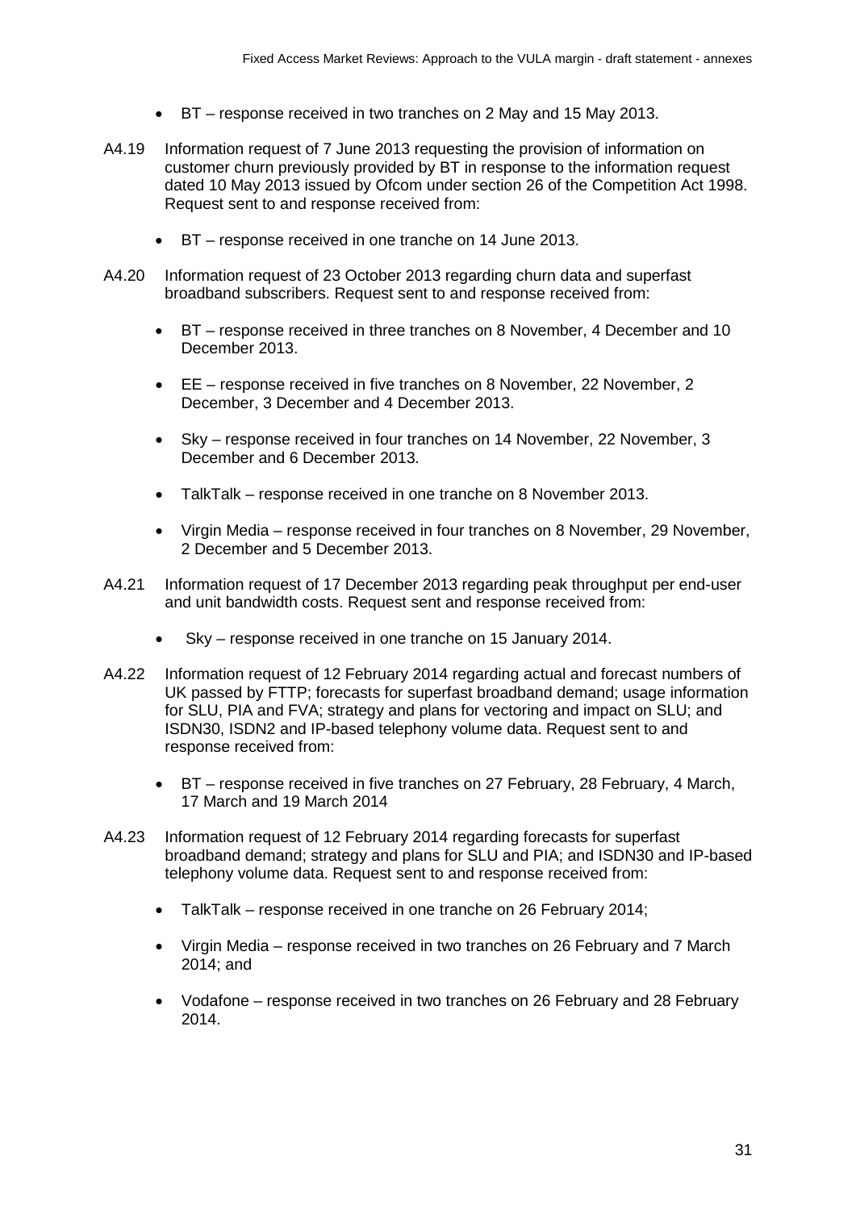- BT – response received in two tranches on 2 May and 15 May 2013.

A4.19 Information request of 7 June 2013 requesting the provision of information on customer churn previously provided by BT in response to the information request dated 10 May 2013 issued by Ofcom under section 26 of the Competition Act 1998. Request sent to and response received from:

- BT – response received in one tranche on 14 June 2013.

A4.20 Information request of 23 October 2013 regarding churn data and superfast broadband subscribers. Request sent to and response received from:

- BT – response received in three tranches on 8 November, 4 December and 10 December 2013.
- EE – response received in five tranches on 8 November, 22 November, 2 December, 3 December and 4 December 2013.
- Sky – response received in four tranches on 14 November, 22 November, 3 December and 6 December 2013.
- TalkTalk – response received in one tranche on 8 November 2013.
- Virgin Media – response received in four tranches on 8 November, 29 November, 2 December and 5 December 2013.

A4.21 Information request of 17 December 2013 regarding peak throughput per end-user and unit bandwidth costs. Request sent and response received from:

- Sky – response received in one tranche on 15 January 2014.

A4.22 Information request of 12 February 2014 regarding actual and forecast numbers of UK passed by FTTP; forecasts for superfast broadband demand; usage information for SLU, PIA and FVA; strategy and plans for vectoring and impact on SLU; and ISDN30, ISDN2 and IP-based telephony volume data. Request sent to and response received from:

- BT – response received in five tranches on 27 February, 28 February, 4 March, 17 March and 19 March 2014

A4.23 Information request of 12 February 2014 regarding forecasts for superfast broadband demand; strategy and plans for SLU and PIA; and ISDN30 and IP-based telephony volume data. Request sent to and response received from:

- TalkTalk – response received in one tranche on 26 February 2014;
- Virgin Media – response received in two tranches on 26 February and 7 March 2014; and
- Vodafone – response received in two tranches on 26 February and 28 February 2014.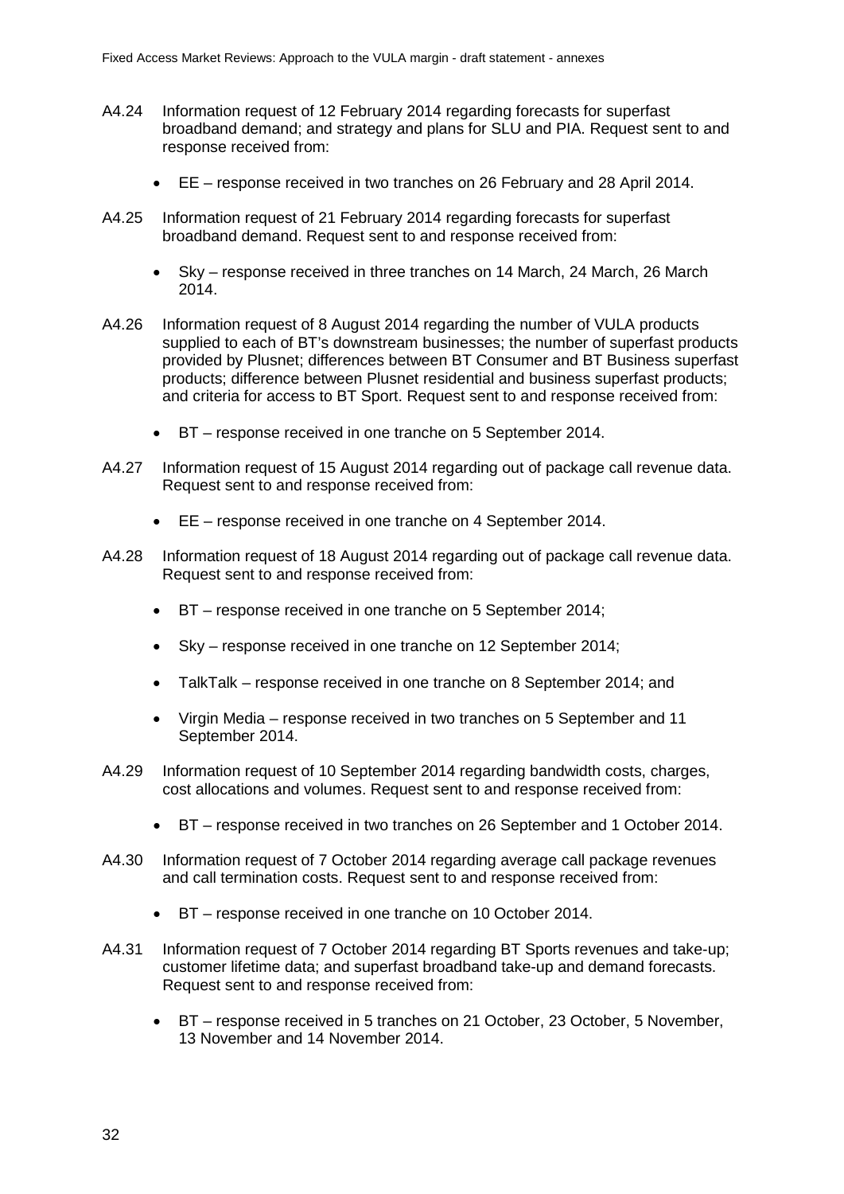A4.24 Information request of 12 February 2014 regarding forecasts for superfast broadband demand; and strategy and plans for SLU and PIA. Request sent to and response received from:

- EE – response received in two tranches on 26 February and 28 April 2014.

A4.25 Information request of 21 February 2014 regarding forecasts for superfast broadband demand. Request sent to and response received from:

- Sky – response received in three tranches on 14 March, 24 March, 26 March 2014.

A4.26 Information request of 8 August 2014 regarding the number of VULA products supplied to each of BT's downstream businesses; the number of superfast products provided by Plusnet; differences between BT Consumer and BT Business superfast products; difference between Plusnet residential and business superfast products; and criteria for access to BT Sport. Request sent to and response received from:

- BT – response received in one tranche on 5 September 2014.

A4.27 Information request of 15 August 2014 regarding out of package call revenue data. Request sent to and response received from:

- EE – response received in one tranche on 4 September 2014.

A4.28 Information request of 18 August 2014 regarding out of package call revenue data. Request sent to and response received from:

- BT – response received in one tranche on 5 September 2014;
- Sky – response received in one tranche on 12 September 2014;
- TalkTalk – response received in one tranche on 8 September 2014; and
- Virgin Media – response received in two tranches on 5 September and 11 September 2014.

A4.29 Information request of 10 September 2014 regarding bandwidth costs, charges, cost allocations and volumes. Request sent to and response received from:

- BT – response received in two tranches on 26 September and 1 October 2014.

A4.30 Information request of 7 October 2014 regarding average call package revenues and call termination costs. Request sent to and response received from:

- BT – response received in one tranche on 10 October 2014.

A4.31 Information request of 7 October 2014 regarding BT Sports revenues and take-up; customer lifetime data; and superfast broadband take-up and demand forecasts. Request sent to and response received from:

- BT – response received in 5 tranches on 21 October, 23 October, 5 November, 13 November and 14 November 2014.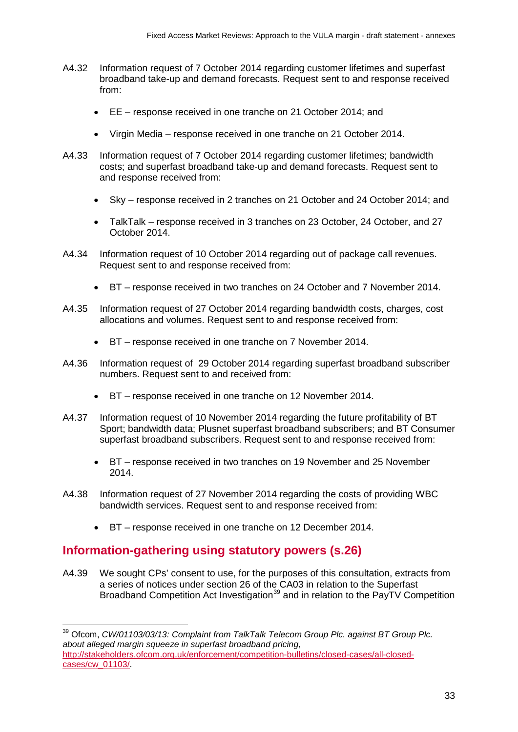A4.32 Information request of 7 October 2014 regarding customer lifetimes and superfast broadband take-up and demand forecasts. Request sent to and response received from:

- EE – response received in one tranche on 21 October 2014; and
- Virgin Media – response received in one tranche on 21 October 2014.

A4.33 Information request of 7 October 2014 regarding customer lifetimes; bandwidth costs; and superfast broadband take-up and demand forecasts. Request sent to and response received from:

- Sky – response received in 2 tranches on 21 October and 24 October 2014; and
- TalkTalk – response received in 3 tranches on 23 October, 24 October, and 27 October 2014.

A4.34 Information request of 10 October 2014 regarding out of package call revenues. Request sent to and response received from:

- BT – response received in two tranches on 24 October and 7 November 2014.

A4.35 Information request of 27 October 2014 regarding bandwidth costs, charges, cost allocations and volumes. Request sent to and response received from:

- BT – response received in one tranche on 7 November 2014.

A4.36 Information request of 29 October 2014 regarding superfast broadband subscriber numbers. Request sent to and received from:

- BT – response received in one tranche on 12 November 2014.

A4.37 Information request of 10 November 2014 regarding the future profitability of BT Sport; bandwidth data; Plusnet superfast broadband subscribers; and BT Consumer superfast broadband subscribers. Request sent to and response received from:

- BT – response received in two tranches on 19 November and 25 November 2014.

A4.38 Information request of 27 November 2014 regarding the costs of providing WBC bandwidth services. Request sent to and response received from:

- BT – response received in one tranche on 12 December 2014.

## Information-gathering using statutory powers (s.26)

A4.39 We sought CPs' consent to use, for the purposes of this consultation, extracts from a series of notices under section 26 of the CA03 in relation to the Superfast Broadband Competition Act Investigation[39] and in relation to the PayTV Competition

[39] Ofcom, *CW/01103/03/13: Complaint from TalkTalk Telecom Group Plc. against BT Group Plc. about alleged margin squeeze in superfast broadband pricing*, http://stakeholders.ofcom.org.uk/enforcement/competition-bulletins/closed-cases/all-closed-cases/cw_01103/.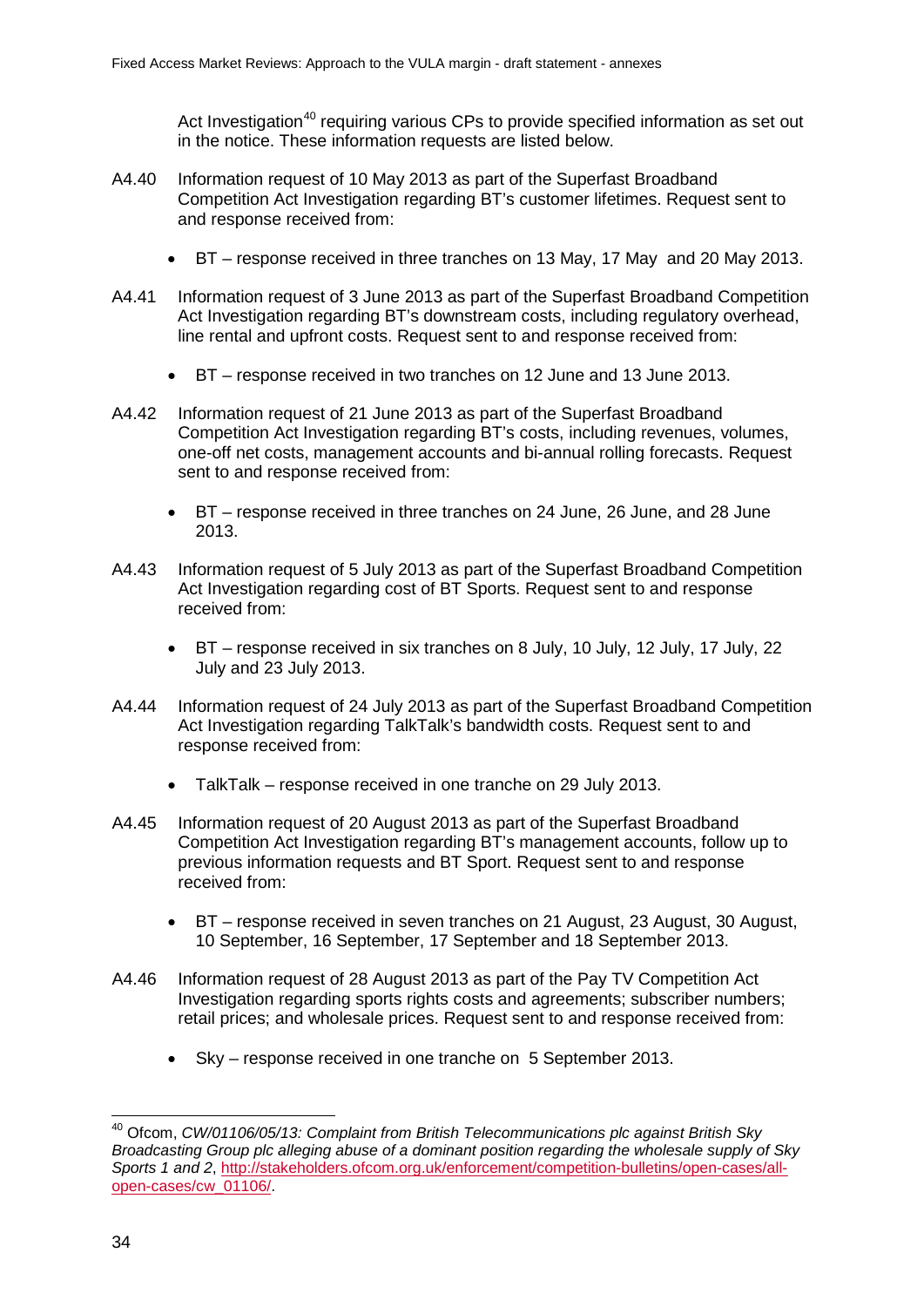Act Investigation[40] requiring various CPs to provide specified information as set out in the notice. These information requests are listed below.

A4.40 Information request of 10 May 2013 as part of the Superfast Broadband Competition Act Investigation regarding BT's customer lifetimes. Request sent to and response received from:

- BT – response received in three tranches on 13 May, 17 May and 20 May 2013.

A4.41 Information request of 3 June 2013 as part of the Superfast Broadband Competition Act Investigation regarding BT's downstream costs, including regulatory overhead, line rental and upfront costs. Request sent to and response received from:

- BT – response received in two tranches on 12 June and 13 June 2013.

A4.42 Information request of 21 June 2013 as part of the Superfast Broadband Competition Act Investigation regarding BT's costs, including revenues, volumes, one-off net costs, management accounts and bi-annual rolling forecasts. Request sent to and response received from:

- BT – response received in three tranches on 24 June, 26 June, and 28 June 2013.

A4.43 Information request of 5 July 2013 as part of the Superfast Broadband Competition Act Investigation regarding cost of BT Sports. Request sent to and response received from:

- BT – response received in six tranches on 8 July, 10 July, 12 July, 17 July, 22 July and 23 July 2013.

A4.44 Information request of 24 July 2013 as part of the Superfast Broadband Competition Act Investigation regarding TalkTalk's bandwidth costs. Request sent to and response received from:

- TalkTalk – response received in one tranche on 29 July 2013.

A4.45 Information request of 20 August 2013 as part of the Superfast Broadband Competition Act Investigation regarding BT's management accounts, follow up to previous information requests and BT Sport. Request sent to and response received from:

- BT – response received in seven tranches on 21 August, 23 August, 30 August, 10 September, 16 September, 17 September and 18 September 2013.

A4.46 Information request of 28 August 2013 as part of the Pay TV Competition Act Investigation regarding sports rights costs and agreements; subscriber numbers; retail prices; and wholesale prices. Request sent to and response received from:

- Sky – response received in one tranche on 5 September 2013.

---

[40] Ofcom, *CW/01106/05/13: Complaint from British Telecommunications plc against British Sky Broadcasting Group plc alleging abuse of a dominant position regarding the wholesale supply of Sky Sports 1 and 2*, http://stakeholders.ofcom.org.uk/enforcement/competition-bulletins/open-cases/all-open-cases/cw_01106/.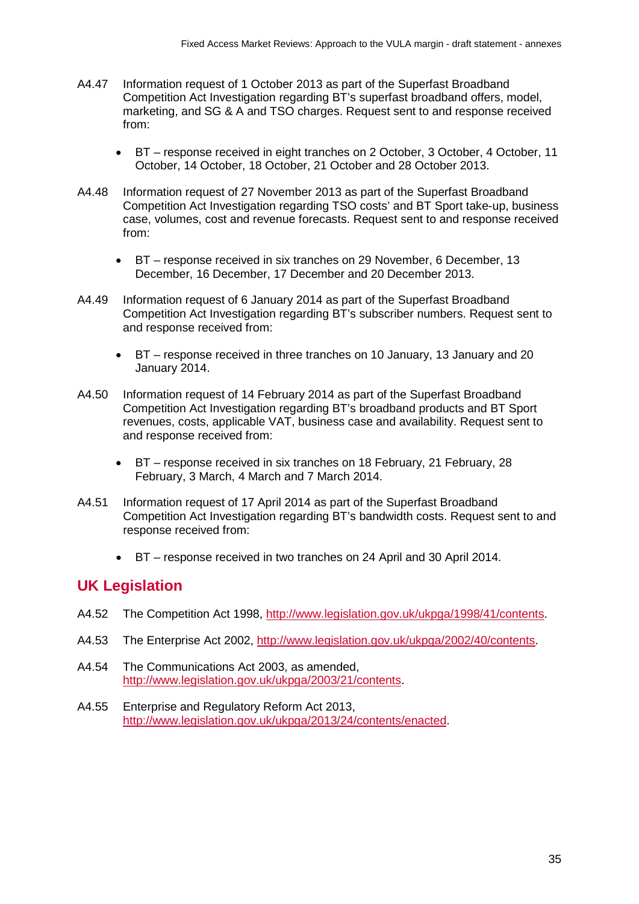A4.47 Information request of 1 October 2013 as part of the Superfast Broadband Competition Act Investigation regarding BT's superfast broadband offers, model, marketing, and SG & A and TSO charges. Request sent to and response received from:

- BT – response received in eight tranches on 2 October, 3 October, 4 October, 11 October, 14 October, 18 October, 21 October and 28 October 2013.

A4.48 Information request of 27 November 2013 as part of the Superfast Broadband Competition Act Investigation regarding TSO costs' and BT Sport take-up, business case, volumes, cost and revenue forecasts. Request sent to and response received from:

- BT – response received in six tranches on 29 November, 6 December, 13 December, 16 December, 17 December and 20 December 2013.

A4.49 Information request of 6 January 2014 as part of the Superfast Broadband Competition Act Investigation regarding BT's subscriber numbers. Request sent to and response received from:

- BT – response received in three tranches on 10 January, 13 January and 20 January 2014.

A4.50 Information request of 14 February 2014 as part of the Superfast Broadband Competition Act Investigation regarding BT's broadband products and BT Sport revenues, costs, applicable VAT, business case and availability. Request sent to and response received from:

- BT – response received in six tranches on 18 February, 21 February, 28 February, 3 March, 4 March and 7 March 2014.

A4.51 Information request of 17 April 2014 as part of the Superfast Broadband Competition Act Investigation regarding BT's bandwidth costs. Request sent to and response received from:

- BT – response received in two tranches on 24 April and 30 April 2014.

## UK Legislation

A4.52 The Competition Act 1998, http://www.legislation.gov.uk/ukpga/1998/41/contents.

A4.53 The Enterprise Act 2002, http://www.legislation.gov.uk/ukpga/2002/40/contents.

A4.54 The Communications Act 2003, as amended, http://www.legislation.gov.uk/ukpga/2003/21/contents.

A4.55 Enterprise and Regulatory Reform Act 2013, http://www.legislation.gov.uk/ukpga/2013/24/contents/enacted.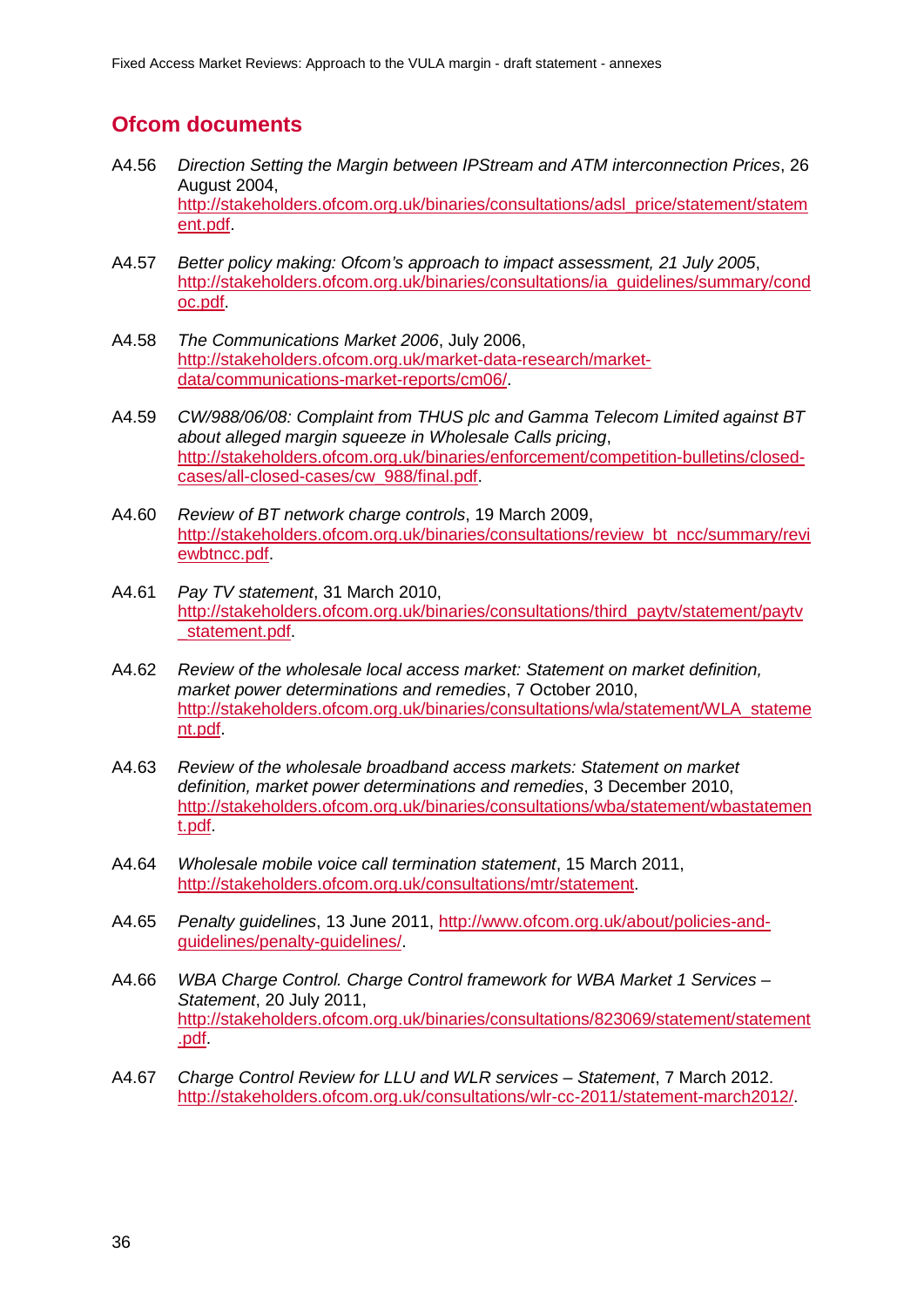## Ofcom documents

A4.56 *Direction Setting the Margin between IPStream and ATM interconnection Prices*, 26 August 2004, http://stakeholders.ofcom.org.uk/binaries/consultations/adsl_price/statement/statement.pdf.

A4.57 *Better policy making: Ofcom's approach to impact assessment, 21 July 2005*, http://stakeholders.ofcom.org.uk/binaries/consultations/ia_guidelines/summary/condoc.pdf.

A4.58 *The Communications Market 2006*, July 2006, http://stakeholders.ofcom.org.uk/market-data-research/market-data/communications-market-reports/cm06/.

A4.59 *CW/988/06/08: Complaint from THUS plc and Gamma Telecom Limited against BT about alleged margin squeeze in Wholesale Calls pricing*, http://stakeholders.ofcom.org.uk/binaries/enforcement/competition-bulletins/closed-cases/all-closed-cases/cw_988/final.pdf.

A4.60 *Review of BT network charge controls*, 19 March 2009, http://stakeholders.ofcom.org.uk/binaries/consultations/review_bt_ncc/summary/reviewbtncc.pdf.

A4.61 *Pay TV statement*, 31 March 2010, http://stakeholders.ofcom.org.uk/binaries/consultations/third_paytv/statement/paytv_statement.pdf.

A4.62 *Review of the wholesale local access market: Statement on market definition, market power determinations and remedies*, 7 October 2010, http://stakeholders.ofcom.org.uk/binaries/consultations/wla/statement/WLA_statement.pdf.

A4.63 *Review of the wholesale broadband access markets: Statement on market definition, market power determinations and remedies*, 3 December 2010, http://stakeholders.ofcom.org.uk/binaries/consultations/wba/statement/wbastatement.pdf.

A4.64 *Wholesale mobile voice call termination statement*, 15 March 2011, http://stakeholders.ofcom.org.uk/consultations/mtr/statement.

A4.65 *Penalty guidelines*, 13 June 2011, http://www.ofcom.org.uk/about/policies-and-guidelines/penalty-guidelines/.

A4.66 *WBA Charge Control. Charge Control framework for WBA Market 1 Services – Statement*, 20 July 2011, http://stakeholders.ofcom.org.uk/binaries/consultations/823069/statement/statement.pdf.

A4.67 *Charge Control Review for LLU and WLR services – Statement*, 7 March 2012. http://stakeholders.ofcom.org.uk/consultations/wlr-cc-2011/statement-march2012/.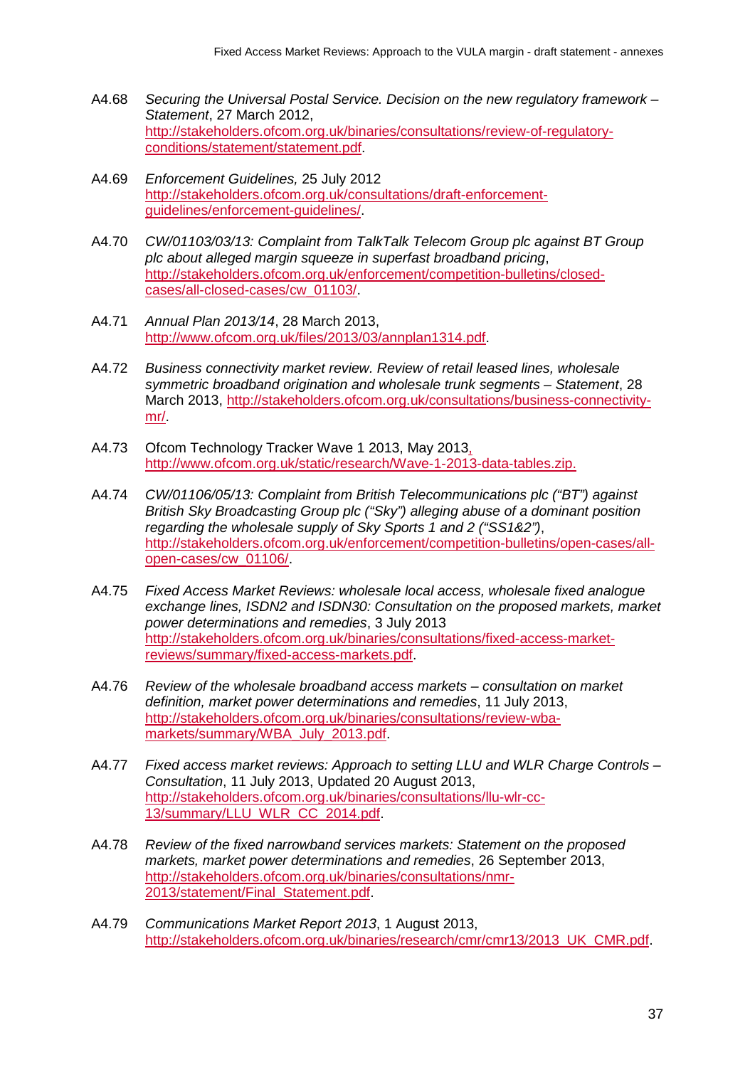A4.68 *Securing the Universal Postal Service. Decision on the new regulatory framework – Statement*, 27 March 2012, http://stakeholders.ofcom.org.uk/binaries/consultations/review-of-regulatory-conditions/statement/statement.pdf.

A4.69 *Enforcement Guidelines,* 25 July 2012 http://stakeholders.ofcom.org.uk/consultations/draft-enforcement-guidelines/enforcement-guidelines/.

A4.70 *CW/01103/03/13: Complaint from TalkTalk Telecom Group plc against BT Group plc about alleged margin squeeze in superfast broadband pricing*, http://stakeholders.ofcom.org.uk/enforcement/competition-bulletins/closed-cases/all-closed-cases/cw_01103/.

A4.71 *Annual Plan 2013/14*, 28 March 2013, http://www.ofcom.org.uk/files/2013/03/annplan1314.pdf.

A4.72 *Business connectivity market review. Review of retail leased lines, wholesale symmetric broadband origination and wholesale trunk segments – Statement*, 28 March 2013, http://stakeholders.ofcom.org.uk/consultations/business-connectivity-mr/.

A4.73 Ofcom Technology Tracker Wave 1 2013, May 2013, http://www.ofcom.org.uk/static/research/Wave-1-2013-data-tables.zip.

A4.74 *CW/01106/05/13: Complaint from British Telecommunications plc ("BT") against British Sky Broadcasting Group plc ("Sky") alleging abuse of a dominant position regarding the wholesale supply of Sky Sports 1 and 2 ("SS1&2")*, http://stakeholders.ofcom.org.uk/enforcement/competition-bulletins/open-cases/all-open-cases/cw_01106/.

A4.75 *Fixed Access Market Reviews: wholesale local access, wholesale fixed analogue exchange lines, ISDN2 and ISDN30: Consultation on the proposed markets, market power determinations and remedies*, 3 July 2013 http://stakeholders.ofcom.org.uk/binaries/consultations/fixed-access-market-reviews/summary/fixed-access-markets.pdf.

A4.76 *Review of the wholesale broadband access markets – consultation on market definition, market power determinations and remedies*, 11 July 2013, http://stakeholders.ofcom.org.uk/binaries/consultations/review-wba-markets/summary/WBA_July_2013.pdf.

A4.77 *Fixed access market reviews: Approach to setting LLU and WLR Charge Controls – Consultation*, 11 July 2013, Updated 20 August 2013, http://stakeholders.ofcom.org.uk/binaries/consultations/llu-wlr-cc-13/summary/LLU_WLR_CC_2014.pdf.

A4.78 *Review of the fixed narrowband services markets: Statement on the proposed markets, market power determinations and remedies*, 26 September 2013, http://stakeholders.ofcom.org.uk/binaries/consultations/nmr-2013/statement/Final_Statement.pdf.

A4.79 *Communications Market Report 2013*, 1 August 2013, http://stakeholders.ofcom.org.uk/binaries/research/cmr/cmr13/2013_UK_CMR.pdf.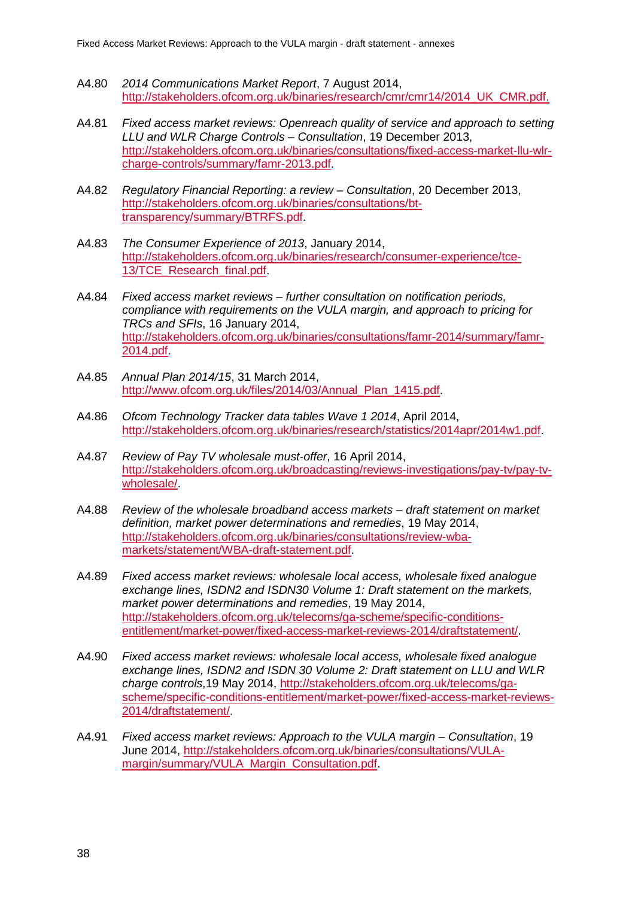A4.80 *2014 Communications Market Report*, 7 August 2014, http://stakeholders.ofcom.org.uk/binaries/research/cmr/cmr14/2014_UK_CMR.pdf.

A4.81 *Fixed access market reviews: Openreach quality of service and approach to setting LLU and WLR Charge Controls – Consultation*, 19 December 2013, http://stakeholders.ofcom.org.uk/binaries/consultations/fixed-access-market-llu-wlr-charge-controls/summary/famr-2013.pdf.

A4.82 *Regulatory Financial Reporting: a review – Consultation*, 20 December 2013, http://stakeholders.ofcom.org.uk/binaries/consultations/bt-transparency/summary/BTRFS.pdf.

A4.83 *The Consumer Experience of 2013*, January 2014, http://stakeholders.ofcom.org.uk/binaries/research/consumer-experience/tce-13/TCE_Research_final.pdf.

A4.84 *Fixed access market reviews – further consultation on notification periods, compliance with requirements on the VULA margin, and approach to pricing for TRCs and SFIs*, 16 January 2014, http://stakeholders.ofcom.org.uk/binaries/consultations/famr-2014/summary/famr-2014.pdf.

A4.85 *Annual Plan 2014/15*, 31 March 2014, http://www.ofcom.org.uk/files/2014/03/Annual_Plan_1415.pdf.

A4.86 *Ofcom Technology Tracker data tables Wave 1 2014*, April 2014, http://stakeholders.ofcom.org.uk/binaries/research/statistics/2014apr/2014w1.pdf.

A4.87 *Review of Pay TV wholesale must-offer*, 16 April 2014, http://stakeholders.ofcom.org.uk/broadcasting/reviews-investigations/pay-tv/pay-tv-wholesale/.

A4.88 *Review of the wholesale broadband access markets – draft statement on market definition, market power determinations and remedies*, 19 May 2014, http://stakeholders.ofcom.org.uk/binaries/consultations/review-wba-markets/statement/WBA-draft-statement.pdf.

A4.89 *Fixed access market reviews: wholesale local access, wholesale fixed analogue exchange lines, ISDN2 and ISDN30 Volume 1: Draft statement on the markets, market power determinations and remedies*, 19 May 2014, http://stakeholders.ofcom.org.uk/telecoms/ga-scheme/specific-conditions-entitlement/market-power/fixed-access-market-reviews-2014/draftstatement/.

A4.90 *Fixed access market reviews: wholesale local access, wholesale fixed analogue exchange lines, ISDN2 and ISDN 30 Volume 2: Draft statement on LLU and WLR charge controls*,19 May 2014, http://stakeholders.ofcom.org.uk/telecoms/ga-scheme/specific-conditions-entitlement/market-power/fixed-access-market-reviews-2014/draftstatement/.

A4.91 *Fixed access market reviews: Approach to the VULA margin – Consultation*, 19 June 2014, http://stakeholders.ofcom.org.uk/binaries/consultations/VULA-margin/summary/VULA_Margin_Consultation.pdf.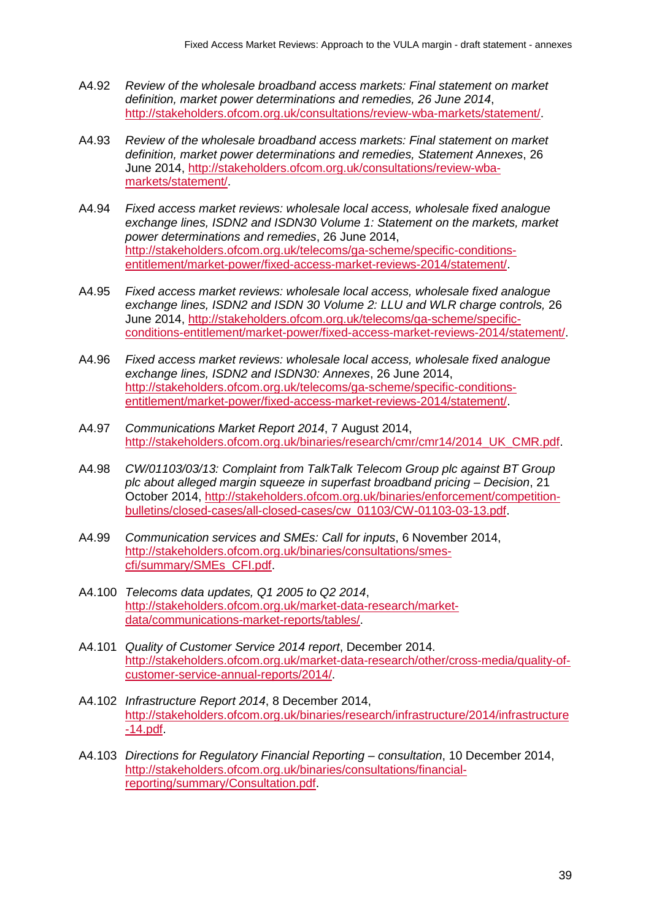A4.92 *Review of the wholesale broadband access markets: Final statement on market definition, market power determinations and remedies, 26 June 2014*, http://stakeholders.ofcom.org.uk/consultations/review-wba-markets/statement/.

A4.93 *Review of the wholesale broadband access markets: Final statement on market definition, market power determinations and remedies, Statement Annexes*, 26 June 2014, http://stakeholders.ofcom.org.uk/consultations/review-wba-markets/statement/.

A4.94 *Fixed access market reviews: wholesale local access, wholesale fixed analogue exchange lines, ISDN2 and ISDN30 Volume 1: Statement on the markets, market power determinations and remedies*, 26 June 2014, http://stakeholders.ofcom.org.uk/telecoms/ga-scheme/specific-conditions-entitlement/market-power/fixed-access-market-reviews-2014/statement/.

A4.95 *Fixed access market reviews: wholesale local access, wholesale fixed analogue exchange lines, ISDN2 and ISDN 30 Volume 2: LLU and WLR charge controls,* 26 June 2014, http://stakeholders.ofcom.org.uk/telecoms/ga-scheme/specific-conditions-entitlement/market-power/fixed-access-market-reviews-2014/statement/.

A4.96 *Fixed access market reviews: wholesale local access, wholesale fixed analogue exchange lines, ISDN2 and ISDN30: Annexes*, 26 June 2014, http://stakeholders.ofcom.org.uk/telecoms/ga-scheme/specific-conditions-entitlement/market-power/fixed-access-market-reviews-2014/statement/.

A4.97 *Communications Market Report 2014*, 7 August 2014, http://stakeholders.ofcom.org.uk/binaries/research/cmr/cmr14/2014_UK_CMR.pdf.

A4.98 *CW/01103/03/13: Complaint from TalkTalk Telecom Group plc against BT Group plc about alleged margin squeeze in superfast broadband pricing – Decision*, 21 October 2014, http://stakeholders.ofcom.org.uk/binaries/enforcement/competition-bulletins/closed-cases/all-closed-cases/cw_01103/CW-01103-03-13.pdf.

A4.99 *Communication services and SMEs: Call for inputs*, 6 November 2014, http://stakeholders.ofcom.org.uk/binaries/consultations/smes-cfi/summary/SMEs_CFI.pdf.

A4.100 *Telecoms data updates, Q1 2005 to Q2 2014*, http://stakeholders.ofcom.org.uk/market-data-research/market-data/communications-market-reports/tables/.

A4.101 *Quality of Customer Service 2014 report*, December 2014. http://stakeholders.ofcom.org.uk/market-data-research/other/cross-media/quality-of-customer-service-annual-reports/2014/.

A4.102 *Infrastructure Report 2014*, 8 December 2014, http://stakeholders.ofcom.org.uk/binaries/research/infrastructure/2014/infrastructure-14.pdf.

A4.103 *Directions for Regulatory Financial Reporting – consultation*, 10 December 2014, http://stakeholders.ofcom.org.uk/binaries/consultations/financial-reporting/summary/Consultation.pdf.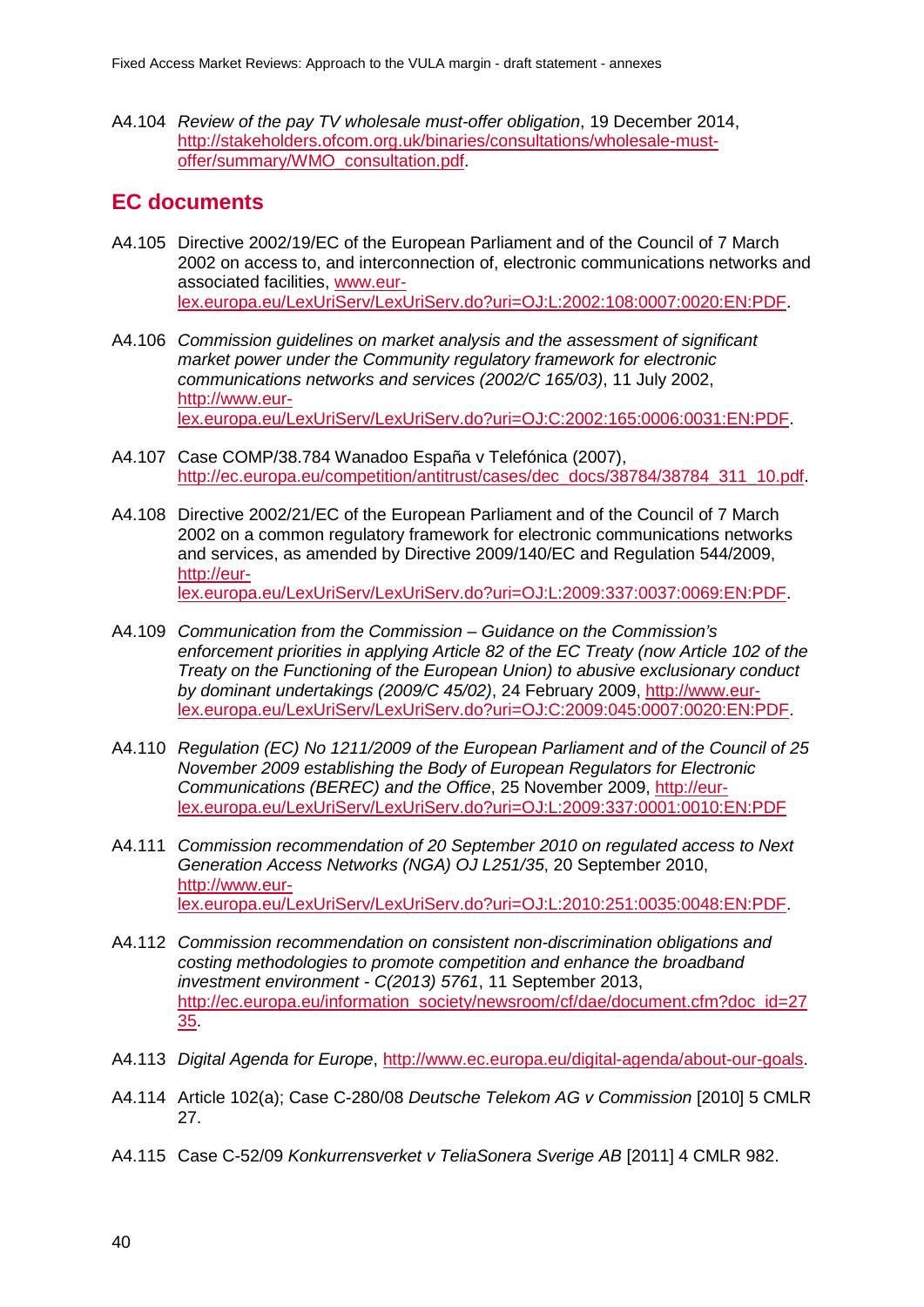A4.104 *Review of the pay TV wholesale must-offer obligation*, 19 December 2014, http://stakeholders.ofcom.org.uk/binaries/consultations/wholesale-must-offer/summary/WMO_consultation.pdf.

## EC documents

A4.105 Directive 2002/19/EC of the European Parliament and of the Council of 7 March 2002 on access to, and interconnection of, electronic communications networks and associated facilities, www.eur-lex.europa.eu/LexUriServ/LexUriServ.do?uri=OJ:L:2002:108:0007:0020:EN:PDF.

A4.106 *Commission guidelines on market analysis and the assessment of significant market power under the Community regulatory framework for electronic communications networks and services (2002/C 165/03)*, 11 July 2002, http://www.eur-lex.europa.eu/LexUriServ/LexUriServ.do?uri=OJ:C:2002:165:0006:0031:EN:PDF.

A4.107 Case COMP/38.784 Wanadoo España v Telefónica (2007), http://ec.europa.eu/competition/antitrust/cases/dec_docs/38784/38784_311_10.pdf.

A4.108 Directive 2002/21/EC of the European Parliament and of the Council of 7 March 2002 on a common regulatory framework for electronic communications networks and services, as amended by Directive 2009/140/EC and Regulation 544/2009, http://eur-lex.europa.eu/LexUriServ/LexUriServ.do?uri=OJ:L:2009:337:0037:0069:EN:PDF.

A4.109 *Communication from the Commission – Guidance on the Commission's enforcement priorities in applying Article 82 of the EC Treaty (now Article 102 of the Treaty on the Functioning of the European Union) to abusive exclusionary conduct by dominant undertakings (2009/C 45/02)*, 24 February 2009, http://www.eur-lex.europa.eu/LexUriServ/LexUriServ.do?uri=OJ:C:2009:045:0007:0020:EN:PDF.

A4.110 *Regulation (EC) No 1211/2009 of the European Parliament and of the Council of 25 November 2009 establishing the Body of European Regulators for Electronic Communications (BEREC) and the Office*, 25 November 2009, http://eur-lex.europa.eu/LexUriServ/LexUriServ.do?uri=OJ:L:2009:337:0001:0010:EN:PDF

A4.111 *Commission recommendation of 20 September 2010 on regulated access to Next Generation Access Networks (NGA) OJ L251/35*, 20 September 2010, http://www.eur-lex.europa.eu/LexUriServ/LexUriServ.do?uri=OJ:L:2010:251:0035:0048:EN:PDF.

A4.112 *Commission recommendation on consistent non-discrimination obligations and costing methodologies to promote competition and enhance the broadband investment environment - C(2013) 5761*, 11 September 2013, http://ec.europa.eu/information_society/newsroom/cf/dae/document.cfm?doc_id=2735.

A4.113 *Digital Agenda for Europe*, http://www.ec.europa.eu/digital-agenda/about-our-goals.

A4.114 Article 102(a); Case C-280/08 *Deutsche Telekom AG v Commission* [2010] 5 CMLR 27.

A4.115 Case C-52/09 *Konkurrensverket v TeliaSonera Sverige AB* [2011] 4 CMLR 982.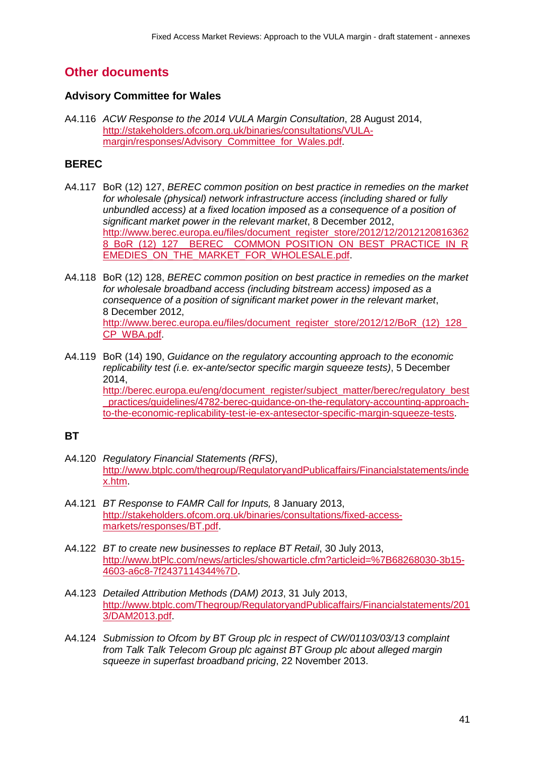## Other documents

### Advisory Committee for Wales

A4.116 *ACW Response to the 2014 VULA Margin Consultation*, 28 August 2014, http://stakeholders.ofcom.org.uk/binaries/consultations/VULA-margin/responses/Advisory_Committee_for_Wales.pdf.

### BEREC

A4.117 BoR (12) 127, *BEREC common position on best practice in remedies on the market for wholesale (physical) network infrastructure access (including shared or fully unbundled access) at a fixed location imposed as a consequence of a position of significant market power in the relevant market*, 8 December 2012, http://www.berec.europa.eu/files/document_register_store/2012/12/20121208163628_BoR_(12)_127__BEREC__COMMON_POSITION_ON_BEST_PRACTICE_IN_REMEDIES_ON_THE_MARKET_FOR_WHOLESALE.pdf.

A4.118 BoR (12) 128, *BEREC common position on best practice in remedies on the market for wholesale broadband access (including bitstream access) imposed as a consequence of a position of significant market power in the relevant market*, 8 December 2012, http://www.berec.europa.eu/files/document_register_store/2012/12/BoR_(12)_128_CP_WBA.pdf.

A4.119 BoR (14) 190, *Guidance on the regulatory accounting approach to the economic replicability test (i.e. ex-ante/sector specific margin squeeze tests)*, 5 December 2014, http://berec.europa.eu/eng/document_register/subject_matter/berec/regulatory_best_practices/guidelines/4782-berec-guidance-on-the-regulatory-accounting-approach-to-the-economic-replicability-test-ie-ex-antesector-specific-margin-squeeze-tests.

### BT

A4.120 *Regulatory Financial Statements (RFS)*, http://www.btplc.com/thegroup/RegulatoryandPublicaffairs/Financialstatements/index.htm.

A4.121 *BT Response to FAMR Call for Inputs,* 8 January 2013, http://stakeholders.ofcom.org.uk/binaries/consultations/fixed-access-markets/responses/BT.pdf.

A4.122 *BT to create new businesses to replace BT Retail*, 30 July 2013, http://www.btPlc.com/news/articles/showarticle.cfm?articleid=%7B68268030-3b15-4603-a6c8-7f2437114344%7D.

A4.123 *Detailed Attribution Methods (DAM) 2013*, 31 July 2013, http://www.btplc.com/Thegroup/RegulatoryandPublicaffairs/Financialstatements/2013/DAM2013.pdf.

A4.124 *Submission to Ofcom by BT Group plc in respect of CW/01103/03/13 complaint from Talk Talk Telecom Group plc against BT Group plc about alleged margin squeeze in superfast broadband pricing*, 22 November 2013.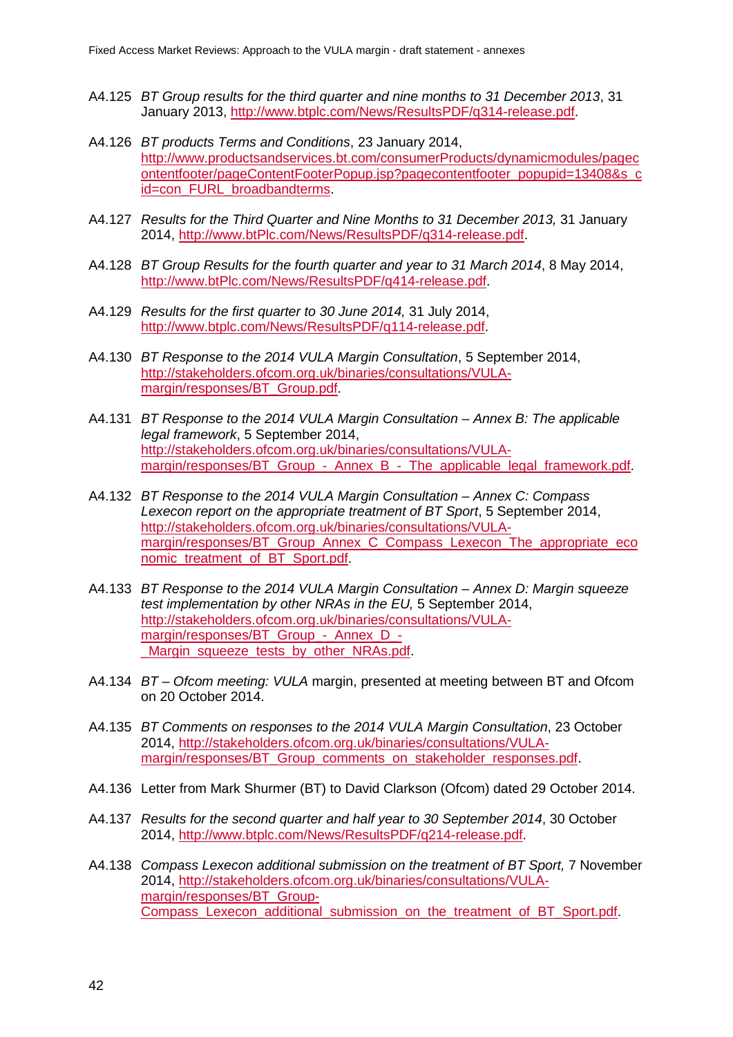A4.125 *BT Group results for the third quarter and nine months to 31 December 2013*, 31 January 2013, http://www.btplc.com/News/ResultsPDF/q314-release.pdf.

A4.126 *BT products Terms and Conditions*, 23 January 2014, http://www.productsandservices.bt.com/consumerProducts/dynamicmodules/pagecontentfooter/pageContentFooterPopup.jsp?pagecontentfooter_popupid=13408&s_cid=con_FURL_broadbandterms.

A4.127 *Results for the Third Quarter and Nine Months to 31 December 2013,* 31 January 2014, http://www.btPlc.com/News/ResultsPDF/q314-release.pdf.

A4.128 *BT Group Results for the fourth quarter and year to 31 March 2014*, 8 May 2014, http://www.btPlc.com/News/ResultsPDF/q414-release.pdf.

A4.129 *Results for the first quarter to 30 June 2014,* 31 July 2014, http://www.btplc.com/News/ResultsPDF/q114-release.pdf.

A4.130 *BT Response to the 2014 VULA Margin Consultation*, 5 September 2014, http://stakeholders.ofcom.org.uk/binaries/consultations/VULA-margin/responses/BT_Group.pdf.

A4.131 *BT Response to the 2014 VULA Margin Consultation – Annex B: The applicable legal framework*, 5 September 2014, http://stakeholders.ofcom.org.uk/binaries/consultations/VULA-margin/responses/BT_Group_-_Annex_B_-_The_applicable_legal_framework.pdf.

A4.132 *BT Response to the 2014 VULA Margin Consultation – Annex C: Compass Lexecon report on the appropriate treatment of BT Sport*, 5 September 2014, http://stakeholders.ofcom.org.uk/binaries/consultations/VULA-margin/responses/BT_Group_Annex_C_Compass_Lexecon_The_appropriate_economic_treatment_of_BT_Sport.pdf.

A4.133 *BT Response to the 2014 VULA Margin Consultation – Annex D: Margin squeeze test implementation by other NRAs in the EU,* 5 September 2014, http://stakeholders.ofcom.org.uk/binaries/consultations/VULA-margin/responses/BT_Group_-_Annex_D_-_Margin_squeeze_tests_by_other_NRAs.pdf.

A4.134 *BT – Ofcom meeting: VULA* margin, presented at meeting between BT and Ofcom on 20 October 2014.

A4.135 *BT Comments on responses to the 2014 VULA Margin Consultation*, 23 October 2014, http://stakeholders.ofcom.org.uk/binaries/consultations/VULA-margin/responses/BT_Group_comments_on_stakeholder_responses.pdf.

A4.136 Letter from Mark Shurmer (BT) to David Clarkson (Ofcom) dated 29 October 2014.

A4.137 *Results for the second quarter and half year to 30 September 2014*, 30 October 2014, http://www.btplc.com/News/ResultsPDF/q214-release.pdf.

A4.138 *Compass Lexecon additional submission on the treatment of BT Sport,* 7 November 2014, http://stakeholders.ofcom.org.uk/binaries/consultations/VULA-margin/responses/BT_Group-Compass_Lexecon_additional_submission_on_the_treatment_of_BT_Sport.pdf.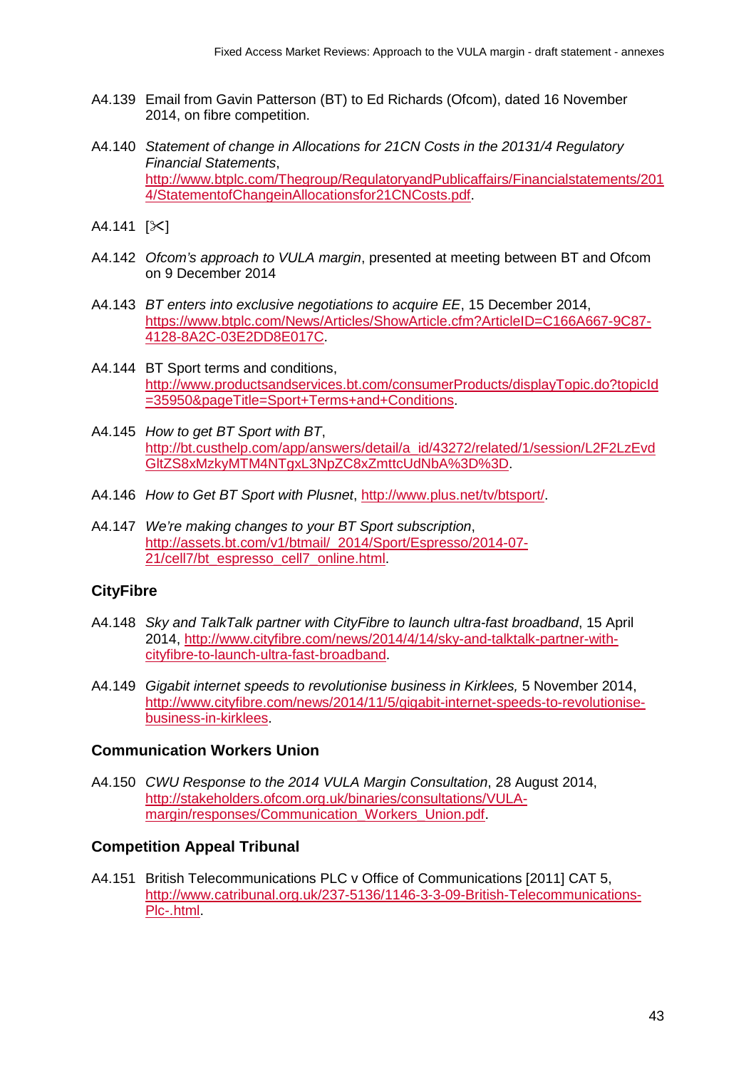A4.139 Email from Gavin Patterson (BT) to Ed Richards (Ofcom), dated 16 November 2014, on fibre competition.

A4.140 *Statement of change in Allocations for 21CN Costs in the 20131/4 Regulatory Financial Statements*, http://www.btplc.com/Thegroup/RegulatoryandPublicaffairs/Financialstatements/2014/StatementofChangeinAllocationsfor21CNCosts.pdf.

A4.141 [✂]

A4.142 *Ofcom's approach to VULA margin*, presented at meeting between BT and Ofcom on 9 December 2014

A4.143 *BT enters into exclusive negotiations to acquire EE*, 15 December 2014, https://www.btplc.com/News/Articles/ShowArticle.cfm?ArticleID=C166A667-9C87-4128-8A2C-03E2DD8E017C.

A4.144 BT Sport terms and conditions, http://www.productsandservices.bt.com/consumerProducts/displayTopic.do?topicId=35950&pageTitle=Sport+Terms+and+Conditions.

A4.145 *How to get BT Sport with BT*, http://bt.custhelp.com/app/answers/detail/a_id/43272/related/1/session/L2F2LzEvdGltZS8xMzkyMTM4NTgxL3NpZC8xZmttcUdNbA%3D%3D.

A4.146 *How to Get BT Sport with Plusnet*, http://www.plus.net/tv/btsport/.

A4.147 *We're making changes to your BT Sport subscription*, http://assets.bt.com/v1/btmail/_2014/Sport/Espresso/2014-07-21/cell7/bt_espresso_cell7_online.html.

### CityFibre

A4.148 *Sky and TalkTalk partner with CityFibre to launch ultra-fast broadband*, 15 April 2014, http://www.cityfibre.com/news/2014/4/14/sky-and-talktalk-partner-with-cityfibre-to-launch-ultra-fast-broadband.

A4.149 *Gigabit internet speeds to revolutionise business in Kirklees,* 5 November 2014, http://www.cityfibre.com/news/2014/11/5/gigabit-internet-speeds-to-revolutionise-business-in-kirklees.

### Communication Workers Union

A4.150 *CWU Response to the 2014 VULA Margin Consultation*, 28 August 2014, http://stakeholders.ofcom.org.uk/binaries/consultations/VULA-margin/responses/Communication_Workers_Union.pdf.

### Competition Appeal Tribunal

A4.151 British Telecommunications PLC v Office of Communications [2011] CAT 5, http://www.catribunal.org.uk/237-5136/1146-3-3-09-British-Telecommunications-Plc-.html.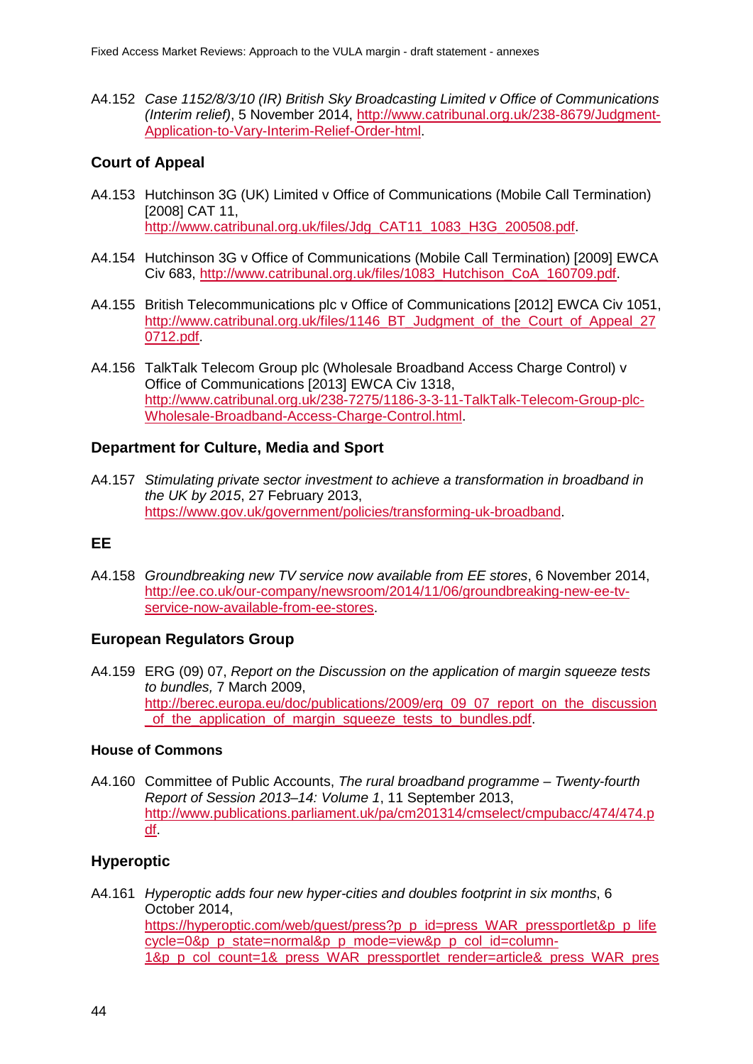A4.152 *Case 1152/8/3/10 (IR) British Sky Broadcasting Limited v Office of Communications (Interim relief)*, 5 November 2014, http://www.catribunal.org.uk/238-8679/Judgment-Application-to-Vary-Interim-Relief-Order-html.

## Court of Appeal

A4.153 Hutchinson 3G (UK) Limited v Office of Communications (Mobile Call Termination) [2008] CAT 11, http://www.catribunal.org.uk/files/Jdg_CAT11_1083_H3G_200508.pdf.

A4.154 Hutchinson 3G v Office of Communications (Mobile Call Termination) [2009] EWCA Civ 683, http://www.catribunal.org.uk/files/1083_Hutchison_CoA_160709.pdf.

A4.155 British Telecommunications plc v Office of Communications [2012] EWCA Civ 1051, http://www.catribunal.org.uk/files/1146_BT_Judgment_of_the_Court_of_Appeal_270712.pdf.

A4.156 TalkTalk Telecom Group plc (Wholesale Broadband Access Charge Control) v Office of Communications [2013] EWCA Civ 1318, http://www.catribunal.org.uk/238-7275/1186-3-3-11-TalkTalk-Telecom-Group-plc-Wholesale-Broadband-Access-Charge-Control.html.

## Department for Culture, Media and Sport

A4.157 *Stimulating private sector investment to achieve a transformation in broadband in the UK by 2015*, 27 February 2013, https://www.gov.uk/government/policies/transforming-uk-broadband.

## EE

A4.158 *Groundbreaking new TV service now available from EE stores*, 6 November 2014, http://ee.co.uk/our-company/newsroom/2014/11/06/groundbreaking-new-ee-tv-service-now-available-from-ee-stores.

## European Regulators Group

A4.159 ERG (09) 07, *Report on the Discussion on the application of margin squeeze tests to bundles,* 7 March 2009, http://berec.europa.eu/doc/publications/2009/erg_09_07_report_on_the_discussion_of_the_application_of_margin_squeeze_tests_to_bundles.pdf.

### House of Commons

A4.160 Committee of Public Accounts, *The rural broadband programme – Twenty-fourth Report of Session 2013–14: Volume 1*, 11 September 2013, http://www.publications.parliament.uk/pa/cm201314/cmselect/cmpubacc/474/474.pdf.

## Hyperoptic

A4.161 *Hyperoptic adds four new hyper-cities and doubles footprint in six months*, 6 October 2014, https://hyperoptic.com/web/guest/press?p_p_id=press_WAR_pressportlet&p_p_lifecycle=0&p_p_state=normal&p_p_mode=view&p_p_col_id=column-1&p_p_col_count=1&_press_WAR_pressportlet_render=article&_press_WAR_pres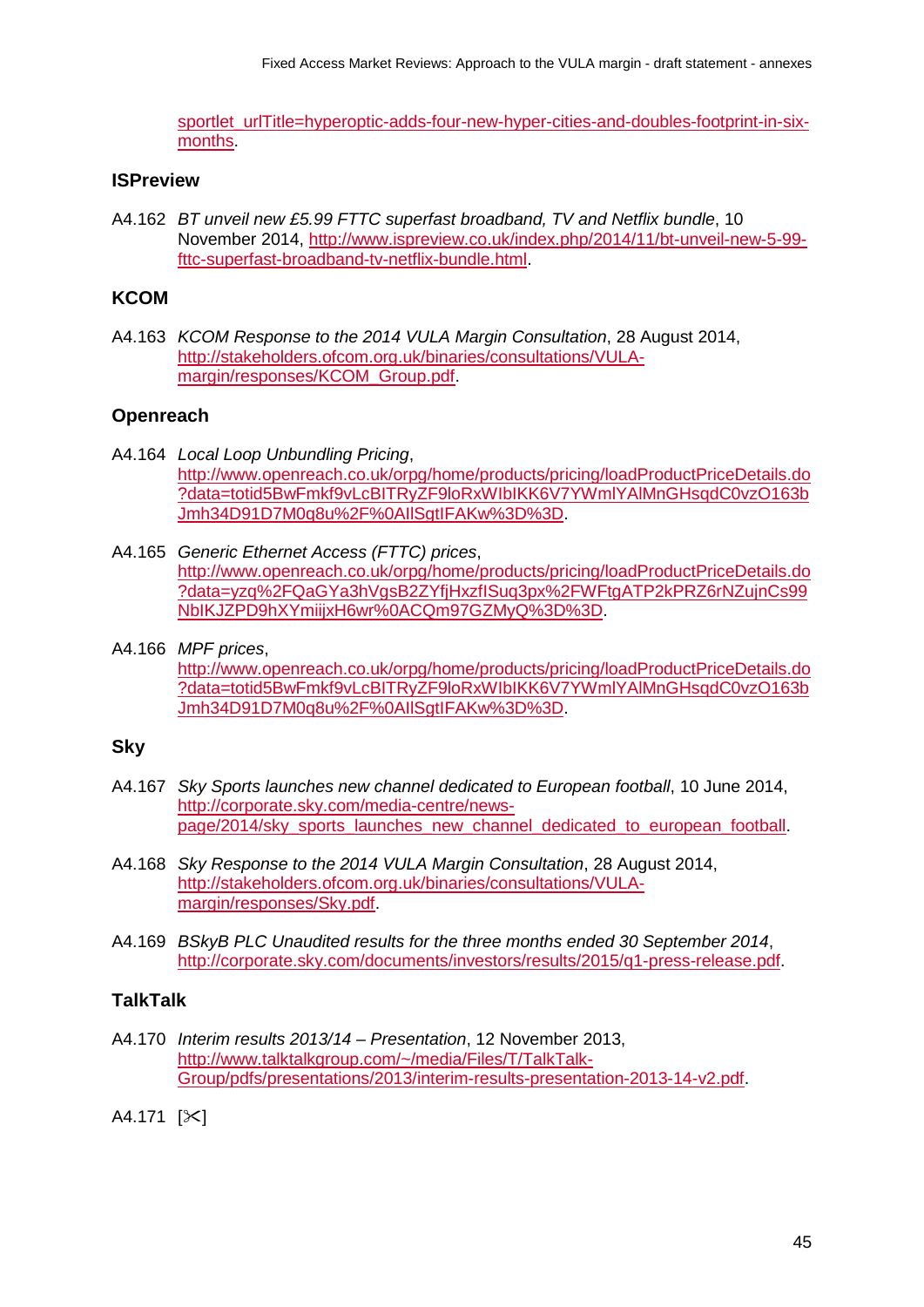sportlet_urlTitle=hyperoptic-adds-four-new-hyper-cities-and-doubles-footprint-in-six-months.

### ISPreview

A4.162 *BT unveil new £5.99 FTTC superfast broadband, TV and Netflix bundle*, 10 November 2014, http://www.ispreview.co.uk/index.php/2014/11/bt-unveil-new-5-99-fttc-superfast-broadband-tv-netflix-bundle.html.

### KCOM

A4.163 *KCOM Response to the 2014 VULA Margin Consultation*, 28 August 2014, http://stakeholders.ofcom.org.uk/binaries/consultations/VULA-margin/responses/KCOM_Group.pdf.

### Openreach

A4.164 *Local Loop Unbundling Pricing*, http://www.openreach.co.uk/orpg/home/products/pricing/loadProductPriceDetails.do?data=totid5BwFmkf9vLcBITRyZF9loRxWIbIKK6V7YWmlYAlMnGHsqdC0vzO163bJmh34D91D7M0q8u%2F%0AIlSgtIFAKw%3D%3D.

A4.165 *Generic Ethernet Access (FTTC) prices*, http://www.openreach.co.uk/orpg/home/products/pricing/loadProductPriceDetails.do?data=yzq%2FQaGYa3hVgsB2ZYfjHxzfISuq3px%2FWFtgATP2kPRZ6rNZujnCs99NbIKJZPD9hXYmiijxH6wr%0ACQm97GZMyQ%3D%3D.

A4.166 *MPF prices*, http://www.openreach.co.uk/orpg/home/products/pricing/loadProductPriceDetails.do?data=totid5BwFmkf9vLcBITRyZF9loRxWIbIKK6V7YWmlYAlMnGHsqdC0vzO163bJmh34D91D7M0q8u%2F%0AIlSgtIFAKw%3D%3D.

### Sky

A4.167 *Sky Sports launches new channel dedicated to European football*, 10 June 2014, http://corporate.sky.com/media-centre/news-page/2014/sky_sports_launches_new_channel_dedicated_to_european_football.

A4.168 *Sky Response to the 2014 VULA Margin Consultation*, 28 August 2014, http://stakeholders.ofcom.org.uk/binaries/consultations/VULA-margin/responses/Sky.pdf.

A4.169 *BSkyB PLC Unaudited results for the three months ended 30 September 2014*, http://corporate.sky.com/documents/investors/results/2015/q1-press-release.pdf.

### TalkTalk

A4.170 *Interim results 2013/14 – Presentation*, 12 November 2013, http://www.talktalkgroup.com/~/media/Files/T/TalkTalk-Group/pdfs/presentations/2013/interim-results-presentation-2013-14-v2.pdf.

A4.171 [✂]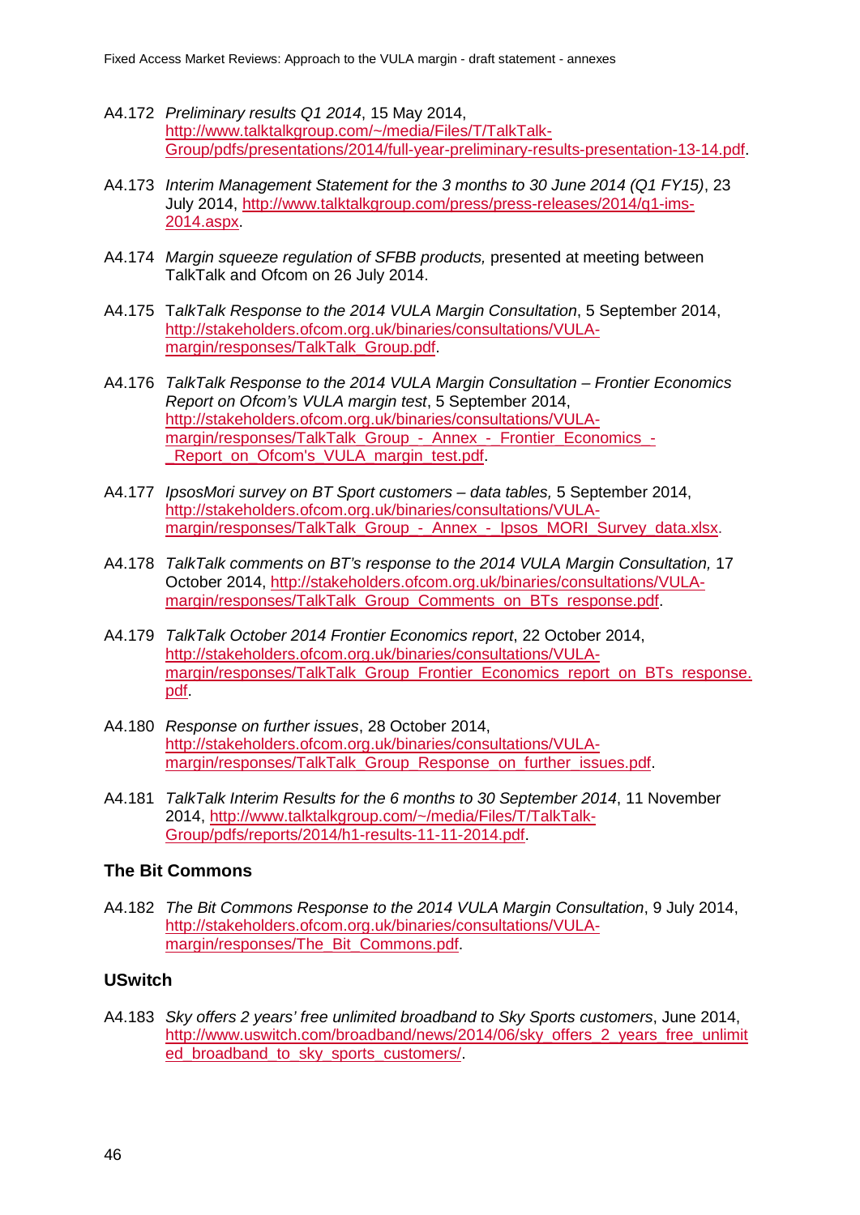A4.172 *Preliminary results Q1 2014*, 15 May 2014, http://www.talktalkgroup.com/~/media/Files/T/TalkTalk-Group/pdfs/presentations/2014/full-year-preliminary-results-presentation-13-14.pdf.

A4.173 *Interim Management Statement for the 3 months to 30 June 2014 (Q1 FY15)*, 23 July 2014, http://www.talktalkgroup.com/press/press-releases/2014/q1-ims-2014.aspx.

A4.174 *Margin squeeze regulation of SFBB products,* presented at meeting between TalkTalk and Ofcom on 26 July 2014.

A4.175 T*alkTalk Response to the 2014 VULA Margin Consultation*, 5 September 2014, http://stakeholders.ofcom.org.uk/binaries/consultations/VULA-margin/responses/TalkTalk_Group.pdf.

A4.176 *TalkTalk Response to the 2014 VULA Margin Consultation – Frontier Economics Report on Ofcom's VULA margin test*, 5 September 2014, http://stakeholders.ofcom.org.uk/binaries/consultations/VULA-margin/responses/TalkTalk_Group_-_Annex_-_Frontier_Economics_-_Report_on_Ofcom's_VULA_margin_test.pdf.

A4.177 *IpsosMori survey on BT Sport customers – data tables,* 5 September 2014, http://stakeholders.ofcom.org.uk/binaries/consultations/VULA-margin/responses/TalkTalk_Group_-_Annex_-_Ipsos_MORI_Survey_data.xlsx.

A4.178 *TalkTalk comments on BT's response to the 2014 VULA Margin Consultation,* 17 October 2014, http://stakeholders.ofcom.org.uk/binaries/consultations/VULA-margin/responses/TalkTalk_Group_Comments_on_BTs_response.pdf.

A4.179 *TalkTalk October 2014 Frontier Economics report*, 22 October 2014, http://stakeholders.ofcom.org.uk/binaries/consultations/VULA-margin/responses/TalkTalk_Group_Frontier_Economics_report_on_BTs_response.pdf.

A4.180 *Response on further issues*, 28 October 2014, http://stakeholders.ofcom.org.uk/binaries/consultations/VULA-margin/responses/TalkTalk_Group_Response_on_further_issues.pdf.

A4.181 *TalkTalk Interim Results for the 6 months to 30 September 2014*, 11 November 2014, http://www.talktalkgroup.com/~/media/Files/T/TalkTalk-Group/pdfs/reports/2014/h1-results-11-11-2014.pdf.

### The Bit Commons

A4.182 *The Bit Commons Response to the 2014 VULA Margin Consultation*, 9 July 2014, http://stakeholders.ofcom.org.uk/binaries/consultations/VULA-margin/responses/The_Bit_Commons.pdf.

### USwitch

A4.183 *Sky offers 2 years' free unlimited broadband to Sky Sports customers*, June 2014, http://www.uswitch.com/broadband/news/2014/06/sky_offers_2_years_free_unlimited_broadband_to_sky_sports_customers/.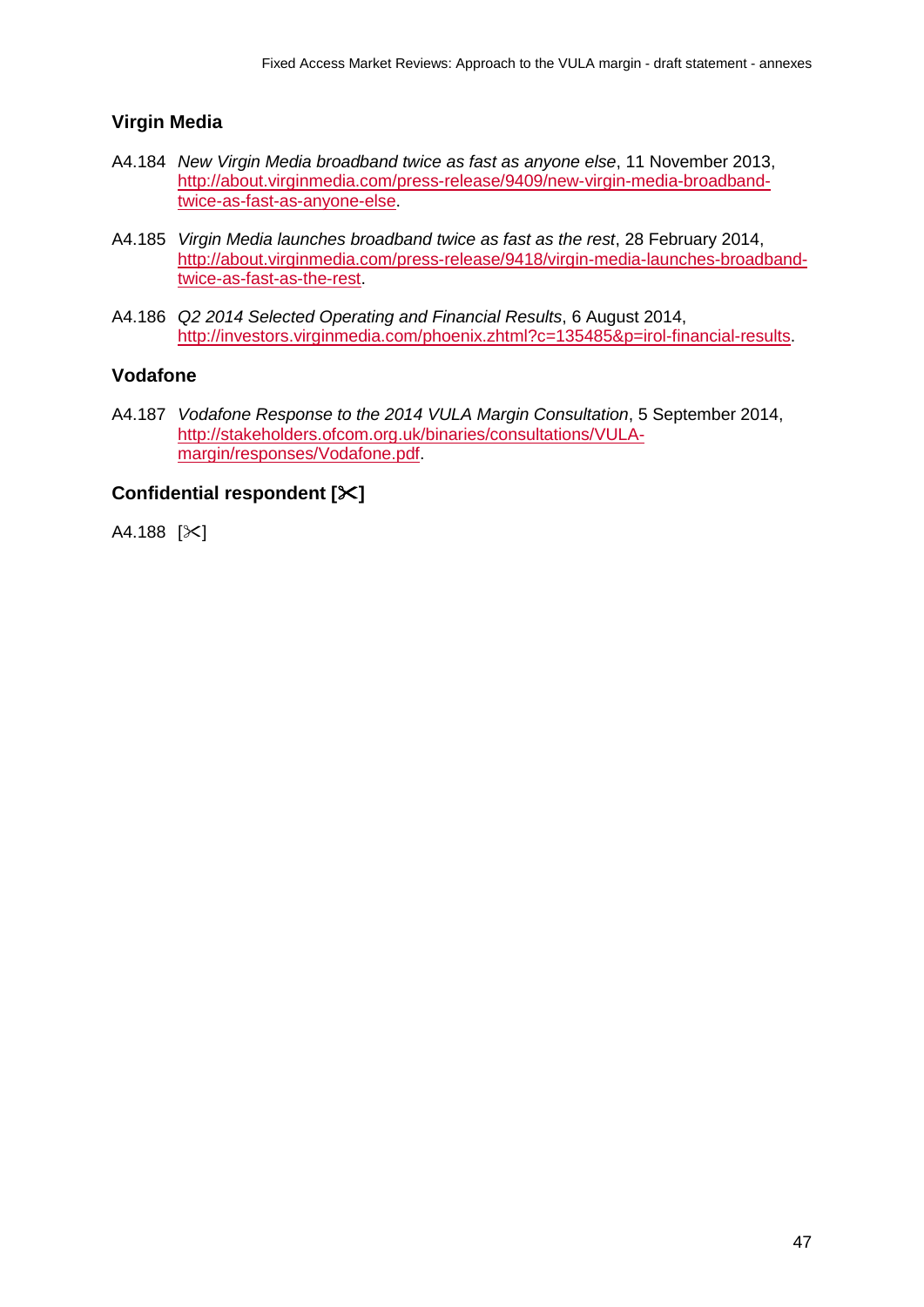## Virgin Media

A4.184 *New Virgin Media broadband twice as fast as anyone else*, 11 November 2013, http://about.virginmedia.com/press-release/9409/new-virgin-media-broadband-twice-as-fast-as-anyone-else.

A4.185 *Virgin Media launches broadband twice as fast as the rest*, 28 February 2014, http://about.virginmedia.com/press-release/9418/virgin-media-launches-broadband-twice-as-fast-as-the-rest.

A4.186 *Q2 2014 Selected Operating and Financial Results*, 6 August 2014, http://investors.virginmedia.com/phoenix.zhtml?c=135485&p=irol-financial-results.

## Vodafone

A4.187 *Vodafone Response to the 2014 VULA Margin Consultation*, 5 September 2014, http://stakeholders.ofcom.org.uk/binaries/consultations/VULA-margin/responses/Vodafone.pdf.

## Confidential respondent [✂]

A4.188 [✂]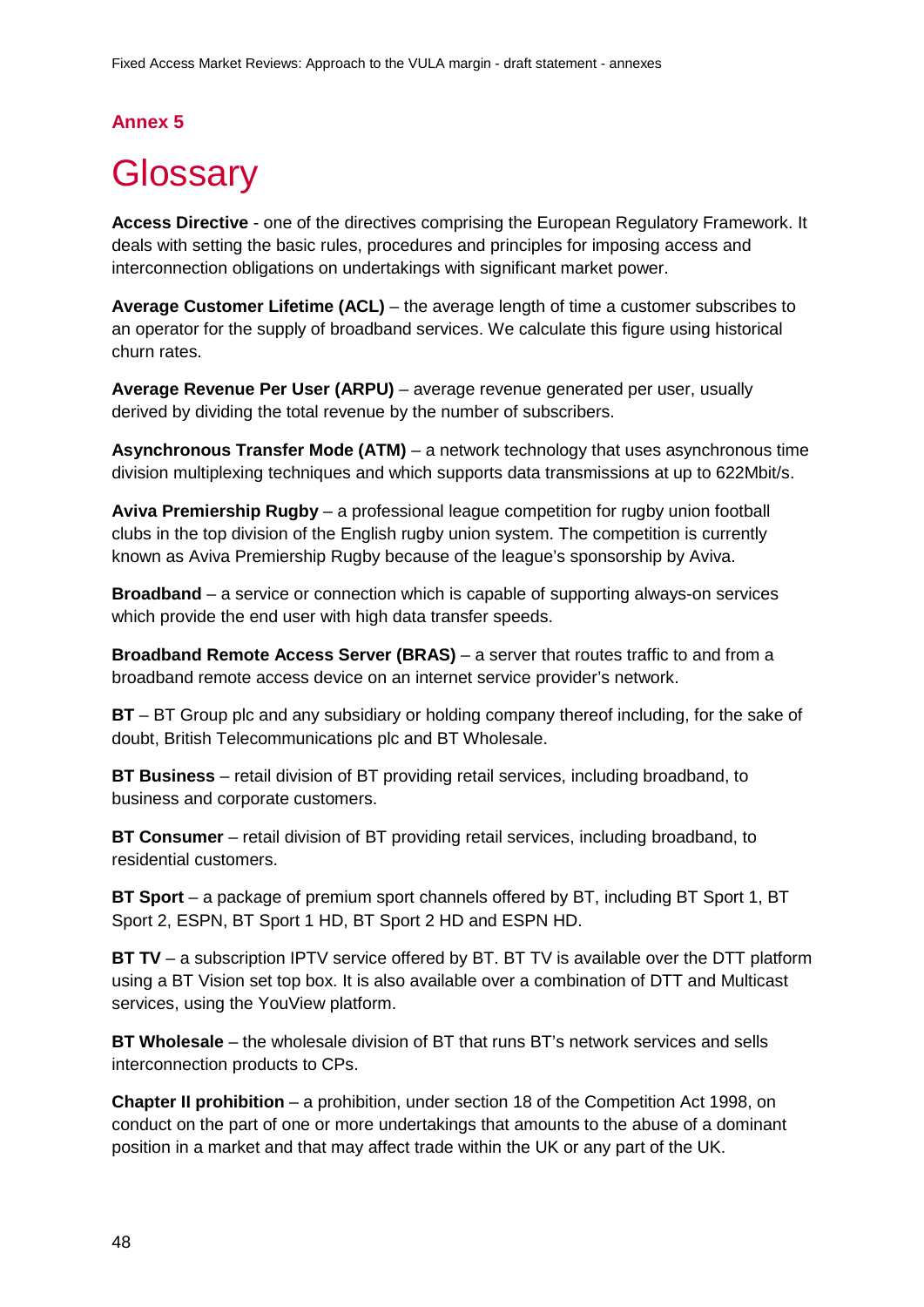## Annex 5

# Glossary

**Access Directive** - one of the directives comprising the European Regulatory Framework. It deals with setting the basic rules, procedures and principles for imposing access and interconnection obligations on undertakings with significant market power.

**Average Customer Lifetime (ACL)** – the average length of time a customer subscribes to an operator for the supply of broadband services. We calculate this figure using historical churn rates.

**Average Revenue Per User (ARPU)** – average revenue generated per user, usually derived by dividing the total revenue by the number of subscribers.

**Asynchronous Transfer Mode (ATM)** – a network technology that uses asynchronous time division multiplexing techniques and which supports data transmissions at up to 622Mbit/s.

**Aviva Premiership Rugby** – a professional league competition for rugby union football clubs in the top division of the English rugby union system. The competition is currently known as Aviva Premiership Rugby because of the league's sponsorship by Aviva.

**Broadband** – a service or connection which is capable of supporting always-on services which provide the end user with high data transfer speeds.

**Broadband Remote Access Server (BRAS)** – a server that routes traffic to and from a broadband remote access device on an internet service provider's network.

**BT** – BT Group plc and any subsidiary or holding company thereof including, for the sake of doubt, British Telecommunications plc and BT Wholesale.

**BT Business** – retail division of BT providing retail services, including broadband, to business and corporate customers.

**BT Consumer** – retail division of BT providing retail services, including broadband, to residential customers.

**BT Sport** – a package of premium sport channels offered by BT, including BT Sport 1, BT Sport 2, ESPN, BT Sport 1 HD, BT Sport 2 HD and ESPN HD.

**BT TV** – a subscription IPTV service offered by BT. BT TV is available over the DTT platform using a BT Vision set top box. It is also available over a combination of DTT and Multicast services, using the YouView platform.

**BT Wholesale** – the wholesale division of BT that runs BT's network services and sells interconnection products to CPs.

**Chapter II prohibition** – a prohibition, under section 18 of the Competition Act 1998, on conduct on the part of one or more undertakings that amounts to the abuse of a dominant position in a market and that may affect trade within the UK or any part of the UK.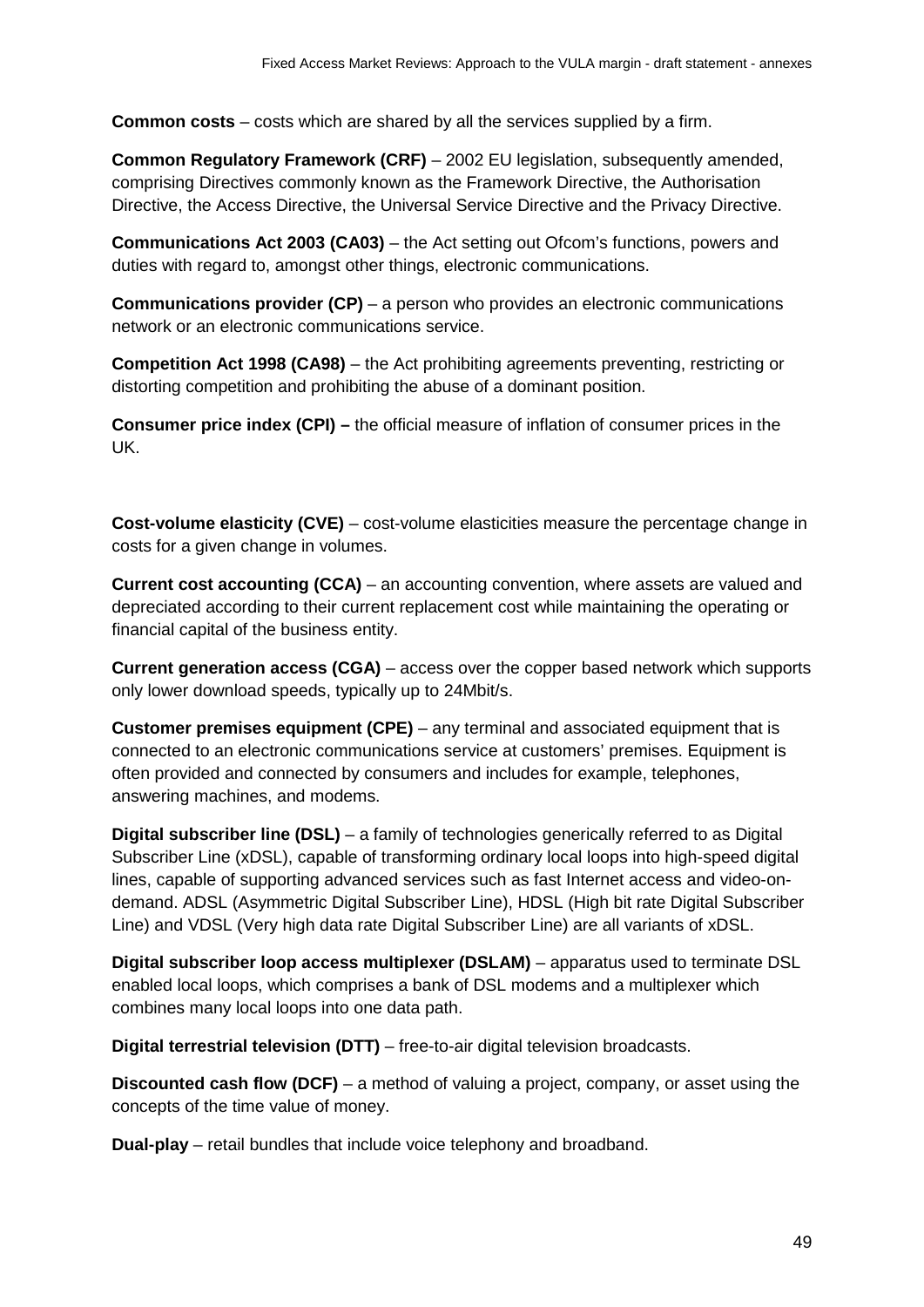**Common costs** – costs which are shared by all the services supplied by a firm.

**Common Regulatory Framework (CRF)** – 2002 EU legislation, subsequently amended, comprising Directives commonly known as the Framework Directive, the Authorisation Directive, the Access Directive, the Universal Service Directive and the Privacy Directive.

**Communications Act 2003 (CA03)** – the Act setting out Ofcom's functions, powers and duties with regard to, amongst other things, electronic communications.

**Communications provider (CP)** – a person who provides an electronic communications network or an electronic communications service.

**Competition Act 1998 (CA98)** – the Act prohibiting agreements preventing, restricting or distorting competition and prohibiting the abuse of a dominant position.

**Consumer price index (CPI) –** the official measure of inflation of consumer prices in the UK.

**Cost-volume elasticity (CVE)** – cost-volume elasticities measure the percentage change in costs for a given change in volumes.

**Current cost accounting (CCA)** – an accounting convention, where assets are valued and depreciated according to their current replacement cost while maintaining the operating or financial capital of the business entity.

**Current generation access (CGA)** – access over the copper based network which supports only lower download speeds, typically up to 24Mbit/s.

**Customer premises equipment (CPE)** – any terminal and associated equipment that is connected to an electronic communications service at customers' premises. Equipment is often provided and connected by consumers and includes for example, telephones, answering machines, and modems.

**Digital subscriber line (DSL)** – a family of technologies generically referred to as Digital Subscriber Line (xDSL), capable of transforming ordinary local loops into high-speed digital lines, capable of supporting advanced services such as fast Internet access and video-on-demand. ADSL (Asymmetric Digital Subscriber Line), HDSL (High bit rate Digital Subscriber Line) and VDSL (Very high data rate Digital Subscriber Line) are all variants of xDSL.

**Digital subscriber loop access multiplexer (DSLAM)** – apparatus used to terminate DSL enabled local loops, which comprises a bank of DSL modems and a multiplexer which combines many local loops into one data path.

**Digital terrestrial television (DTT)** – free-to-air digital television broadcasts.

**Discounted cash flow (DCF)** – a method of valuing a project, company, or asset using the concepts of the time value of money.

**Dual-play** – retail bundles that include voice telephony and broadband.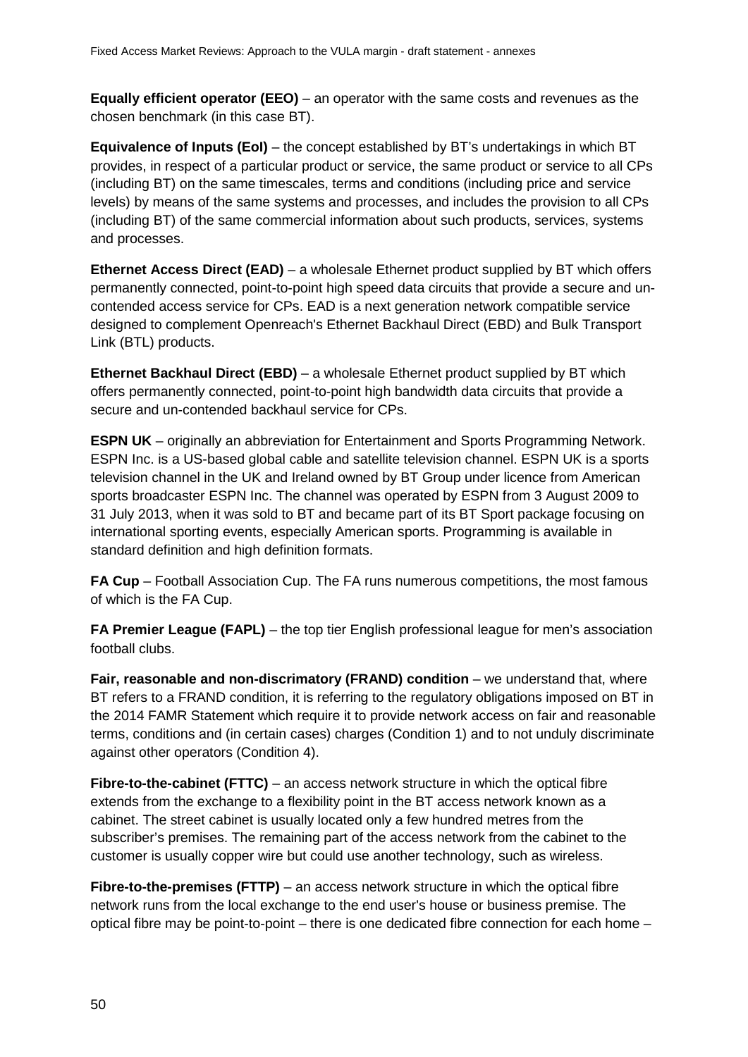**Equally efficient operator (EEO)** – an operator with the same costs and revenues as the chosen benchmark (in this case BT).

**Equivalence of Inputs (EoI)** – the concept established by BT's undertakings in which BT provides, in respect of a particular product or service, the same product or service to all CPs (including BT) on the same timescales, terms and conditions (including price and service levels) by means of the same systems and processes, and includes the provision to all CPs (including BT) of the same commercial information about such products, services, systems and processes.

**Ethernet Access Direct (EAD)** – a wholesale Ethernet product supplied by BT which offers permanently connected, point-to-point high speed data circuits that provide a secure and un-contended access service for CPs. EAD is a next generation network compatible service designed to complement Openreach's Ethernet Backhaul Direct (EBD) and Bulk Transport Link (BTL) products.

**Ethernet Backhaul Direct (EBD)** – a wholesale Ethernet product supplied by BT which offers permanently connected, point-to-point high bandwidth data circuits that provide a secure and un-contended backhaul service for CPs.

**ESPN UK** – originally an abbreviation for Entertainment and Sports Programming Network. ESPN Inc. is a US-based global cable and satellite television channel. ESPN UK is a sports television channel in the UK and Ireland owned by BT Group under licence from American sports broadcaster ESPN Inc. The channel was operated by ESPN from 3 August 2009 to 31 July 2013, when it was sold to BT and became part of its BT Sport package focusing on international sporting events, especially American sports. Programming is available in standard definition and high definition formats.

**FA Cup** – Football Association Cup. The FA runs numerous competitions, the most famous of which is the FA Cup.

**FA Premier League (FAPL)** – the top tier English professional league for men's association football clubs.

**Fair, reasonable and non-discrimatory (FRAND) condition** – we understand that, where BT refers to a FRAND condition, it is referring to the regulatory obligations imposed on BT in the 2014 FAMR Statement which require it to provide network access on fair and reasonable terms, conditions and (in certain cases) charges (Condition 1) and to not unduly discriminate against other operators (Condition 4).

**Fibre-to-the-cabinet (FTTC)** – an access network structure in which the optical fibre extends from the exchange to a flexibility point in the BT access network known as a cabinet. The street cabinet is usually located only a few hundred metres from the subscriber's premises. The remaining part of the access network from the cabinet to the customer is usually copper wire but could use another technology, such as wireless.

**Fibre-to-the-premises (FTTP)** – an access network structure in which the optical fibre network runs from the local exchange to the end user's house or business premise. The optical fibre may be point-to-point – there is one dedicated fibre connection for each home –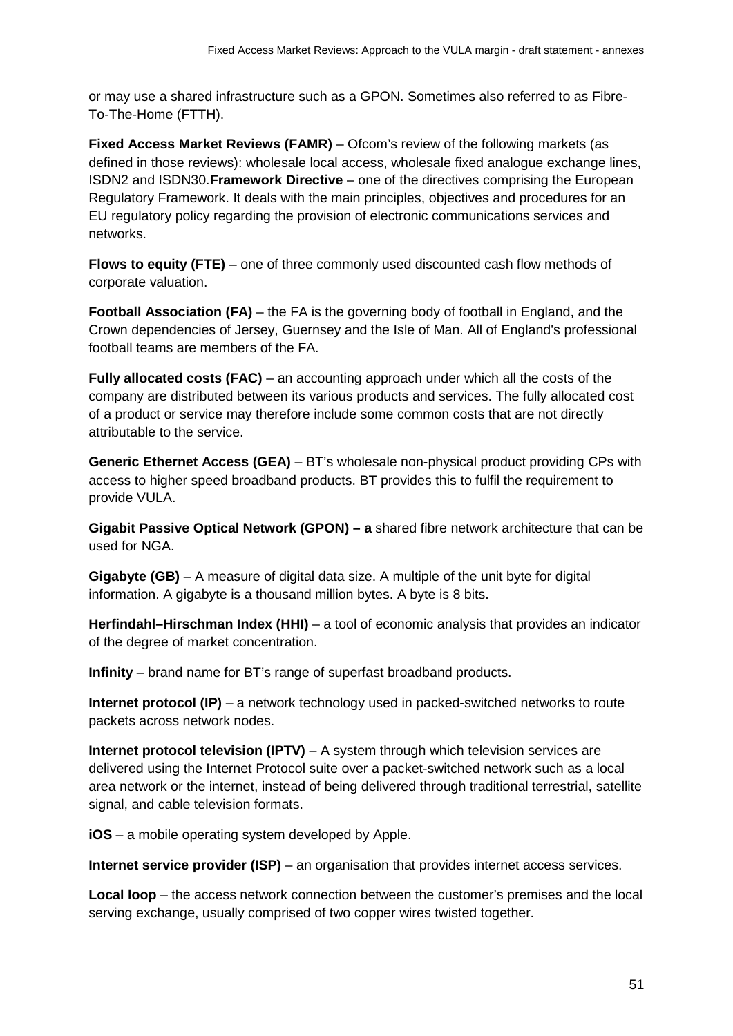or may use a shared infrastructure such as a GPON. Sometimes also referred to as Fibre-To-The-Home (FTTH).

**Fixed Access Market Reviews (FAMR)** – Ofcom's review of the following markets (as defined in those reviews): wholesale local access, wholesale fixed analogue exchange lines, ISDN2 and ISDN30.**Framework Directive** – one of the directives comprising the European Regulatory Framework. It deals with the main principles, objectives and procedures for an EU regulatory policy regarding the provision of electronic communications services and networks.

**Flows to equity (FTE)** – one of three commonly used discounted cash flow methods of corporate valuation.

**Football Association (FA)** – the FA is the governing body of football in England, and the Crown dependencies of Jersey, Guernsey and the Isle of Man. All of England's professional football teams are members of the FA.

**Fully allocated costs (FAC)** – an accounting approach under which all the costs of the company are distributed between its various products and services. The fully allocated cost of a product or service may therefore include some common costs that are not directly attributable to the service.

**Generic Ethernet Access (GEA)** – BT's wholesale non-physical product providing CPs with access to higher speed broadband products. BT provides this to fulfil the requirement to provide VULA.

**Gigabit Passive Optical Network (GPON) – a** shared fibre network architecture that can be used for NGA.

**Gigabyte (GB)** – A measure of digital data size. A multiple of the unit byte for digital information. A gigabyte is a thousand million bytes. A byte is 8 bits.

**Herfindahl–Hirschman Index (HHI)** – a tool of economic analysis that provides an indicator of the degree of market concentration.

**Infinity** – brand name for BT's range of superfast broadband products.

**Internet protocol (IP)** – a network technology used in packed-switched networks to route packets across network nodes.

**Internet protocol television (IPTV)** – A system through which television services are delivered using the Internet Protocol suite over a packet-switched network such as a local area network or the internet, instead of being delivered through traditional terrestrial, satellite signal, and cable television formats.

**iOS** – a mobile operating system developed by Apple.

**Internet service provider (ISP)** – an organisation that provides internet access services.

**Local loop** – the access network connection between the customer's premises and the local serving exchange, usually comprised of two copper wires twisted together.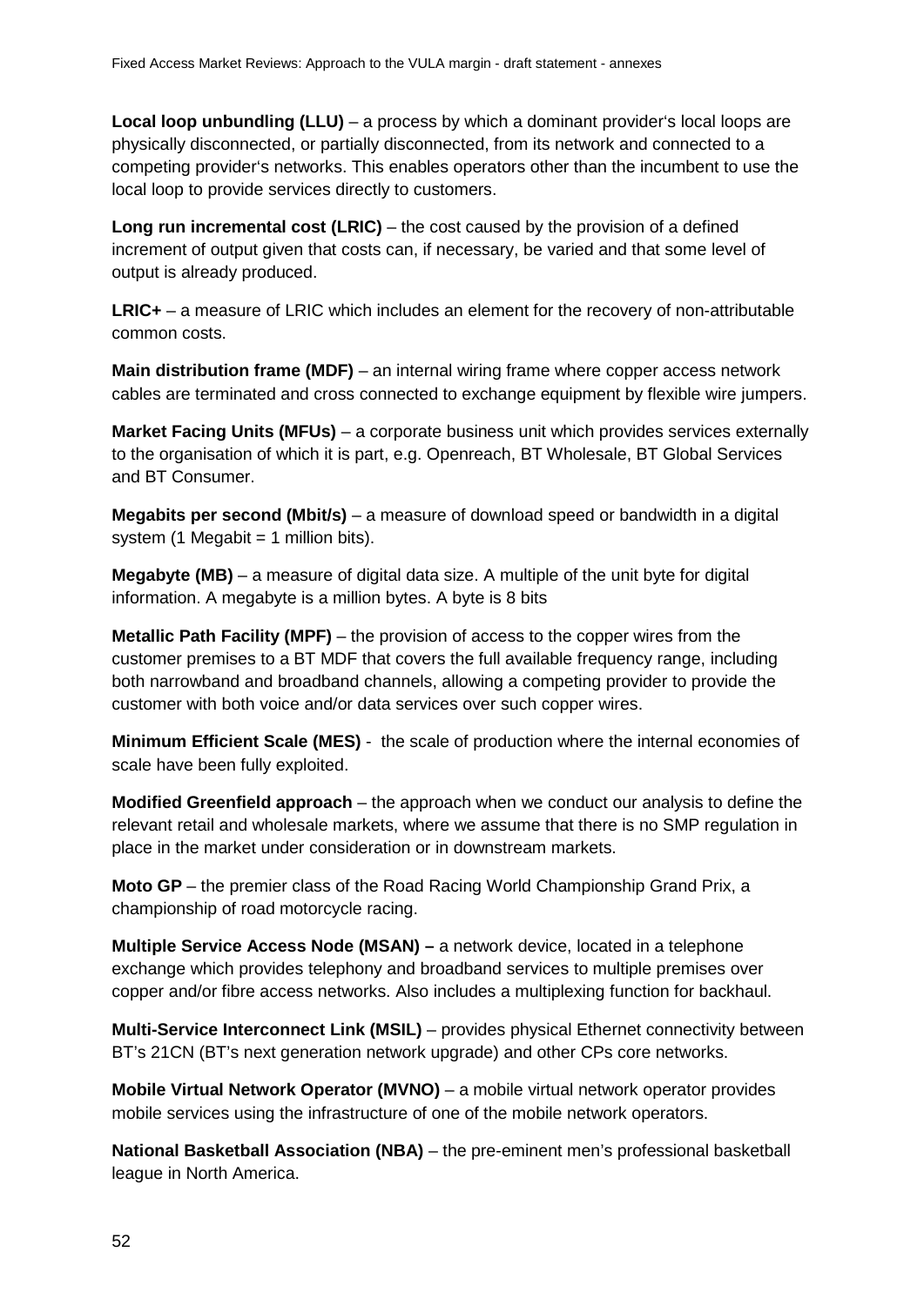**Local loop unbundling (LLU)** – a process by which a dominant provider‘s local loops are physically disconnected, or partially disconnected, from its network and connected to a competing provider‘s networks. This enables operators other than the incumbent to use the local loop to provide services directly to customers.

**Long run incremental cost (LRIC)** – the cost caused by the provision of a defined increment of output given that costs can, if necessary, be varied and that some level of output is already produced.

**LRIC+** – a measure of LRIC which includes an element for the recovery of non-attributable common costs.

**Main distribution frame (MDF)** – an internal wiring frame where copper access network cables are terminated and cross connected to exchange equipment by flexible wire jumpers.

**Market Facing Units (MFUs)** – a corporate business unit which provides services externally to the organisation of which it is part, e.g. Openreach, BT Wholesale, BT Global Services and BT Consumer.

**Megabits per second (Mbit/s)** – a measure of download speed or bandwidth in a digital system (1 Megabit = 1 million bits).

**Megabyte (MB)** – a measure of digital data size. A multiple of the unit byte for digital information. A megabyte is a million bytes. A byte is 8 bits

**Metallic Path Facility (MPF)** – the provision of access to the copper wires from the customer premises to a BT MDF that covers the full available frequency range, including both narrowband and broadband channels, allowing a competing provider to provide the customer with both voice and/or data services over such copper wires.

**Minimum Efficient Scale (MES)** - the scale of production where the internal economies of scale have been fully exploited.

**Modified Greenfield approach** – the approach when we conduct our analysis to define the relevant retail and wholesale markets, where we assume that there is no SMP regulation in place in the market under consideration or in downstream markets.

**Moto GP** – the premier class of the Road Racing World Championship Grand Prix, a championship of road motorcycle racing.

**Multiple Service Access Node (MSAN) –** a network device, located in a telephone exchange which provides telephony and broadband services to multiple premises over copper and/or fibre access networks. Also includes a multiplexing function for backhaul.

**Multi-Service Interconnect Link (MSIL)** – provides physical Ethernet connectivity between BT's 21CN (BT's next generation network upgrade) and other CPs core networks.

**Mobile Virtual Network Operator (MVNO)** – a mobile virtual network operator provides mobile services using the infrastructure of one of the mobile network operators.

**National Basketball Association (NBA)** – the pre-eminent men's professional basketball league in North America.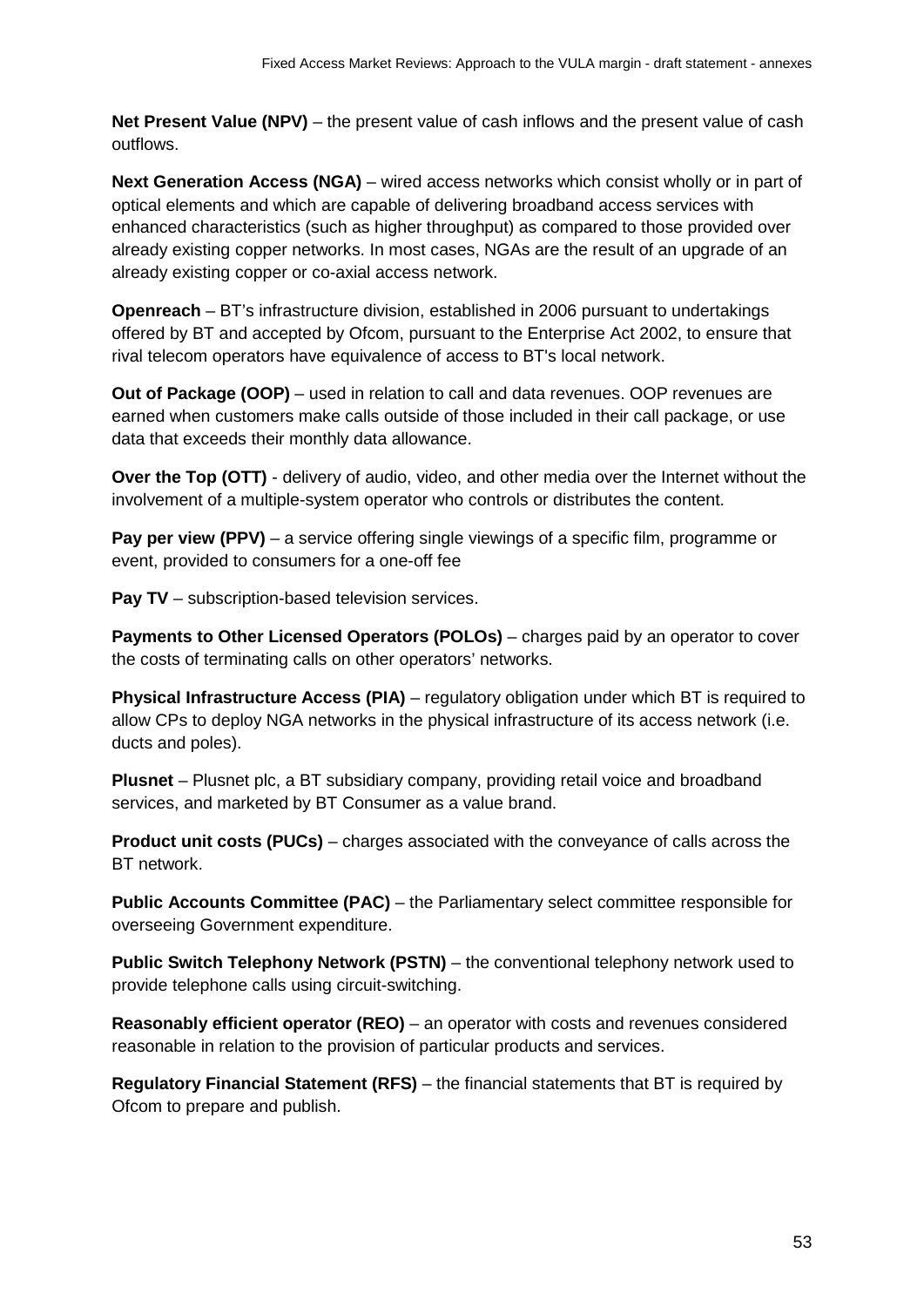**Net Present Value (NPV)** – the present value of cash inflows and the present value of cash outflows.

**Next Generation Access (NGA)** – wired access networks which consist wholly or in part of optical elements and which are capable of delivering broadband access services with enhanced characteristics (such as higher throughput) as compared to those provided over already existing copper networks. In most cases, NGAs are the result of an upgrade of an already existing copper or co-axial access network.

**Openreach** – BT's infrastructure division, established in 2006 pursuant to undertakings offered by BT and accepted by Ofcom, pursuant to the Enterprise Act 2002, to ensure that rival telecom operators have equivalence of access to BT's local network.

**Out of Package (OOP)** – used in relation to call and data revenues. OOP revenues are earned when customers make calls outside of those included in their call package, or use data that exceeds their monthly data allowance.

**Over the Top (OTT)** - delivery of audio, video, and other media over the Internet without the involvement of a multiple-system operator who controls or distributes the content.

**Pay per view (PPV)** – a service offering single viewings of a specific film, programme or event, provided to consumers for a one-off fee

**Pay TV** – subscription-based television services.

**Payments to Other Licensed Operators (POLOs)** – charges paid by an operator to cover the costs of terminating calls on other operators' networks.

**Physical Infrastructure Access (PIA)** – regulatory obligation under which BT is required to allow CPs to deploy NGA networks in the physical infrastructure of its access network (i.e. ducts and poles).

**Plusnet** – Plusnet plc, a BT subsidiary company, providing retail voice and broadband services, and marketed by BT Consumer as a value brand.

**Product unit costs (PUCs)** – charges associated with the conveyance of calls across the BT network.

**Public Accounts Committee (PAC)** – the Parliamentary select committee responsible for overseeing Government expenditure.

**Public Switch Telephony Network (PSTN)** – the conventional telephony network used to provide telephone calls using circuit-switching.

**Reasonably efficient operator (REO)** – an operator with costs and revenues considered reasonable in relation to the provision of particular products and services.

**Regulatory Financial Statement (RFS)** – the financial statements that BT is required by Ofcom to prepare and publish.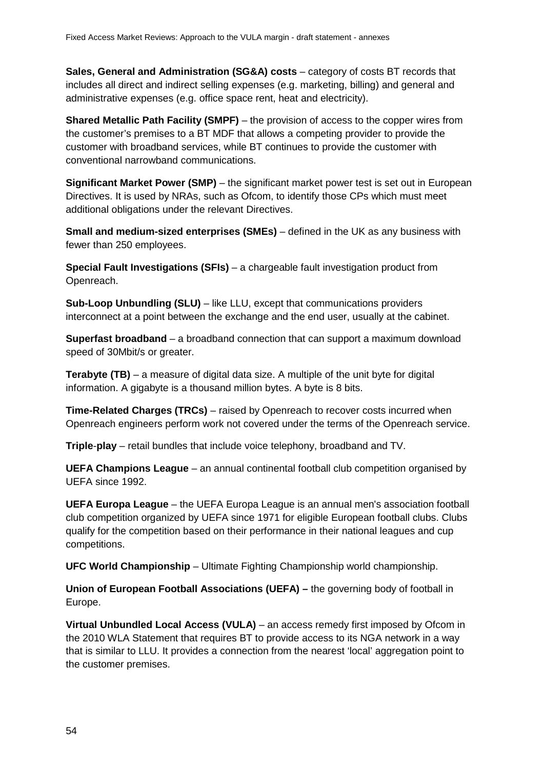**Sales, General and Administration (SG&A) costs** – category of costs BT records that includes all direct and indirect selling expenses (e.g. marketing, billing) and general and administrative expenses (e.g. office space rent, heat and electricity).

**Shared Metallic Path Facility (SMPF)** – the provision of access to the copper wires from the customer's premises to a BT MDF that allows a competing provider to provide the customer with broadband services, while BT continues to provide the customer with conventional narrowband communications.

**Significant Market Power (SMP)** – the significant market power test is set out in European Directives. It is used by NRAs, such as Ofcom, to identify those CPs which must meet additional obligations under the relevant Directives.

**Small and medium-sized enterprises (SMEs)** – defined in the UK as any business with fewer than 250 employees.

**Special Fault Investigations (SFIs)** – a chargeable fault investigation product from Openreach.

**Sub-Loop Unbundling (SLU)** – like LLU, except that communications providers interconnect at a point between the exchange and the end user, usually at the cabinet.

**Superfast broadband** – a broadband connection that can support a maximum download speed of 30Mbit/s or greater.

**Terabyte (TB)** – a measure of digital data size. A multiple of the unit byte for digital information. A gigabyte is a thousand million bytes. A byte is 8 bits.

**Time-Related Charges (TRCs)** – raised by Openreach to recover costs incurred when Openreach engineers perform work not covered under the terms of the Openreach service.

**Triple-play** – retail bundles that include voice telephony, broadband and TV.

**UEFA Champions League** – an annual continental football club competition organised by UEFA since 1992.

**UEFA Europa League** – the UEFA Europa League is an annual men's association football club competition organized by UEFA since 1971 for eligible European football clubs. Clubs qualify for the competition based on their performance in their national leagues and cup competitions.

**UFC World Championship** – Ultimate Fighting Championship world championship.

**Union of European Football Associations (UEFA) –** the governing body of football in Europe.

**Virtual Unbundled Local Access (VULA)** – an access remedy first imposed by Ofcom in the 2010 WLA Statement that requires BT to provide access to its NGA network in a way that is similar to LLU. It provides a connection from the nearest 'local' aggregation point to the customer premises.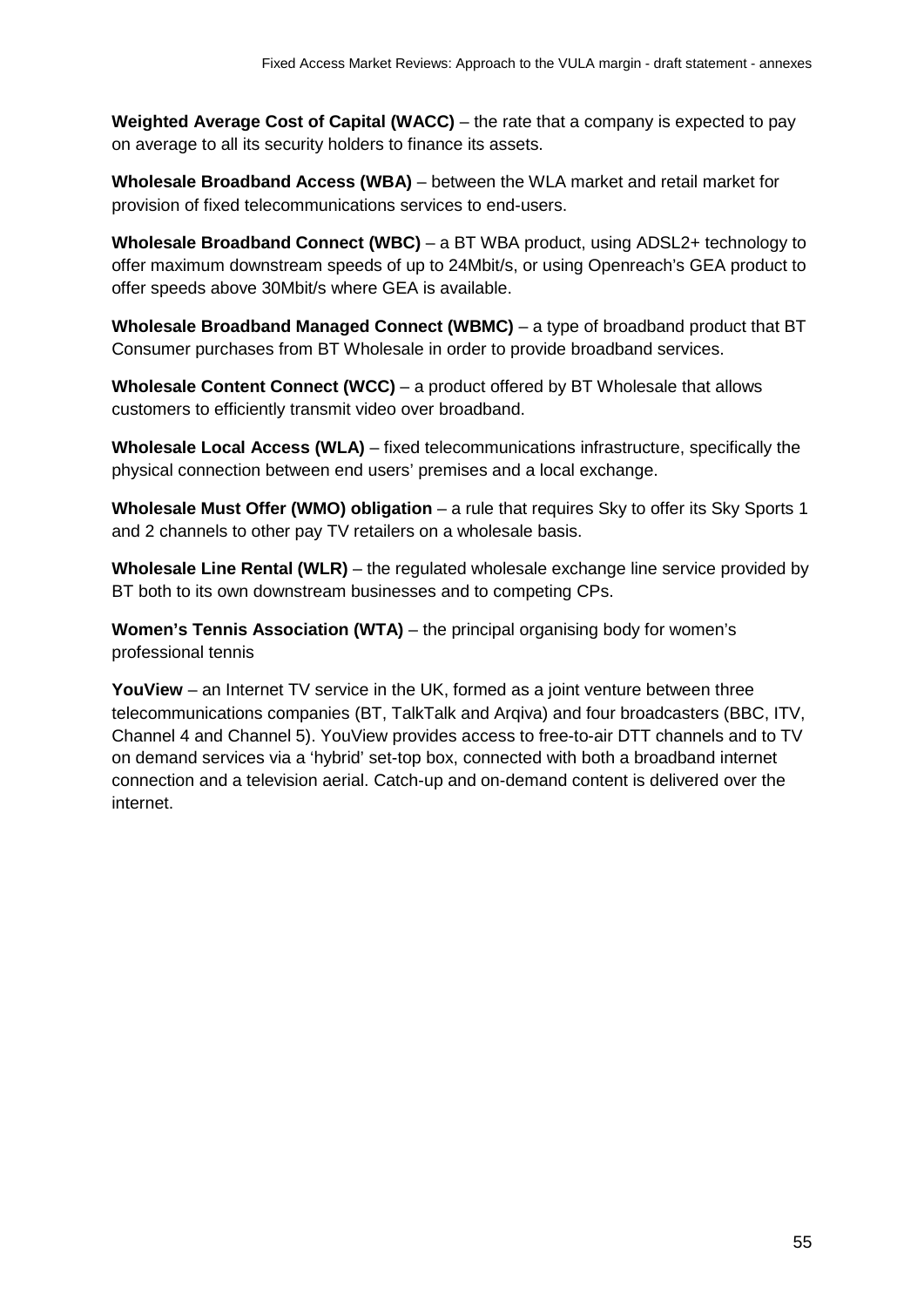**Weighted Average Cost of Capital (WACC)** – the rate that a company is expected to pay on average to all its security holders to finance its assets.

**Wholesale Broadband Access (WBA)** – between the WLA market and retail market for provision of fixed telecommunications services to end-users.

**Wholesale Broadband Connect (WBC)** – a BT WBA product, using ADSL2+ technology to offer maximum downstream speeds of up to 24Mbit/s, or using Openreach's GEA product to offer speeds above 30Mbit/s where GEA is available.

**Wholesale Broadband Managed Connect (WBMC)** – a type of broadband product that BT Consumer purchases from BT Wholesale in order to provide broadband services.

**Wholesale Content Connect (WCC)** – a product offered by BT Wholesale that allows customers to efficiently transmit video over broadband.

**Wholesale Local Access (WLA)** – fixed telecommunications infrastructure, specifically the physical connection between end users' premises and a local exchange.

**Wholesale Must Offer (WMO) obligation** – a rule that requires Sky to offer its Sky Sports 1 and 2 channels to other pay TV retailers on a wholesale basis.

**Wholesale Line Rental (WLR)** – the regulated wholesale exchange line service provided by BT both to its own downstream businesses and to competing CPs.

**Women's Tennis Association (WTA)** – the principal organising body for women's professional tennis

**YouView** – an Internet TV service in the UK, formed as a joint venture between three telecommunications companies (BT, TalkTalk and Arqiva) and four broadcasters (BBC, ITV, Channel 4 and Channel 5). YouView provides access to free-to-air DTT channels and to TV on demand services via a 'hybrid' set-top box, connected with both a broadband internet connection and a television aerial. Catch-up and on-demand content is delivered over the internet.